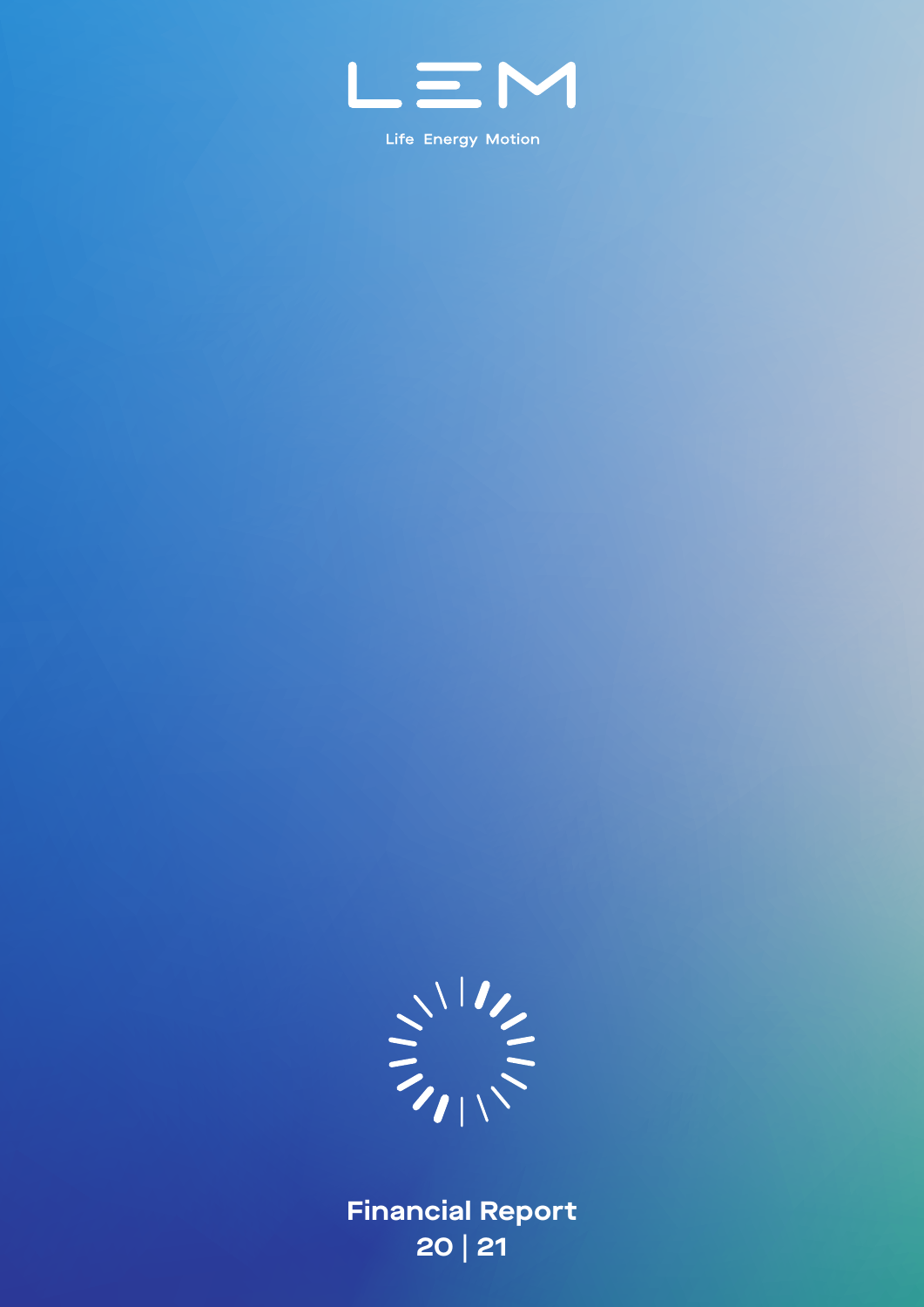LEM

Life Energy Motion

# Financial Report 20 | 21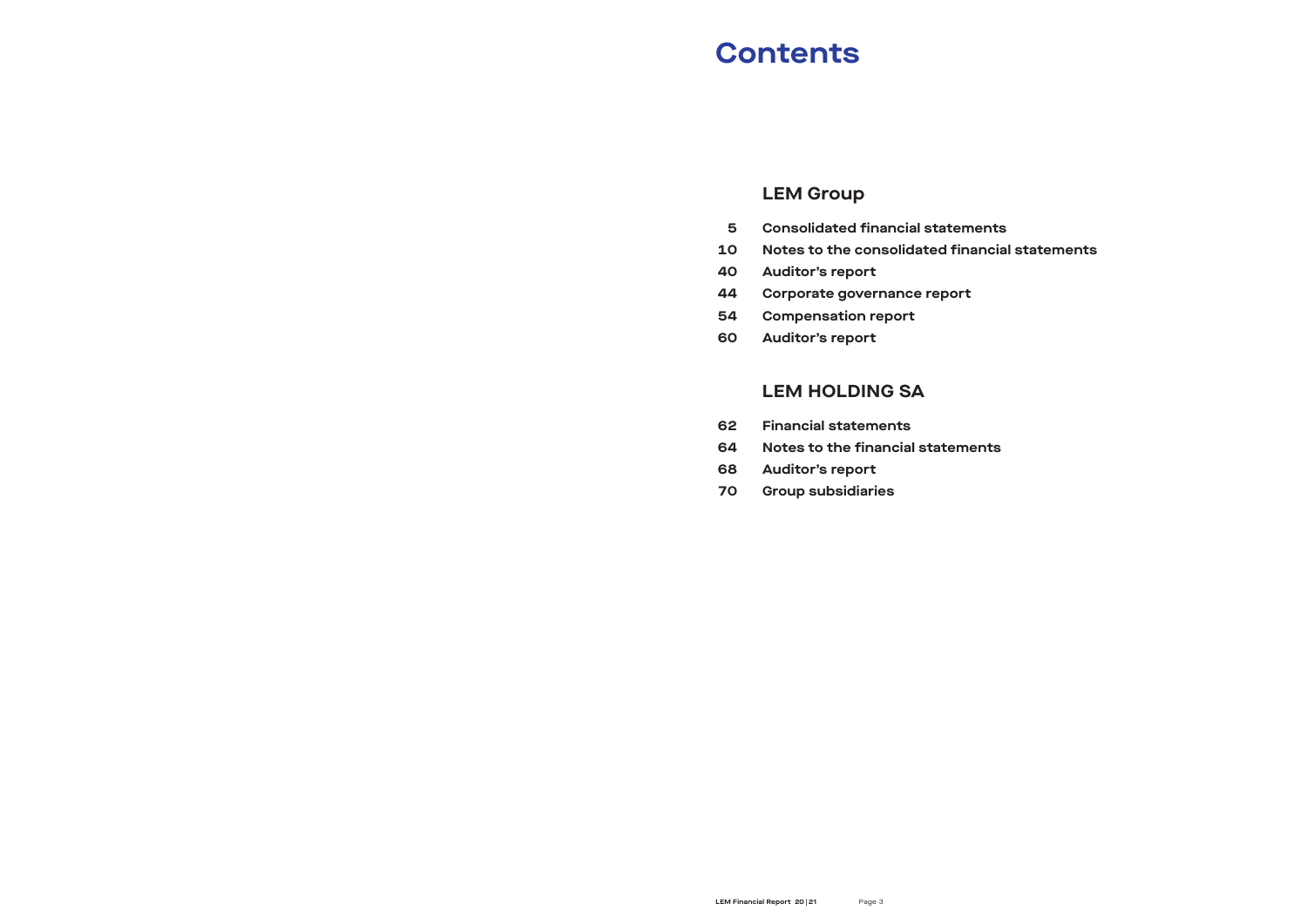# Contents

## LEM Group

| | |
|---|---|
| 5 | Consolidated financial statements |
| 10 | Notes to the consolidated financial statements |
| 40 | Auditor’s report |
| 44 | Corporate governance report |
| 54 | Compensation report |
| 60 | Auditor’s report |

## LEM HOLDING SA

| | |
|---|---|
| 62 | Financial statements |
| 64 | Notes to the financial statements |
| 68 | Auditor’s report |
| 70 | Group subsidiaries |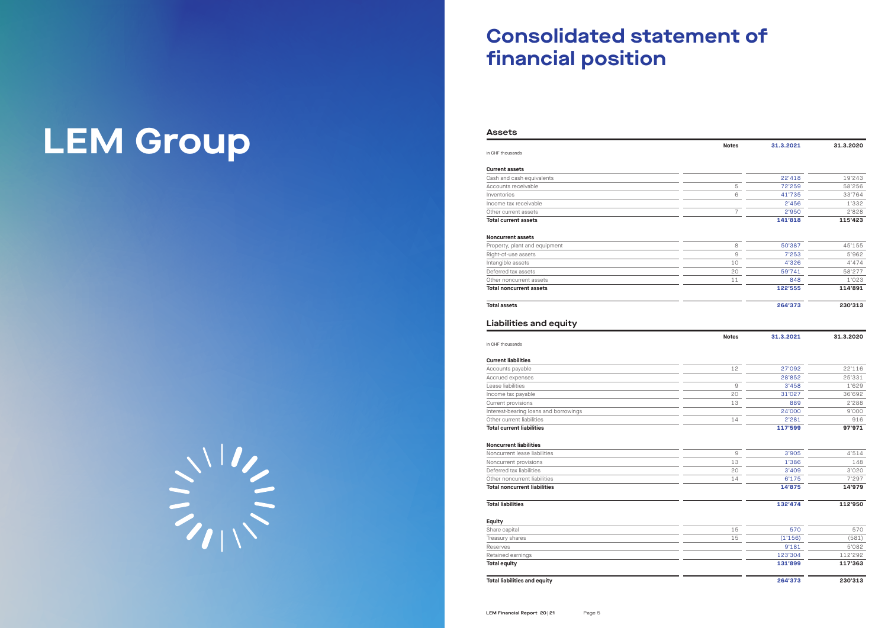# LEM Group

# Consolidated statement of financial position

## Assets

in CHF thousands

| | Notes | 31.3.2021 | 31.3.2020 |
|---|---|---|---|
| **Current assets** | | | |
| Cash and cash equivalents | | 22'418 | 19'243 |
| Accounts receivable | 5 | 72'259 | 58'256 |
| Inventories | 6 | 41'735 | 33'764 |
| Income tax receivable | | 2'456 | 1'332 |
| Other current assets | 7 | 2'950 | 2'828 |
| **Total current assets** | | **141'818** | **115'423** |
| **Noncurrent assets** | | | |
| Property, plant and equipment | 8 | 50'387 | 45'155 |
| Right-of-use assets | 9 | 7'253 | 5'962 |
| Intangible assets | 10 | 4'326 | 4'474 |
| Deferred tax assets | 20 | 59'741 | 58'277 |
| Other noncurrent assets | 11 | 848 | 1'023 |
| **Total noncurrent assets** | | **122'555** | **114'891** |
| **Total assets** | | **264'373** | **230'313** |

## Liabilities and equity

in CHF thousands

| | Notes | 31.3.2021 | 31.3.2020 |
|---|---|---|---|
| **Current liabilities** | | | |
| Accounts payable | 12 | 27'092 | 22'116 |
| Accrued expenses | | 28'852 | 25'331 |
| Lease liabilities | 9 | 3'458 | 1'629 |
| Income tax payable | 20 | 31'027 | 36'692 |
| Current provisions | 13 | 889 | 2'288 |
| Interest-bearing loans and borrowings | | 24'000 | 9'000 |
| Other current liabilities | 14 | 2'281 | 916 |
| **Total current liabilities** | | **117'599** | **97'971** |
| **Noncurrent liabilities** | | | |
| Noncurrent lease liabilities | 9 | 3'905 | 4'514 |
| Noncurrent provisions | 13 | 1'386 | 148 |
| Deferred tax liabilities | 20 | 3'409 | 3'020 |
| Other noncurrent liabilities | 14 | 6'175 | 7'297 |
| **Total noncurrent liabilities** | | **14'875** | **14'979** |
| **Total liabilities** | | **132'474** | **112'950** |
| **Equity** | | | |
| Share capital | 15 | 570 | 570 |
| Treasury shares | 15 | (1'156) | (581) |
| Reserves | | 9'181 | 5'082 |
| Retained earnings | | 123'304 | 112'292 |
| **Total equity** | | **131'899** | **117'363** |
| **Total liabilities and equity** | | **264'373** | **230'313** |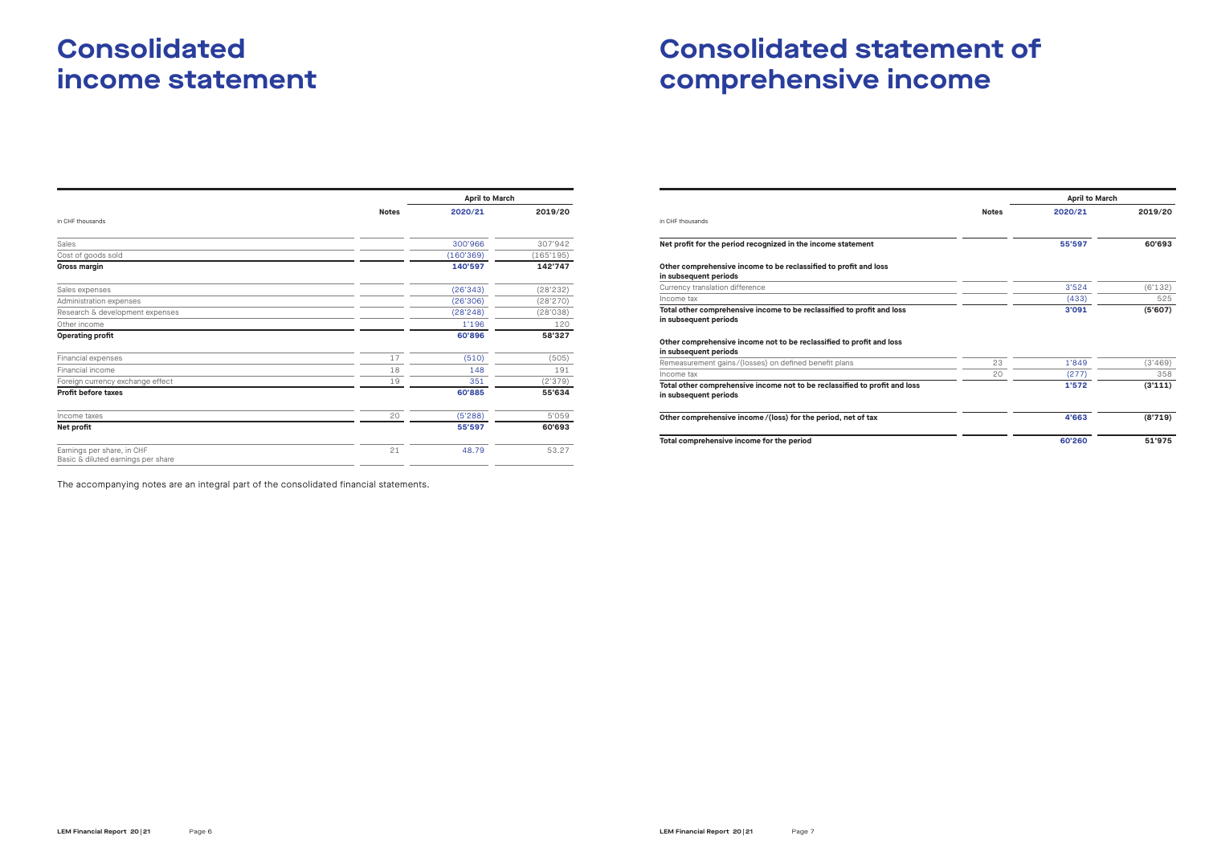# Consolidated income statement

| in CHF thousands | Notes | April to March 2020/21 | 2019/20 |
|---|---|---|---|
| Sales | | 300'966 | 307'942 |
| Cost of goods sold | | (160'369) | (165'195) |
| **Gross margin** | | **140'597** | **142'747** |
| Sales expenses | | (26'343) | (28'232) |
| Administration expenses | | (26'306) | (28'270) |
| Research & development expenses | | (28'248) | (28'038) |
| Other income | | 1'196 | 120 |
| **Operating profit** | | **60'896** | **58'327** |
| Financial expenses | 17 | (510) | (505) |
| Financial income | 18 | 148 | 191 |
| Foreign currency exchange effect | 19 | 351 | (2'379) |
| **Profit before taxes** | | **60'885** | **55'634** |
| Income taxes | 20 | (5'288) | 5'059 |
| **Net profit** | | **55'597** | **60'693** |
| Earnings per share, in CHF<br>Basic & diluted earnings per share | 21 | 48.79 | 53.27 |

The accompanying notes are an integral part of the consolidated financial statements.

# Consolidated statement of comprehensive income

| in CHF thousands | Notes | April to March 2020/21 | 2019/20 |
|---|---|---|---|
| **Net profit for the period recognized in the income statement** | | **55'597** | **60'693** |
| **Other comprehensive income to be reclassified to profit and loss in subsequent periods** | | | |
| Currency translation difference | | 3'524 | (6'132) |
| Income tax | | (433) | 525 |
| **Total other comprehensive income to be reclassified to profit and loss in subsequent periods** | | **3'091** | **(5'607)** |
| **Other comprehensive income not to be reclassified to profit and loss in subsequent periods** | | | |
| Remeasurement gains/(losses) on defined benefit plans | 23 | 1'849 | (3'469) |
| Income tax | 20 | (277) | 358 |
| **Total other comprehensive income not to be reclassified to profit and loss in subsequent periods** | | **1'572** | **(3'111)** |
| **Other comprehensive income/(loss) for the period, net of tax** | | **4'663** | **(8'719)** |
| **Total comprehensive income for the period** | | **60'260** | **51'975** |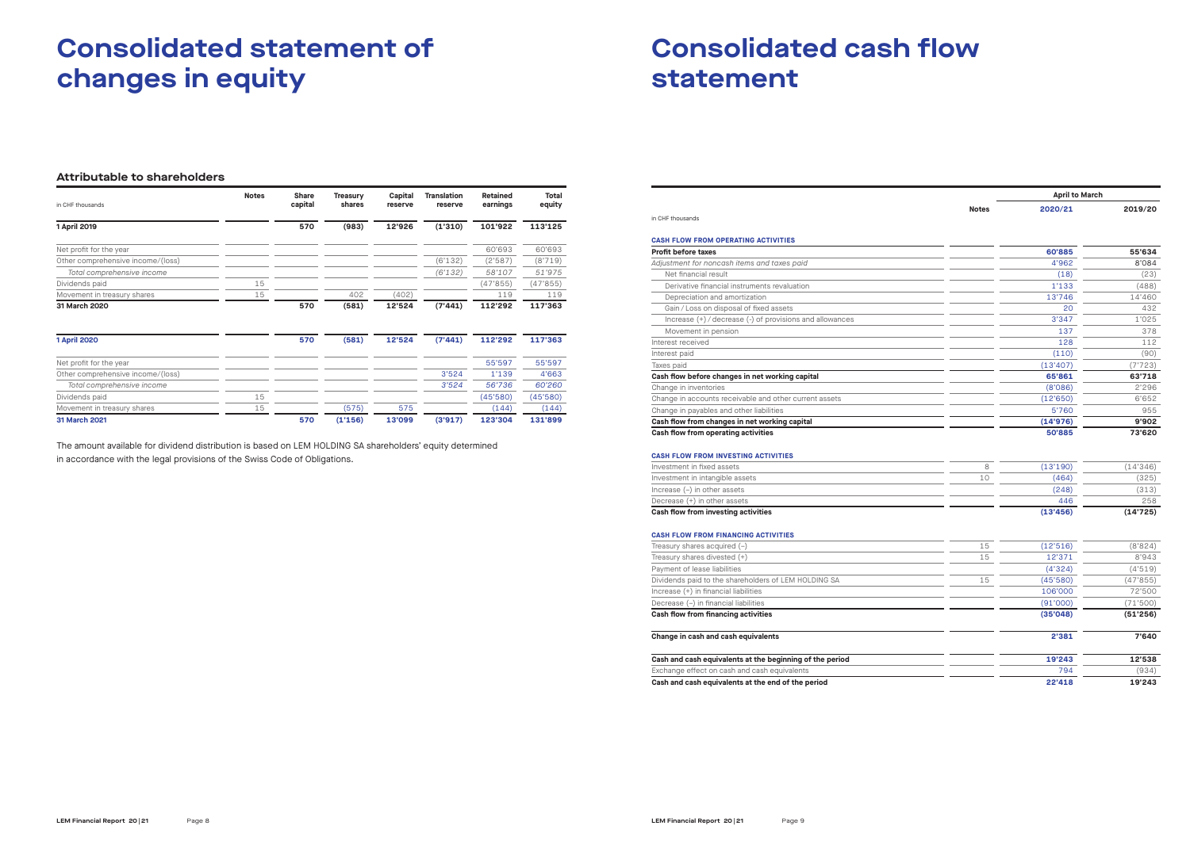# Consolidated statement of changes in equity

### Attributable to shareholders

| in CHF thousands | Notes | Share capital | Treasury shares | Capital reserve | Translation reserve | Retained earnings | Total equity |
|---|---|---|---|---|---|---|---|
| **1 April 2019** | | **570** | **(983)** | **12'926** | **(1'310)** | **101'922** | **113'125** |
| Net profit for the year | | | | | | 60'693 | 60'693 |
| Other comprehensive income/(loss) | | | | | (6'132) | (2'587) | (8'719) |
| *Total comprehensive income* | | | | | *(6'132)* | *58'107* | *51'975* |
| Dividends paid | 15 | | | | | (47'855) | (47'855) |
| Movement in treasury shares | 15 | | 402 | (402) | | 119 | 119 |
| **31 March 2020** | | **570** | **(581)** | **12'524** | **(7'441)** | **112'292** | **117'363** |
| | | | | | | | |
| **1 April 2020** | | **570** | **(581)** | **12'524** | **(7'441)** | **112'292** | **117'363** |
| Net profit for the year | | | | | | 55'597 | 55'597 |
| Other comprehensive income/(loss) | | | | | 3'524 | 1'139 | 4'663 |
| *Total comprehensive income* | | | | | *3'524* | *56'736* | *60'260* |
| Dividends paid | 15 | | | | | (45'580) | (45'580) |
| Movement in treasury shares | 15 | | (575) | 575 | | (144) | (144) |
| **31 March 2021** | | **570** | **(1'156)** | **13'099** | **(3'917)** | **123'304** | **131'899** |

The amount available for dividend distribution is based on LEM HOLDING SA shareholders' equity determined in accordance with the legal provisions of the Swiss Code of Obligations.

# Consolidated cash flow statement

| in CHF thousands | Notes | April to March 2020/21 | 2019/20 |
|---|---|---|---|
| **CASH FLOW FROM OPERATING ACTIVITIES** | | | |
| **Profit before taxes** | | **60'885** | **55'634** |
| *Adjustment for noncash items and taxes paid* | | 4'962 | 8'084 |
| Net financial result | | (18) | (23) |
| Derivative financial instruments revaluation | | 1'133 | (488) |
| Depreciation and amortization | | 13'746 | 14'460 |
| Gain / Loss on disposal of fixed assets | | 20 | 432 |
| Increase (+) / decrease (-) of provisions and allowances | | 3'347 | 1'025 |
| Movement in pension | | 137 | 378 |
| Interest received | | 128 | 112 |
| Interest paid | | (110) | (90) |
| Taxes paid | | (13'407) | (7'723) |
| **Cash flow before changes in net working capital** | | **65'861** | **63'718** |
| Change in inventories | | (8'086) | 2'296 |
| Change in accounts receivable and other current assets | | (12'650) | 6'652 |
| Change in payables and other liabilities | | 5'760 | 955 |
| **Cash flow from changes in net working capital** | | **(14'976)** | **9'902** |
| **Cash flow from operating activities** | | **50'885** | **73'620** |
| **CASH FLOW FROM INVESTING ACTIVITIES** | | | |
| Investment in fixed assets | 8 | (13'190) | (14'346) |
| Investment in intangible assets | 10 | (464) | (325) |
| Increase (–) in other assets | | (248) | (313) |
| Decrease (+) in other assets | | 446 | 258 |
| **Cash flow from investing activities** | | **(13'456)** | **(14'725)** |
| **CASH FLOW FROM FINANCING ACTIVITIES** | | | |
| Treasury shares acquired (–) | 15 | (12'516) | (8'824) |
| Treasury shares divested (+) | 15 | 12'371 | 8'943 |
| Payment of lease liabilities | | (4'324) | (4'519) |
| Dividends paid to the shareholders of LEM HOLDING SA | 15 | (45'580) | (47'855) |
| Increase (+) in financial liabilities | | 106'000 | 72'500 |
| Decrease (–) in financial liabilities | | (91'000) | (71'500) |
| **Cash flow from financing activities** | | **(35'048)** | **(51'256)** |
| **Change in cash and cash equivalents** | | **2'381** | **7'640** |
| **Cash and cash equivalents at the beginning of the period** | | **19'243** | **12'538** |
| Exchange effect on cash and cash equivalents | | 794 | (934) |
| **Cash and cash equivalents at the end of the period** | | **22'418** | **19'243** |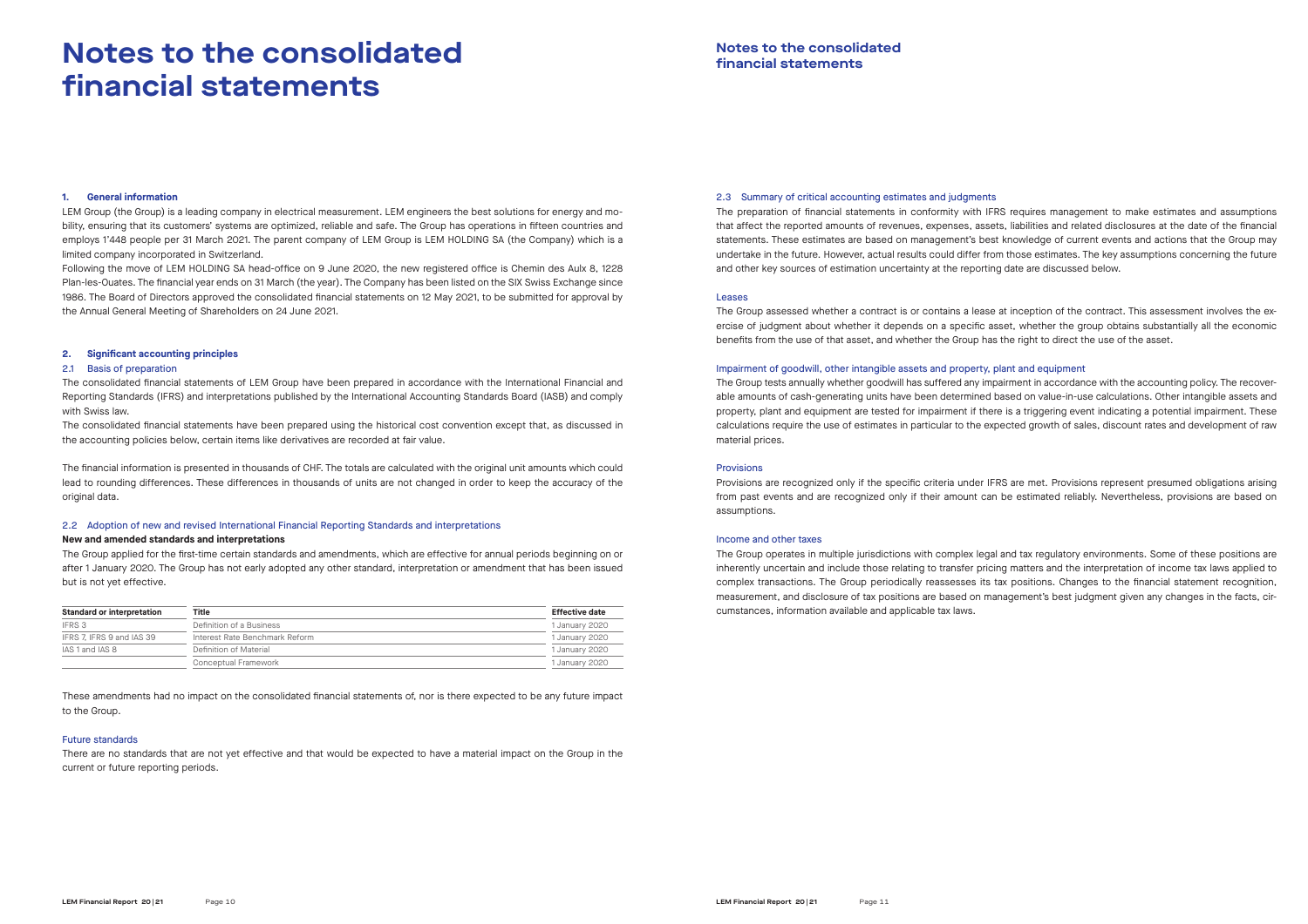# Notes to the consolidated financial statements

## 1. General information

LEM Group (the Group) is a leading company in electrical measurement. LEM engineers the best solutions for energy and mobility, ensuring that its customers' systems are optimized, reliable and safe. The Group has operations in fifteen countries and employs 1'448 people per 31 March 2021. The parent company of LEM Group is LEM HOLDING SA (the Company) which is a limited company incorporated in Switzerland.

Following the move of LEM HOLDING SA head-office on 9 June 2020, the new registered office is Chemin des Aulx 8, 1228 Plan-les-Ouates. The financial year ends on 31 March (the year). The Company has been listed on the SIX Swiss Exchange since 1986. The Board of Directors approved the consolidated financial statements on 12 May 2021, to be submitted for approval by the Annual General Meeting of Shareholders on 24 June 2021.

## 2. Significant accounting principles

### 2.1 Basis of preparation

The consolidated financial statements of LEM Group have been prepared in accordance with the International Financial and Reporting Standards (IFRS) and interpretations published by the International Accounting Standards Board (IASB) and comply with Swiss law.

The consolidated financial statements have been prepared using the historical cost convention except that, as discussed in the accounting policies below, certain items like derivatives are recorded at fair value.

The financial information is presented in thousands of CHF. The totals are calculated with the original unit amounts which could lead to rounding differences. These differences in thousands of units are not changed in order to keep the accuracy of the original data.

### 2.2 Adoption of new and revised International Financial Reporting Standards and interpretations

**New and amended standards and interpretations**

The Group applied for the first-time certain standards and amendments, which are effective for annual periods beginning on or after 1 January 2020. The Group has not early adopted any other standard, interpretation or amendment that has been issued but is not yet effective.

| Standard or interpretation | Title | Effective date |
|---|---|---|
| IFRS 3 | Definition of a Business | 1 January 2020 |
| IFRS 7, IFRS 9 and IAS 39 | Interest Rate Benchmark Reform | 1 January 2020 |
| IAS 1 and IAS 8 | Definition of Material | 1 January 2020 |
| | Conceptual Framework | 1 January 2020 |

These amendments had no impact on the consolidated financial statements of, nor is there expected to be any future impact to the Group.

#### Future standards

There are no standards that are not yet effective and that would be expected to have a material impact on the Group in the current or future reporting periods.

### 2.3 Summary of critical accounting estimates and judgments

The preparation of financial statements in conformity with IFRS requires management to make estimates and assumptions that affect the reported amounts of revenues, expenses, assets, liabilities and related disclosures at the date of the financial statements. These estimates are based on management's best knowledge of current events and actions that the Group may undertake in the future. However, actual results could differ from those estimates. The key assumptions concerning the future and other key sources of estimation uncertainty at the reporting date are discussed below.

#### Leases

The Group assessed whether a contract is or contains a lease at inception of the contract. This assessment involves the exercise of judgment about whether it depends on a specific asset, whether the group obtains substantially all the economic benefits from the use of that asset, and whether the Group has the right to direct the use of the asset.

#### Impairment of goodwill, other intangible assets and property, plant and equipment

The Group tests annually whether goodwill has suffered any impairment in accordance with the accounting policy. The recoverable amounts of cash-generating units have been determined based on value-in-use calculations. Other intangible assets and property, plant and equipment are tested for impairment if there is a triggering event indicating a potential impairment. These calculations require the use of estimates in particular to the expected growth of sales, discount rates and development of raw material prices.

#### Provisions

Provisions are recognized only if the specific criteria under IFRS are met. Provisions represent presumed obligations arising from past events and are recognized only if their amount can be estimated reliably. Nevertheless, provisions are based on assumptions.

#### Income and other taxes

The Group operates in multiple jurisdictions with complex legal and tax regulatory environments. Some of these positions are inherently uncertain and include those relating to transfer pricing matters and the interpretation of income tax laws applied to complex transactions. The Group periodically reassesses its tax positions. Changes to the financial statement recognition, measurement, and disclosure of tax positions are based on management's best judgment given any changes in the facts, circumstances, information available and applicable tax laws.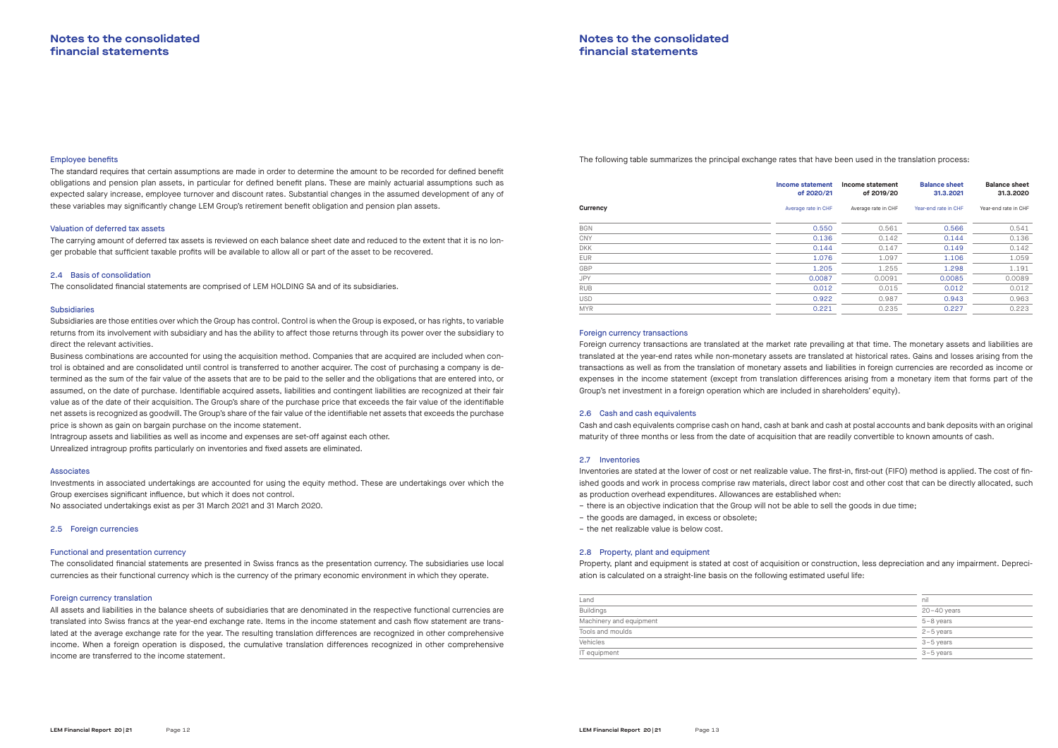#### Employee benefits

The standard requires that certain assumptions are made in order to determine the amount to be recorded for defined benefit obligations and pension plan assets, in particular for defined benefit plans. These are mainly actuarial assumptions such as expected salary increase, employee turnover and discount rates. Substantial changes in the assumed development of any of these variables may significantly change LEM Group's retirement benefit obligation and pension plan assets.

#### Valuation of deferred tax assets

The carrying amount of deferred tax assets is reviewed on each balance sheet date and reduced to the extent that it is no longer probable that sufficient taxable profits will be available to allow all or part of the asset to be recovered.

### 2.4 Basis of consolidation

The consolidated financial statements are comprised of LEM HOLDING SA and of its subsidiaries.

#### Subsidiaries

Subsidiaries are those entities over which the Group has control. Control is when the Group is exposed, or has rights, to variable returns from its involvement with subsidiary and has the ability to affect those returns through its power over the subsidiary to direct the relevant activities.

Business combinations are accounted for using the acquisition method. Companies that are acquired are included when control is obtained and are consolidated until control is transferred to another acquirer. The cost of purchasing a company is determined as the sum of the fair value of the assets that are to be paid to the seller and the obligations that are entered into, or assumed, on the date of purchase. Identifiable acquired assets, liabilities and contingent liabilities are recognized at their fair value as of the date of their acquisition. The Group's share of the purchase price that exceeds the fair value of the identifiable net assets is recognized as goodwill. The Group's share of the fair value of the identifiable net assets that exceeds the purchase price is shown as gain on bargain purchase on the income statement.

Intragroup assets and liabilities as well as income and expenses are set-off against each other.

Unrealized intragroup profits particularly on inventories and fixed assets are eliminated.

#### Associates

Investments in associated undertakings are accounted for using the equity method. These are undertakings over which the Group exercises significant influence, but which it does not control.

No associated undertakings exist as per 31 March 2021 and 31 March 2020.

### 2.5 Foreign currencies

#### Functional and presentation currency

The consolidated financial statements are presented in Swiss francs as the presentation currency. The subsidiaries use local currencies as their functional currency which is the currency of the primary economic environment in which they operate.

#### Foreign currency translation

All assets and liabilities in the balance sheets of subsidiaries that are denominated in the respective functional currencies are translated into Swiss francs at the year-end exchange rate. Items in the income statement and cash flow statement are translated at the average exchange rate for the year. The resulting translation differences are recognized in other comprehensive income. When a foreign operation is disposed, the cumulative translation differences recognized in other comprehensive income are transferred to the income statement.

The following table summarizes the principal exchange rates that have been used in the translation process:

| Currency | Income statement of 2020/21 | Income statement of 2019/20 | Balance sheet 31.3.2021 | Balance sheet 31.3.2020 |
|---|---|---|---|---|
| | Average rate in CHF | Average rate in CHF | Year-end rate in CHF | Year-end rate in CHF |
| BGN | 0.550 | 0.561 | 0.566 | 0.541 |
| CNY | 0.136 | 0.142 | 0.144 | 0.136 |
| DKK | 0.144 | 0.147 | 0.149 | 0.142 |
| EUR | 1.076 | 1.097 | 1.106 | 1.059 |
| GBP | 1.205 | 1.255 | 1.298 | 1.191 |
| JPY | 0.0087 | 0.0091 | 0.0085 | 0.0089 |
| RUB | 0.012 | 0.015 | 0.012 | 0.012 |
| USD | 0.922 | 0.987 | 0.943 | 0.963 |
| MYR | 0.221 | 0.235 | 0.227 | 0.223 |

#### Foreign currency transactions

Foreign currency transactions are translated at the market rate prevailing at that time. The monetary assets and liabilities are translated at the year-end rates while non-monetary assets are translated at historical rates. Gains and losses arising from the transactions as well as from the translation of monetary assets and liabilities in foreign currencies are recorded as income or expenses in the income statement (except from translation differences arising from a monetary item that forms part of the Group's net investment in a foreign operation which are included in shareholders' equity).

### 2.6 Cash and cash equivalents

Cash and cash equivalents comprise cash on hand, cash at bank and cash at postal accounts and bank deposits with an original maturity of three months or less from the date of acquisition that are readily convertible to known amounts of cash.

### 2.7 Inventories

Inventories are stated at the lower of cost or net realizable value. The first-in, first-out (FIFO) method is applied. The cost of finished goods and work in process comprise raw materials, direct labor cost and other cost that can be directly allocated, such as production overhead expenditures. Allowances are established when:

– there is an objective indication that the Group will not be able to sell the goods in due time;
– the goods are damaged, in excess or obsolete;
– the net realizable value is below cost.

### 2.8 Property, plant and equipment

Property, plant and equipment is stated at cost of acquisition or construction, less depreciation and any impairment. Depreciation is calculated on a straight-line basis on the following estimated useful life:

| | |
|---|---|
| Land | nil |
| Buildings | 20–40 years |
| Machinery and equipment | 5–8 years |
| Tools and moulds | 2–5 years |
| Vehicles | 3–5 years |
| IT equipment | 3–5 years |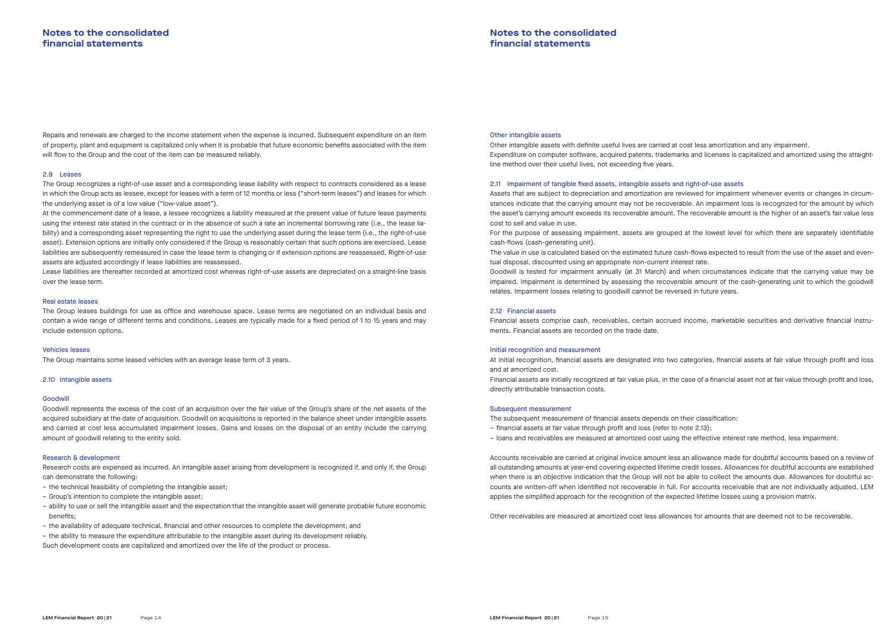Repairs and renewals are charged to the income statement when the expense is incurred. Subsequent expenditure on an item of property, plant and equipment is capitalized only when it is probable that future economic benefits associated with the item will flow to the Group and the cost of the item can be measured reliably.

### 2.9 Leases

The Group recognizes a right-of-use asset and a corresponding lease liability with respect to contracts considered as a lease in which the Group acts as lessee, except for leases with a term of 12 months or less ("short-term leases") and leases for which the underlying asset is of a low value ("low-value asset").

At the commencement date of a lease, a lessee recognizes a liability measured at the present value of future lease payments using the interest rate stated in the contract or in the absence of such a rate an incremental borrowing rate (i.e., the lease liability) and a corresponding asset representing the right to use the underlying asset during the lease term (i.e., the right-of-use asset). Extension options are initially only considered if the Group is reasonably certain that such options are exercised. Lease liabilities are subsequently remeasured in case the lease term is changing or if extension options are reassessed. Right-of-use assets are adjusted accordingly if lease liabilities are reassessed.

Lease liabilities are thereafter recorded at amortized cost whereas right-of-use assets are depreciated on a straight-line basis over the lease term.

#### Real estate leases

The Group leases buildings for use as office and warehouse space. Lease terms are negotiated on an individual basis and contain a wide range of different terms and conditions. Leases are typically made for a fixed period of 1 to 15 years and may include extension options.

#### Vehicles leases

The Group maintains some leased vehicles with an average lease term of 3 years.

### 2.10 Intangible assets

#### Goodwill

Goodwill represents the excess of the cost of an acquisition over the fair value of the Group's share of the net assets of the acquired subsidiary at the date of acquisition. Goodwill on acquisitions is reported in the balance sheet under intangible assets and carried at cost less accumulated impairment losses. Gains and losses on the disposal of an entity include the carrying amount of goodwill relating to the entity sold.

#### Research & development

Research costs are expensed as incurred. An intangible asset arising from development is recognized if, and only if, the Group can demonstrate the following:

- the technical feasibility of completing the intangible asset;
- Group's intention to complete the intangible asset;
- ability to use or sell the intangible asset and the expectation that the intangible asset will generate probable future economic benefits;
- the availability of adequate technical, financial and other resources to complete the development; and
- the ability to measure the expenditure attributable to the intangible asset during its development reliably.

Such development costs are capitalized and amortized over the life of the product or process.

#### Other intangible assets

Other intangible assets with definite useful lives are carried at cost less amortization and any impairment.

Expenditure on computer software, acquired patents, trademarks and licenses is capitalized and amortized using the straight-line method over their useful lives, not exceeding five years.

### 2.11 Impairment of tangible fixed assets, intangible assets and right-of-use assets

Assets that are subject to depreciation and amortization are reviewed for impairment whenever events or changes in circumstances indicate that the carrying amount may not be recoverable. An impairment loss is recognized for the amount by which the asset's carrying amount exceeds its recoverable amount. The recoverable amount is the higher of an asset's fair value less cost to sell and value in use.

For the purpose of assessing impairment, assets are grouped at the lowest level for which there are separately identifiable cash-flows (cash-generating unit).

The value in use is calculated based on the estimated future cash-flows expected to result from the use of the asset and eventual disposal, discounted using an appropriate non-current interest rate.

Goodwill is tested for impairment annually (at 31 March) and when circumstances indicate that the carrying value may be impaired. Impairment is determined by assessing the recoverable amount of the cash-generating unit to which the goodwill relates. Impairment losses relating to goodwill cannot be reversed in future years.

### 2.12 Financial assets

Financial assets comprise cash, receivables, certain accrued income, marketable securities and derivative financial instruments. Financial assets are recorded on the trade date.

#### Initial recognition and measurement

At initial recognition, financial assets are designated into two categories, financial assets at fair value through profit and loss and at amortized cost.

Financial assets are initially recognized at fair value plus, in the case of a financial asset not at fair value through profit and loss, directly attributable transaction costs.

#### Subsequent measurement

The subsequent measurement of financial assets depends on their classification:

- financial assets at fair value through profit and loss (refer to note 2.13);
- loans and receivables are measured at amortized cost using the effective interest rate method, less impairment.

Accounts receivable are carried at original invoice amount less an allowance made for doubtful accounts based on a review of all outstanding amounts at year-end covering expected lifetime credit losses. Allowances for doubtful accounts are established when there is an objective indication that the Group will not be able to collect the amounts due. Allowances for doubtful accounts are written-off when identified not recoverable in full. For accounts receivable that are not individually adjusted, LEM applies the simplified approach for the recognition of the expected lifetime losses using a provision matrix.

Other receivables are measured at amortized cost less allowances for amounts that are deemed not to be recoverable.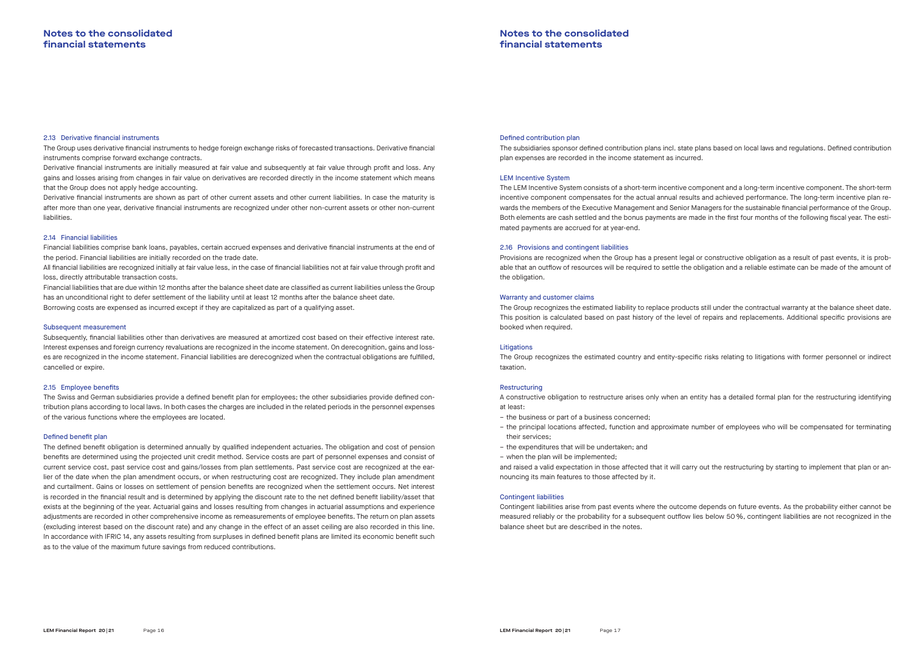### 2.13 Derivative financial instruments

The Group uses derivative financial instruments to hedge foreign exchange risks of forecasted transactions. Derivative financial instruments comprise forward exchange contracts.

Derivative financial instruments are initially measured at fair value and subsequently at fair value through profit and loss. Any gains and losses arising from changes in fair value on derivatives are recorded directly in the income statement which means that the Group does not apply hedge accounting.

Derivative financial instruments are shown as part of other current assets and other current liabilities. In case the maturity is after more than one year, derivative financial instruments are recognized under other non-current assets or other non-current liabilities.

### 2.14 Financial liabilities

Financial liabilities comprise bank loans, payables, certain accrued expenses and derivative financial instruments at the end of the period. Financial liabilities are initially recorded on the trade date.

All financial liabilities are recognized initially at fair value less, in the case of financial liabilities not at fair value through profit and loss, directly attributable transaction costs.

Financial liabilities that are due within 12 months after the balance sheet date are classified as current liabilities unless the Group has an unconditional right to defer settlement of the liability until at least 12 months after the balance sheet date.

Borrowing costs are expensed as incurred except if they are capitalized as part of a qualifying asset.

#### Subsequent measurement

Subsequently, financial liabilities other than derivatives are measured at amortized cost based on their effective interest rate. Interest expenses and foreign currency revaluations are recognized in the income statement. On derecognition, gains and losses are recognized in the income statement. Financial liabilities are derecognized when the contractual obligations are fulfilled, cancelled or expire.

### 2.15 Employee benefits

The Swiss and German subsidiaries provide a defined benefit plan for employees; the other subsidiaries provide defined contribution plans according to local laws. In both cases the charges are included in the related periods in the personnel expenses of the various functions where the employees are located.

#### Defined benefit plan

The defined benefit obligation is determined annually by qualified independent actuaries. The obligation and cost of pension benefits are determined using the projected unit credit method. Service costs are part of personnel expenses and consist of current service cost, past service cost and gains/losses from plan settlements. Past service cost are recognized at the earlier of the date when the plan amendment occurs, or when restructuring cost are recognized. They include plan amendment and curtailment. Gains or losses on settlement of pension benefits are recognized when the settlement occurs. Net interest is recorded in the financial result and is determined by applying the discount rate to the net defined benefit liability/asset that exists at the beginning of the year. Actuarial gains and losses resulting from changes in actuarial assumptions and experience adjustments are recorded in other comprehensive income as remeasurements of employee benefits. The return on plan assets (excluding interest based on the discount rate) and any change in the effect of an asset ceiling are also recorded in this line. In accordance with IFRIC 14, any assets resulting from surpluses in defined benefit plans are limited its economic benefit such as to the value of the maximum future savings from reduced contributions.

#### Defined contribution plan

The subsidiaries sponsor defined contribution plans incl. state plans based on local laws and regulations. Defined contribution plan expenses are recorded in the income statement as incurred.

#### LEM Incentive System

The LEM Incentive System consists of a short-term incentive component and a long-term incentive component. The short-term incentive component compensates for the actual annual results and achieved performance. The long-term incentive plan rewards the members of the Executive Management and Senior Managers for the sustainable financial performance of the Group. Both elements are cash settled and the bonus payments are made in the first four months of the following fiscal year. The estimated payments are accrued for at year-end.

### 2.16 Provisions and contingent liabilities

Provisions are recognized when the Group has a present legal or constructive obligation as a result of past events, it is probable that an outflow of resources will be required to settle the obligation and a reliable estimate can be made of the amount of the obligation.

#### Warranty and customer claims

The Group recognizes the estimated liability to replace products still under the contractual warranty at the balance sheet date. This position is calculated based on past history of the level of repairs and replacements. Additional specific provisions are booked when required.

#### Litigations

The Group recognizes the estimated country and entity-specific risks relating to litigations with former personnel or indirect taxation.

#### Restructuring

A constructive obligation to restructure arises only when an entity has a detailed formal plan for the restructuring identifying at least:

- the business or part of a business concerned;
- the principal locations affected, function and approximate number of employees who will be compensated for terminating their services;
- the expenditures that will be undertaken; and
- when the plan will be implemented;

and raised a valid expectation in those affected that it will carry out the restructuring by starting to implement that plan or announcing its main features to those affected by it.

#### Contingent liabilities

Contingent liabilities arise from past events where the outcome depends on future events. As the probability either cannot be measured reliably or the probability for a subsequent outflow lies below 50 %, contingent liabilities are not recognized in the balance sheet but are described in the notes.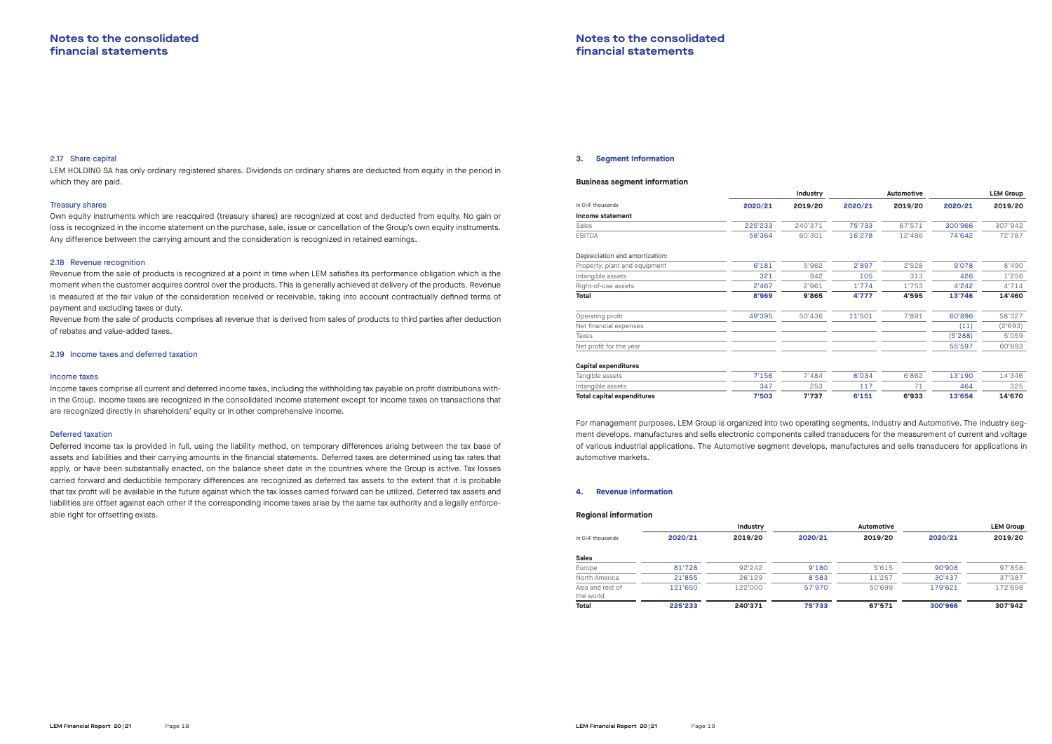# Notes to the consolidated financial statements

### 2.17 Share capital

LEM HOLDING SA has only ordinary registered shares. Dividends on ordinary shares are deducted from equity in the period in which they are paid.

#### Treasury shares

Own equity instruments which are reacquired (treasury shares) are recognized at cost and deducted from equity. No gain or loss is recognized in the income statement on the purchase, sale, issue or cancellation of the Group's own equity instruments. Any difference between the carrying amount and the consideration is recognized in retained earnings.

### 2.18 Revenue recognition

Revenue from the sale of products is recognized at a point in time when LEM satisfies its performance obligation which is the moment when the customer acquires control over the products. This is generally achieved at delivery of the products. Revenue is measured at the fair value of the consideration received or receivable, taking into account contractually defined terms of payment and excluding taxes or duty.

Revenue from the sale of products comprises all revenue that is derived from sales of products to third parties after deduction of rebates and value-added taxes.

### 2.19 Income taxes and deferred taxation

#### Income taxes

Income taxes comprise all current and deferred income taxes, including the withholding tax payable on profit distributions within the Group. Income taxes are recognized in the consolidated income statement except for income taxes on transactions that are recognized directly in shareholders' equity or in other comprehensive income.

#### Deferred taxation

Deferred income tax is provided in full, using the liability method, on temporary differences arising between the tax base of assets and liabilities and their carrying amounts in the financial statements. Deferred taxes are determined using tax rates that apply, or have been substantially enacted, on the balance sheet date in the countries where the Group is active. Tax losses carried forward and deductible temporary differences are recognized as deferred tax assets to the extent that it is probable that tax profit will be available in the future against which the tax losses carried forward can be utilized. Deferred tax assets and liabilities are offset against each other if the corresponding income taxes arise by the same tax authority and a legally enforceable right for offsetting exists.

## 3. Segment Information

### Business segment information

| In CHF thousands | Industry | | Automotive | | LEM Group | |
|---|---|---|---|---|---|---|
| | 2020/21 | 2019/20 | 2020/21 | 2019/20 | 2020/21 | 2019/20 |
| **Income statement** | | | | | | |
| Sales | 225'233 | 240'371 | 75'733 | 67'571 | 300'966 | 307'942 |
| EBITDA | 58'364 | 60'301 | 16'278 | 12'486 | 74'642 | 72'787 |
| Depreciation and amortization: | | | | | | |
| Property, plant and equipment | 6'181 | 5'962 | 2'897 | 2'528 | 9'078 | 8'490 |
| Intangible assets | 321 | 942 | 105 | 313 | 426 | 1'256 |
| Right-of-use assets | 2'467 | 2'961 | 1'774 | 1'753 | 4'242 | 4'714 |
| **Total** | **8'969** | **9'865** | **4'777** | **4'595** | **13'746** | **14'460** |
| Operating profit | 49'395 | 50'436 | 11'501 | 7'891 | 60'896 | 58'327 |
| Net financial expenses | | | | | (11) | (2'693) |
| Taxes | | | | | (5'288) | 5'059 |
| Net profit for the year | | | | | 55'597 | 60'693 |
| **Capital expenditures** | | | | | | |
| Tangible assets | 7'156 | 7'484 | 6'034 | 6'862 | 13'190 | 14'346 |
| Intangible assets | 347 | 253 | 117 | 71 | 464 | 325 |
| **Total capital expenditures** | **7'503** | **7'737** | **6'151** | **6'933** | **13'654** | **14'670** |

For management purposes, LEM Group is organized into two operating segments, Industry and Automotive. The Industry segment develops, manufactures and sells electronic components called transducers for the measurement of current and voltage of various industrial applications. The Automotive segment develops, manufactures and sells transducers for applications in automotive markets.

## 4. Revenue information

### Regional information

| In CHF thousands | Industry | | Automotive | | LEM Group | |
|---|---|---|---|---|---|---|
| | 2020/21 | 2019/20 | 2020/21 | 2019/20 | 2020/21 | 2019/20 |
| **Sales** | | | | | | |
| Europe | 81'728 | 92'242 | 9'180 | 5'615 | 90'908 | 97'858 |
| North America | 21'855 | 26'129 | 8'583 | 11'257 | 30'437 | 37'387 |
| Asia and rest of the world | 121'650 | 122'000 | 57'970 | 50'699 | 179'621 | 172'698 |
| **Total** | **225'233** | **240'371** | **75'733** | **67'571** | **300'966** | **307'942** |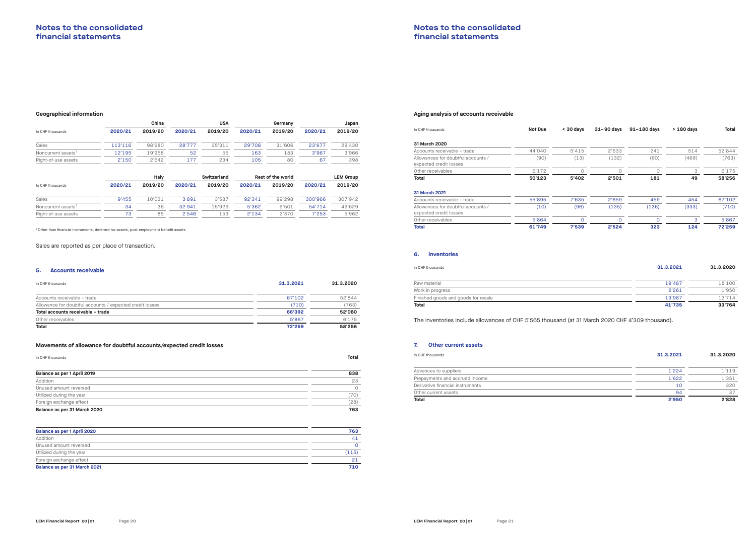# Notes to the consolidated financial statements

### Geographical information

| In CHF thousands | China | | USA | | Germany | | Japan | |
|---|---|---|---|---|---|---|---|---|
| | 2020/21 | 2019/20 | 2020/21 | 2019/20 | 2020/21 | 2019/20 | 2020/21 | 2019/20 |
| Sales | 113'116 | 98'680 | 28'777 | 35'311 | 29'708 | 31'606 | 23'677 | 29'430 |
| Noncurrent assets[1] | 12'195 | 19'958 | 52 | 55 | 163 | 183 | 3'967 | 3'966 |
| Right-of-use assets | 2'150 | 2'642 | 177 | 234 | 105 | 80 | 67 | 398 |

| In CHF thousands | Italy | | Switzerland | | Rest of the world | | LEM Group | |
|---|---|---|---|---|---|---|---|---|
| | 2020/21 | 2019/20 | 2020/21 | 2019/20 | 2020/21 | 2019/20 | 2020/21 | 2019/20 |
| Sales | 9'455 | 10'031 | 3 891 | 3'587 | 92'341 | 99'298 | 300'966 | 307'942 |
| Noncurrent assets[1] | 34 | 36 | 32 941 | 15'929 | 5'362 | 9'501 | 54'714 | 49'629 |
| Right-of-use assets | 73 | 85 | 2 546 | 153 | 2'134 | 2'370 | 7'253 | 5'962 |

[1] Other than financial instruments, deferred tax assets, post employment benefit assets

Sales are reported as per place of transaction.

## 5. Accounts receivable

| in CHF thousands | 31.3.2021 | 31.3.2020 |
|---|---|---|
| Accounts receivable – trade | 67'102 | 52'844 |
| Allowance for doubtful accounts / expected credit losses | (710) | (763) |
| **Total accounts receivable – trade** | **66'392** | **52'080** |
| Other receivables | 5'867 | 6'175 |
| **Total** | **72'259** | **58'256** |

### Movements of allowance for doubtful accounts/expected credit losses

| in CHF thousands | Total |
|---|---|
| **Balance as per 1 April 2019** | **838** |
| Addition | 23 |
| Unused amount reversed | 0 |
| Utilized during the year | (70) |
| Foreign exchange effect | (28) |
| **Balance as per 31 March 2020** | **763** |
| | |
| **Balance as per 1 April 2020** | **763** |
| Addition | 41 |
| Unused amount reversed | 0 |
| Utilized during the year | (115) |
| Foreign exchange effect | 21 |
| **Balance as per 31 March 2021** | **710** |

### Aging analysis of accounts receivable

| In CHF thousands | Not Due | < 30 days | 31–90 days | 91–180 days | > 180 days | Total |
|---|---|---|---|---|---|---|
| **31 March 2020** | | | | | | |
| Accounts receivable – trade | 44'040 | 5'415 | 2'633 | 241 | 514 | 52'844 |
| Allowances for doubtful accounts / expected credit losses | (90) | (13) | (132) | (60) | (469) | (763) |
| Other receivables | 6'172 | 0 | 0 | 0 | 3 | 6'175 |
| **Total** | **50'123** | **5'402** | **2'501** | **181** | **49** | **58'256** |
| **31 March 2021** | | | | | | |
| Accounts receivable – trade | 55'895 | 7'635 | 2'659 | 459 | 454 | 67'102 |
| Allowances for doubtful accounts / expected credit losses | (10) | (96) | (135) | (136) | (333) | (710) |
| Other receivables | 5'864 | 0 | 0 | 0 | 3 | 5'867 |
| **Total** | **61'749** | **7'539** | **2'524** | **323** | **124** | **72'259** |

## 6. Inventories

| in CHF thousands | 31.3.2021 | 31.3.2020 |
|---|---|---|
| Raw material | 19'487 | 18'100 |
| Work in progress | 2'261 | 1'950 |
| Finished goods and goods for resale | 19'987 | 13'714 |
| **Total** | **41'735** | **33'764** |

The inventories include allowances of CHF 5'565 thousand (at 31 March 2020 CHF 4'309 thousand).

## 7. Other current assets

| in CHF thousands | 31.3.2021 | 31.3.2020 |
|---|---|---|
| Advances to suppliers | 1'224 | 1'119 |
| Prepayments and accrued income | 1'622 | 1'351 |
| Derivative financial instruments | 10 | 320 |
| Other current assets | 94 | 37 |
| **Total** | **2'950** | **2'828** |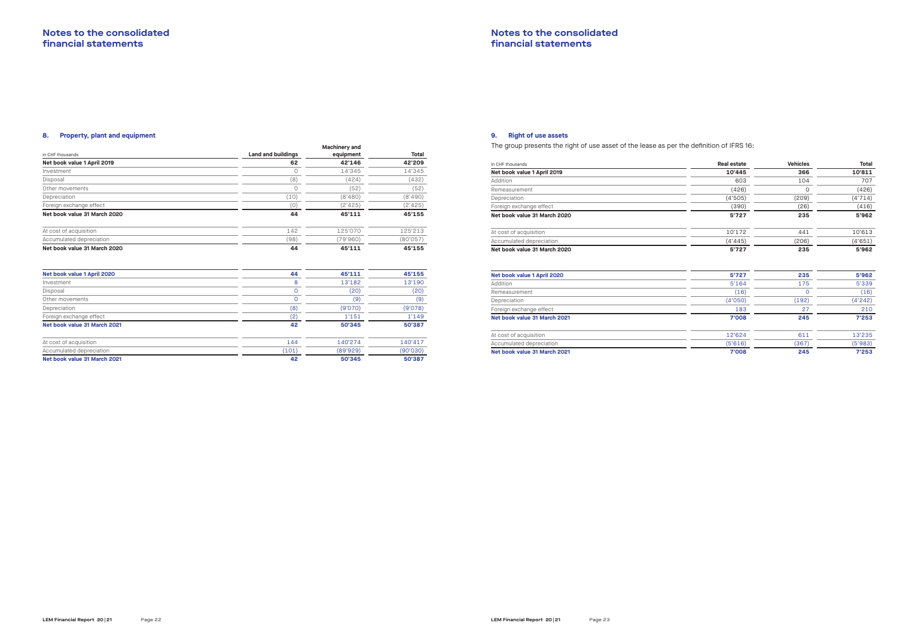# Notes to the consolidated financial statements

## 8. Property, plant and equipment

| in CHF thousands | Land and buildings | Machinery and equipment | Total |
|---|---|---|---|
| **Net book value 1 April 2019** | **62** | **42'146** | **42'209** |
| Investment | 0 | 14'345 | 14'345 |
| Disposal | (8) | (424) | (432) |
| Other movements | 0 | (52) | (52) |
| Depreciation | (10) | (8'480) | (8'490) |
| Foreign exchange effect | (0) | (2'425) | (2'425) |
| **Net book value 31 March 2020** | **44** | **45'111** | **45'155** |
| | | | |
| At cost of acquisition | 142 | 125'070 | 125'213 |
| Accumulated depreciation | (98) | (79'960) | (80'057) |
| **Net book value 31 March 2020** | **44** | **45'111** | **45'155** |
| | | | |
| **Net book value 1 April 2020** | **44** | **45'111** | **45'155** |
| Investment | 8 | 13'182 | 13'190 |
| Disposal | 0 | (20) | (20) |
| Other movements | 0 | (9) | (9) |
| Depreciation | (8) | (9'070) | (9'078) |
| Foreign exchange effect | (2) | 1'151 | 1'149 |
| **Net book value 31 March 2021** | **42** | **50'345** | **50'387** |
| | | | |
| At cost of acquisition | 144 | 140'274 | 140'417 |
| Accumulated depreciation | (101) | (89'929) | (90'030) |
| **Net book value 31 March 2021** | **42** | **50'345** | **50'387** |

## 9. Right of use assets

The group presents the right of use asset of the lease as per the definition of IFRS 16:

| in CHF thousands | Real estate | Vehicles | Total |
|---|---|---|---|
| **Net book value 1 April 2019** | **10'445** | **366** | **10'811** |
| Addition | 603 | 104 | 707 |
| Remeasurement | (426) | 0 | (426) |
| Depreciation | (4'505) | (209) | (4'714) |
| Foreign exchange effect | (390) | (26) | (416) |
| **Net book value 31 March 2020** | **5'727** | **235** | **5'962** |
| | | | |
| At cost of acquisition | 10'172 | 441 | 10'613 |
| Accumulated depreciation | (4'445) | (206) | (4'651) |
| **Net book value 31 March 2020** | **5'727** | **235** | **5'962** |
| | | | |
| **Net book value 1 April 2020** | **5'727** | **235** | **5'962** |
| Addition | 5'164 | 175 | 5'339 |
| Remeasurement | (16) | 0 | (16) |
| Depreciation | (4'050) | (192) | (4'242) |
| Foreign exchange effect | 183 | 27 | 210 |
| **Net book value 31 March 2021** | **7'008** | **245** | **7'253** |
| | | | |
| At cost of acquisition | 12'624 | 611 | 13'235 |
| Accumulated depreciation | (5'616) | (367) | (5'983) |
| **Net book value 31 March 2021** | **7'008** | **245** | **7'253** |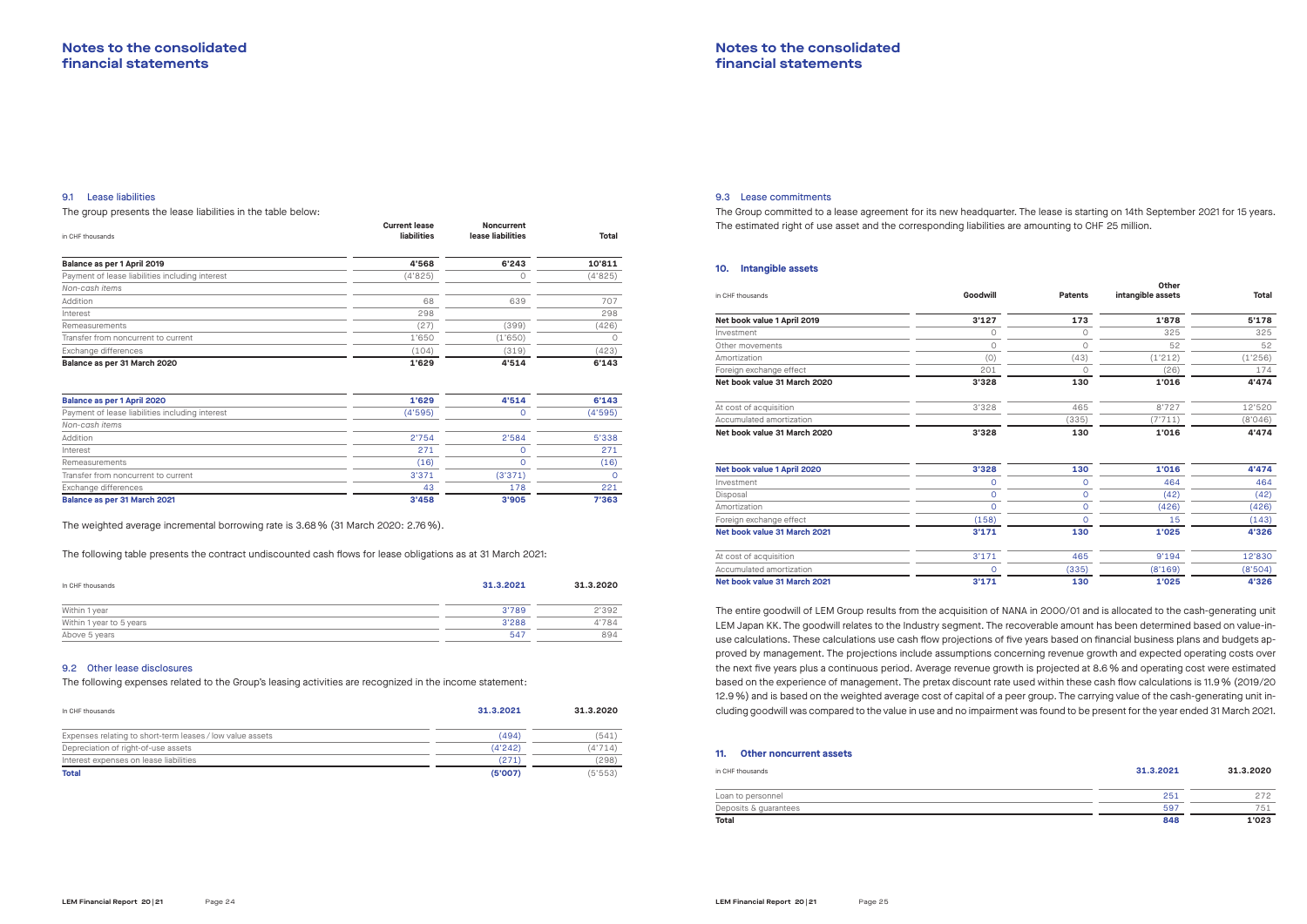### 9.1 Lease liabilities

The group presents the lease liabilities in the table below:

| in CHF thousands | Current lease liabilities | Noncurrent lease liabilities | Total |
|---|---|---|---|
| **Balance as per 1 April 2019** | **4'568** | **6'243** | **10'811** |
| Payment of lease liabilities including interest | (4'825) | 0 | (4'825) |
| *Non-cash items* | | | |
| Addition | 68 | 639 | 707 |
| Interest | 298 | | 298 |
| Remeasurements | (27) | (399) | (426) |
| Transfer from noncurrent to current | 1'650 | (1'650) | 0 |
| Exchange differences | (104) | (319) | (423) |
| **Balance as per 31 March 2020** | **1'629** | **4'514** | **6'143** |
| | | | |
| **Balance as per 1 April 2020** | **1'629** | **4'514** | **6'143** |
| Payment of lease liabilities including interest | (4'595) | 0 | (4'595) |
| *Non-cash items* | | | |
| Addition | 2'754 | 2'584 | 5'338 |
| Interest | 271 | 0 | 271 |
| Remeasurements | (16) | 0 | (16) |
| Transfer from noncurrent to current | 3'371 | (3'371) | 0 |
| Exchange differences | 43 | 178 | 221 |
| **Balance as per 31 March 2021** | **3'458** | **3'905** | **7'363** |

The weighted average incremental borrowing rate is 3.68 % (31 March 2020: 2.76 %).

The following table presents the contract undiscounted cash flows for lease obligations as at 31 March 2021:

| In CHF thousands | 31.3.2021 | 31.3.2020 |
|---|---|---|
| Within 1 year | 3'789 | 2'392 |
| Within 1 year to 5 years | 3'288 | 4'784 |
| Above 5 years | 547 | 894 |

### 9.2 Other lease disclosures

The following expenses related to the Group's leasing activities are recognized in the income statement:

| In CHF thousands | 31.3.2021 | 31.3.2020 |
|---|---|---|
| Expenses relating to short-term leases / low value assets | (494) | (541) |
| Depreciation of right-of-use assets | (4'242) | (4'714) |
| Interest expenses on lease liabilities | (271) | (298) |
| **Total** | **(5'007)** | (5'553) |

### 9.3 Lease commitments

The Group committed to a lease agreement for its new headquarter. The lease is starting on 14th September 2021 for 15 years. The estimated right of use asset and the corresponding liabilities are amounting to CHF 25 million.

## 10. Intangible assets

| in CHF thousands | Goodwill | Patents | Other intangible assets | Total |
|---|---|---|---|---|
| **Net book value 1 April 2019** | **3'127** | **173** | **1'878** | **5'178** |
| Investment | 0 | 0 | 325 | 325 |
| Other movements | 0 | 0 | 52 | 52 |
| Amortization | (0) | (43) | (1'212) | (1'256) |
| Foreign exchange effect | 201 | 0 | (26) | 174 |
| **Net book value 31 March 2020** | **3'328** | **130** | **1'016** | **4'474** |
| | | | | |
| At cost of acquisition | 3'328 | 465 | 8'727 | 12'520 |
| Accumulated amortization | | (335) | (7'711) | (8'046) |
| **Net book value 31 March 2020** | **3'328** | **130** | **1'016** | **4'474** |
| | | | | |
| **Net book value 1 April 2020** | **3'328** | **130** | **1'016** | **4'474** |
| Investment | 0 | 0 | 464 | 464 |
| Disposal | 0 | 0 | (42) | (42) |
| Amortization | 0 | 0 | (426) | (426) |
| Foreign exchange effect | (158) | 0 | 15 | (143) |
| **Net book value 31 March 2021** | **3'171** | **130** | **1'025** | **4'326** |
| | | | | |
| At cost of acquisition | 3'171 | 465 | 9'194 | 12'830 |
| Accumulated amortization | 0 | (335) | (8'169) | (8'504) |
| **Net book value 31 March 2021** | **3'171** | **130** | **1'025** | **4'326** |

The entire goodwill of LEM Group results from the acquisition of NANA in 2000/01 and is allocated to the cash-generating unit LEM Japan KK. The goodwill relates to the Industry segment. The recoverable amount has been determined based on value-in-use calculations. These calculations use cash flow projections of five years based on financial business plans and budgets approved by management. The projections include assumptions concerning revenue growth and expected operating costs over the next five years plus a continuous period. Average revenue growth is projected at 8.6 % and operating cost were estimated based on the experience of management. The pretax discount rate used within these cash flow calculations is 11.9 % (2019/20 12.9 %) and is based on the weighted average cost of capital of a peer group. The carrying value of the cash-generating unit including goodwill was compared to the value in use and no impairment was found to be present for the year ended 31 March 2021.

## 11. Other noncurrent assets

| in CHF thousands | 31.3.2021 | 31.3.2020 |
|---|---|---|
| Loan to personnel | 251 | 272 |
| Deposits & guarantees | 597 | 751 |
| **Total** | **848** | **1'023** |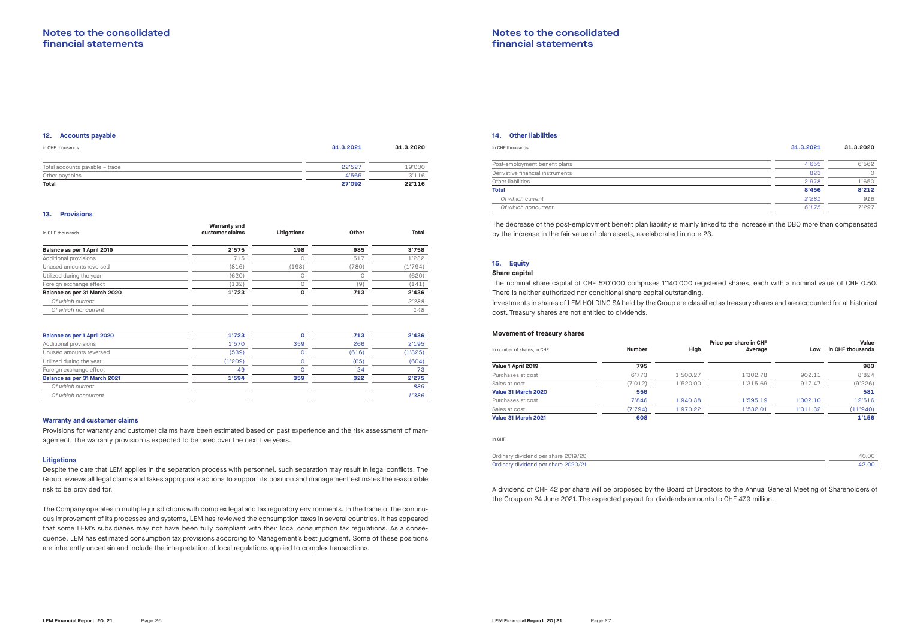# Notes to the consolidated financial statements

## 12. Accounts payable

| in CHF thousands | 31.3.2021 | 31.3.2020 |
|---|---|---|
| Total accounts payable – trade | 22'527 | 19'000 |
| Other payables | 4'565 | 3'116 |
| **Total** | **27'092** | **22'116** |

## 13. Provisions

| In CHF thousands | Warranty and customer claims | Litigations | Other | Total |
|---|---|---|---|---|
| **Balance as per 1 April 2019** | **2'575** | **198** | **985** | **3'758** |
| Additional provisions | 715 | 0 | 517 | 1'232 |
| Unused amounts reversed | (816) | (198) | (780) | (1'794) |
| Utilized during the year | (620) | 0 | 0 | (620) |
| Foreign exchange effect | (132) | 0 | (9) | (141) |
| **Balance as per 31 March 2020** | **1'723** | **0** | **713** | **2'436** |
| *Of which current* | | | | *2'288* |
| *Of which noncurrent* | | | | *148* |

| In CHF thousands | Warranty and customer claims | Litigations | Other | Total |
|---|---|---|---|---|
| **Balance as per 1 April 2020** | **1'723** | **0** | **713** | **2'436** |
| Additional provisions | 1'570 | 359 | 266 | 2'195 |
| Unused amounts reversed | (539) | 0 | (616) | (1'825) |
| Utilized during the year | (1'209) | 0 | (65) | (604) |
| Foreign exchange effect | 49 | 0 | 24 | 73 |
| **Balance as per 31 March 2021** | **1'594** | **359** | **322** | **2'275** |
| *Of which current* | | | | *889* |
| *Of which noncurrent* | | | | *1'386* |

### Warranty and customer claims

Provisions for warranty and customer claims have been estimated based on past experience and the risk assessment of management. The warranty provision is expected to be used over the next five years.

### Litigations

Despite the care that LEM applies in the separation process with personnel, such separation may result in legal conflicts. The Group reviews all legal claims and takes appropriate actions to support its position and management estimates the reasonable risk to be provided for.

The Company operates in multiple jurisdictions with complex legal and tax regulatory environments. In the frame of the continuous improvement of its processes and systems, LEM has reviewed the consumption taxes in several countries. It has appeared that some LEM's subsidiaries may not have been fully compliant with their local consumption tax regulations. As a consequence, LEM has estimated consumption tax provisions according to Management's best judgment. Some of these positions are inherently uncertain and include the interpretation of local regulations applied to complex transactions.

## 14. Other liabilities

| In CHF thousands | 31.3.2021 | 31.3.2020 |
|---|---|---|
| Post-employment benefit plans | 4'655 | 6'562 |
| Derivative financial instruments | 823 | 0 |
| Other liabilities | 2'978 | 1'650 |
| **Total** | **8'456** | **8'212** |
| *Of which current* | *2'281* | *916* |
| *Of which noncurrent* | *6'175* | *7'297* |

The decrease of the post-employment benefit plan liability is mainly linked to the increase in the DBO more than compensated by the increase in the fair-value of plan assets, as elaborated in note 23.

## 15. Equity

### Share capital

The nominal share capital of CHF 570'000 comprises 1'140'000 registered shares, each with a nominal value of CHF 0.50. There is neither authorized nor conditional share capital outstanding.

Investments in shares of LEM HOLDING SA held by the Group are classified as treasury shares and are accounted for at historical cost. Treasury shares are not entitled to dividends.

### Movement of treasury shares

| In number of shares, in CHF | Number | Price per share in CHF High | Average | Low | Value in CHF thousands |
|---|---|---|---|---|---|
| **Value 1 April 2019** | **795** | | | | **983** |
| Purchases at cost | 6'773 | 1'500.27 | 1'302.78 | 902.11 | 8'824 |
| Sales at cost | (7'012) | 1'520.00 | 1'315.69 | 917.47 | (9'226) |
| **Value 31 March 2020** | **556** | | | | **581** |
| Purchases at cost | 7'846 | 1'940.38 | 1'595.19 | 1'002.10 | 12'516 |
| Sales at cost | (7'794) | 1'970.22 | 1'532.01 | 1'011.32 | (11'940) |
| **Value 31 March 2021** | **608** | | | | **1'156** |

| In CHF | |
|---|---|
| Ordinary dividend per share 2019/20 | 40.00 |
| Ordinary dividend per share 2020/21 | 42.00 |

A dividend of CHF 42 per share will be proposed by the Board of Directors to the Annual General Meeting of Shareholders of the Group on 24 June 2021. The expected payout for dividends amounts to CHF 47.9 million.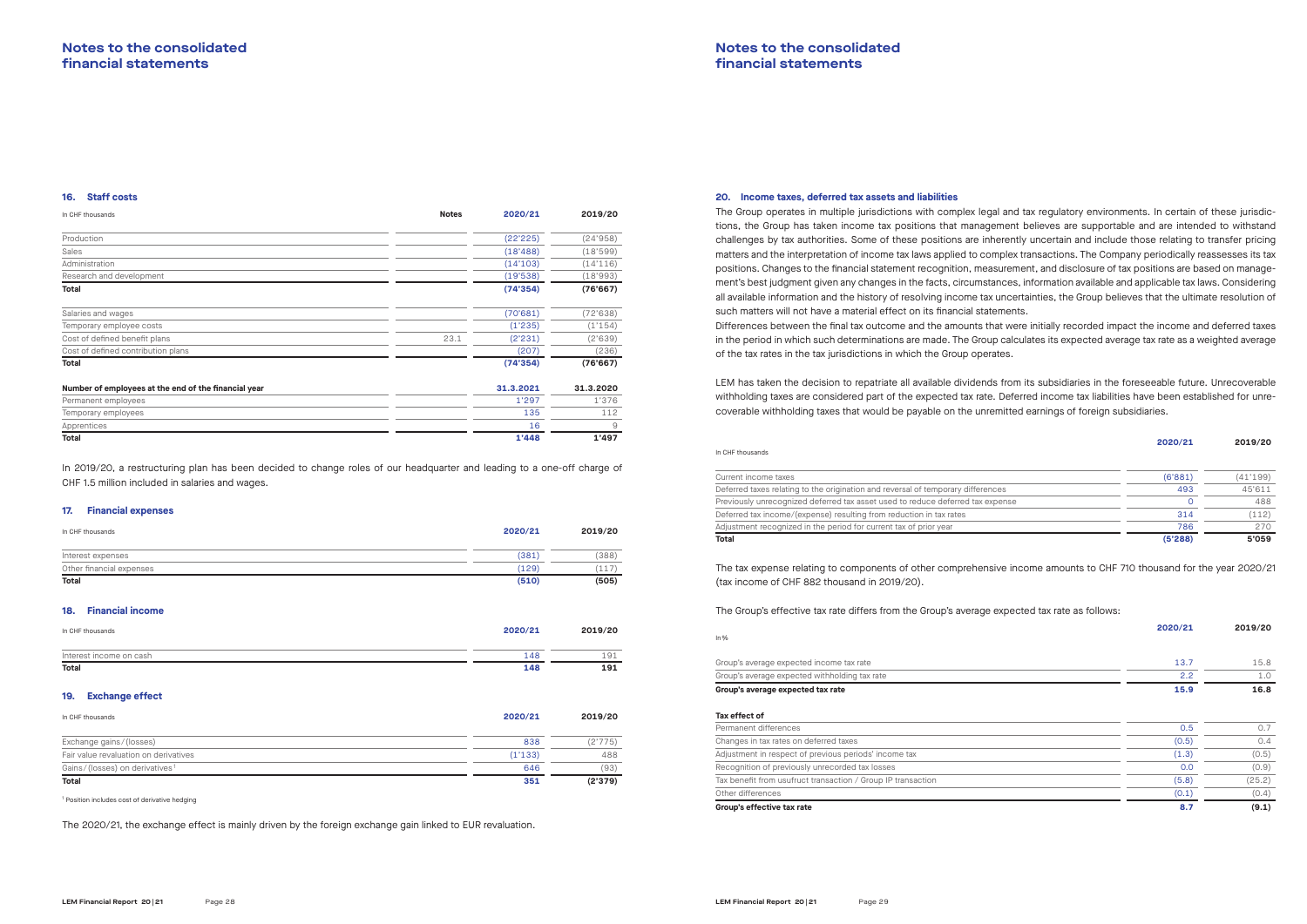# Notes to the consolidated financial statements

### 16. Staff costs

| In CHF thousands | Notes | 2020/21 | 2019/20 |
|---|---|---|---|
| Production | | (22'225) | (24'958) |
| Sales | | (18'488) | (18'599) |
| Administration | | (14'103) | (14'116) |
| Research and development | | (19'538) | (18'993) |
| **Total** | | **(74'354)** | **(76'667)** |
| Salaries and wages | | (70'681) | (72'638) |
| Temporary employee costs | | (1'235) | (1'154) |
| Cost of defined benefit plans | 23.1 | (2'231) | (2'639) |
| Cost of defined contribution plans | | (207) | (236) |
| **Total** | | **(74'354)** | **(76'667)** |

| Number of employees at the end of the financial year | 31.3.2021 | 31.3.2020 |
|---|---|---|
| Permanent employees | 1'297 | 1'376 |
| Temporary employees | 135 | 112 |
| Apprentices | 16 | 9 |
| **Total** | **1'448** | **1'497** |

In 2019/20, a restructuring plan has been decided to change roles of our headquarter and leading to a one-off charge of CHF 1.5 million included in salaries and wages.

### 17. Financial expenses

| In CHF thousands | 2020/21 | 2019/20 |
|---|---|---|
| Interest expenses | (381) | (388) |
| Other financial expenses | (129) | (117) |
| **Total** | **(510)** | **(505)** |

### 18. Financial income

| In CHF thousands | 2020/21 | 2019/20 |
|---|---|---|
| Interest income on cash | 148 | 191 |
| **Total** | **148** | **191** |

### 19. Exchange effect

| In CHF thousands | 2020/21 | 2019/20 |
|---|---|---|
| Exchange gains/(losses) | 838 | (2'775) |
| Fair value revaluation on derivatives | (1'133) | 488 |
| Gains/(losses) on derivatives[1] | 646 | (93) |
| **Total** | **351** | **(2'379)** |

[1] Position includes cost of derivative hedging

The 2020/21, the exchange effect is mainly driven by the foreign exchange gain linked to EUR revaluation.

### 20. Income taxes, deferred tax assets and liabilities

The Group operates in multiple jurisdictions with complex legal and tax regulatory environments. In certain of these jurisdictions, the Group has taken income tax positions that management believes are supportable and are intended to withstand challenges by tax authorities. Some of these positions are inherently uncertain and include those relating to transfer pricing matters and the interpretation of income tax laws applied to complex transactions. The Company periodically reassesses its tax positions. Changes to the financial statement recognition, measurement, and disclosure of tax positions are based on management's best judgment given any changes in the facts, circumstances, information available and applicable tax laws. Considering all available information and the history of resolving income tax uncertainties, the Group believes that the ultimate resolution of such matters will not have a material effect on its financial statements.

Differences between the final tax outcome and the amounts that were initially recorded impact the income and deferred taxes in the period in which such determinations are made. The Group calculates its expected average tax rate as a weighted average of the tax rates in the tax jurisdictions in which the Group operates.

LEM has taken the decision to repatriate all available dividends from its subsidiaries in the foreseeable future. Unrecoverable withholding taxes are considered part of the expected tax rate. Deferred income tax liabilities have been established for unrecoverable withholding taxes that would be payable on the unremitted earnings of foreign subsidiaries.

| In CHF thousands | 2020/21 | 2019/20 |
|---|---|---|
| Current income taxes | (6'881) | (41'199) |
| Deferred taxes relating to the origination and reversal of temporary differences | 493 | 45'611 |
| Previously unrecognized deferred tax asset used to reduce deferred tax expense | 0 | 488 |
| Deferred tax income/(expense) resulting from reduction in tax rates | 314 | (112) |
| Adjustment recognized in the period for current tax of prior year | 786 | 270 |
| **Total** | **(5'288)** | **5'059** |

The tax expense relating to components of other comprehensive income amounts to CHF 710 thousand for the year 2020/21 (tax income of CHF 882 thousand in 2019/20).

The Group's effective tax rate differs from the Group's average expected tax rate as follows:

| In % | 2020/21 | 2019/20 |
|---|---|---|
| Group's average expected income tax rate | 13.7 | 15.8 |
| Group's average expected withholding tax rate | 2.2 | 1.0 |
| **Group's average expected tax rate** | **15.9** | **16.8** |
| **Tax effect of** | | |
| Permanent differences | 0.5 | 0.7 |
| Changes in tax rates on deferred taxes | (0.5) | 0.4 |
| Adjustment in respect of previous periods' income tax | (1.3) | (0.5) |
| Recognition of previously unrecorded tax losses | 0.0 | (0.9) |
| Tax benefit from usufruct transaction / Group IP transaction | (5.8) | (25.2) |
| Other differences | (0.1) | (0.4) |
| **Group's effective tax rate** | **8.7** | **(9.1)** |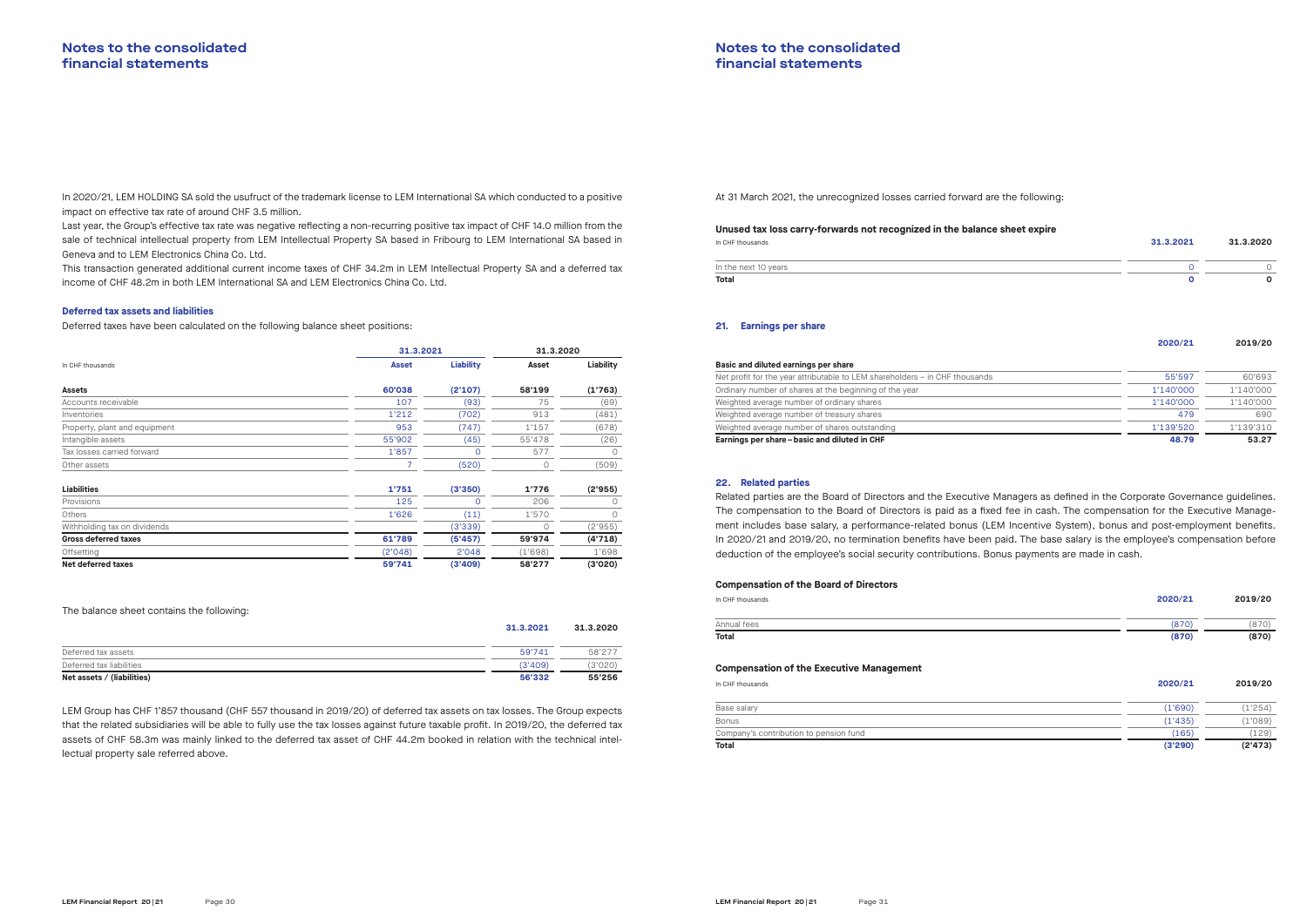# Notes to the consolidated financial statements

In 2020/21, LEM HOLDING SA sold the usufruct of the trademark license to LEM International SA which conducted to a positive impact on effective tax rate of around CHF 3.5 million.

Last year, the Group's effective tax rate was negative reflecting a non-recurring positive tax impact of CHF 14.0 million from the sale of technical intellectual property from LEM Intellectual Property SA based in Fribourg to LEM International SA based in Geneva and to LEM Electronics China Co. Ltd.

This transaction generated additional current income taxes of CHF 34.2m in LEM Intellectual Property SA and a deferred tax income of CHF 48.2m in both LEM International SA and LEM Electronics China Co. Ltd.

### Deferred tax assets and liabilities

Deferred taxes have been calculated on the following balance sheet positions:

| In CHF thousands | 31.3.2021 | | 31.3.2020 | |
|---|---|---|---|---|
| | Asset | Liability | Asset | Liability |
| **Assets** | **60'038** | **(2'107)** | **58'199** | **(1'763)** |
| Accounts receivable | 107 | (93) | 75 | (69) |
| Inventories | 1'212 | (702) | 913 | (481) |
| Property, plant and equipment | 953 | (747) | 1'157 | (678) |
| Intangible assets | 55'902 | (45) | 55'478 | (26) |
| Tax losses carried forward | 1'857 | 0 | 577 | 0 |
| Other assets | 7 | (520) | 0 | (509) |
| **Liabilities** | **1'751** | **(3'350)** | **1'776** | **(2'955)** |
| Provisions | 125 | 0 | 206 | 0 |
| Others | 1'626 | (11) | 1'570 | 0 |
| Withholding tax on dividends | | (3'339) | 0 | (2'955) |
| **Gross deferred taxes** | **61'789** | **(5'457)** | **59'974** | **(4'718)** |
| Offsetting | (2'048) | 2'048 | (1'698) | 1'698 |
| **Net deferred taxes** | **59'741** | **(3'409)** | **58'277** | **(3'020)** |

The balance sheet contains the following:

| | 31.3.2021 | 31.3.2020 |
|---|---|---|
| Deferred tax assets | 59'741 | 58'277 |
| Deferred tax liabilities | (3'409) | (3'020) |
| **Net assets / (liabilities)** | **56'332** | **55'256** |

LEM Group has CHF 1'857 thousand (CHF 557 thousand in 2019/20) of deferred tax assets on tax losses. The Group expects that the related subsidiaries will be able to fully use the tax losses against future taxable profit. In 2019/20, the deferred tax assets of CHF 58.3m was mainly linked to the deferred tax asset of CHF 44.2m booked in relation with the technical intellectual property sale referred above.

At 31 March 2021, the unrecognized losses carried forward are the following:

**Unused tax loss carry-forwards not recognized in the balance sheet expire**

| In CHF thousands | 31.3.2021 | 31.3.2020 |
|---|---|---|
| In the next 10 years | 0 | 0 |
| **Total** | **0** | **0** |

## 21. Earnings per share

| | 2020/21 | 2019/20 |
|---|---|---|
| **Basic and diluted earnings per share** | | |
| Net profit for the year attributable to LEM shareholders – in CHF thousands | 55'597 | 60'693 |
| Ordinary number of shares at the beginning of the year | 1'140'000 | 1'140'000 |
| Weighted average number of ordinary shares | 1'140'000 | 1'140'000 |
| Weighted average number of treasury shares | 479 | 690 |
| Weighted average number of shares outstanding | 1'139'520 | 1'139'310 |
| **Earnings per share – basic and diluted in CHF** | **48.79** | **53.27** |

## 22. Related parties

Related parties are the Board of Directors and the Executive Managers as defined in the Corporate Governance guidelines. The compensation to the Board of Directors is paid as a fixed fee in cash. The compensation for the Executive Management includes base salary, a performance-related bonus (LEM Incentive System), bonus and post-employment benefits. In 2020/21 and 2019/20, no termination benefits have been paid. The base salary is the employee's compensation before deduction of the employee's social security contributions. Bonus payments are made in cash.

**Compensation of the Board of Directors**

| In CHF thousands | 2020/21 | 2019/20 |
|---|---|---|
| Annual fees | (870) | (870) |
| **Total** | **(870)** | **(870)** |

**Compensation of the Executive Management**

| In CHF thousands | 2020/21 | 2019/20 |
|---|---|---|
| Base salary | (1'690) | (1'254) |
| Bonus | (1'435) | (1'089) |
| Company's contribution to pension fund | (165) | (129) |
| **Total** | **(3'290)** | **(2'473)** |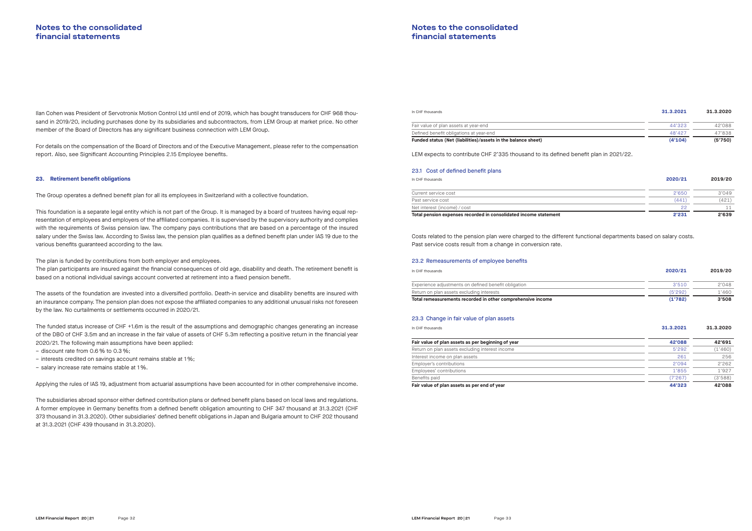Ilan Cohen was President of Servotronix Motion Control Ltd until end of 2019, which has bought transducers for CHF 968 thousand in 2019/20, including purchases done by its subsidiaries and subcontractors, from LEM Group at market price. No other member of the Board of Directors has any significant business connection with LEM Group.

For details on the compensation of the Board of Directors and of the Executive Management, please refer to the compensation report. Also, see Significant Accounting Principles 2.15 Employee benefits.

## 23. Retirement benefit obligations

The Group operates a defined benefit plan for all its employees in Switzerland with a collective foundation.

This foundation is a separate legal entity which is not part of the Group. It is managed by a board of trustees having equal representation of employees and employers of the affiliated companies. It is supervised by the supervisory authority and complies with the requirements of Swiss pension law. The company pays contributions that are based on a percentage of the insured salary under the Swiss law. According to Swiss law, the pension plan qualifies as a defined benefit plan under IAS 19 due to the various benefits guaranteed according to the law.

The plan is funded by contributions from both employer and employees.
The plan participants are insured against the financial consequences of old age, disability and death. The retirement benefit is based on a notional individual savings account converted at retirement into a fixed pension benefit.

The assets of the foundation are invested into a diversified portfolio. Death-in service and disability benefits are insured with an insurance company. The pension plan does not expose the affiliated companies to any additional unusual risks not foreseen by the law. No curtailments or settlements occurred in 2020/21.

The funded status increase of CHF +1.6m is the result of the assumptions and demographic changes generating an increase of the DBO of CHF 3.5m and an increase in the fair value of assets of CHF 5.3m reflecting a positive return in the financial year 2020/21. The following main assumptions have been applied:

- discount rate from 0.6 % to 0.3 %;
- interests credited on savings account remains stable at 1 %;
- salary increase rate remains stable at 1 %.

Applying the rules of IAS 19, adjustment from actuarial assumptions have been accounted for in other comprehensive income.

The subsidiaries abroad sponsor either defined contribution plans or defined benefit plans based on local laws and regulations. A former employee in Germany benefits from a defined benefit obligation amounting to CHF 347 thousand at 31.3.2021 (CHF 373 thousand in 31.3.2020). Other subsidiaries' defined benefit obligations in Japan and Bulgaria amount to CHF 202 thousand at 31.3.2021 (CHF 439 thousand in 31.3.2020).

| In CHF thousands | 31.3.2021 | 31.3.2020 |
|---|---|---|
| Fair value of plan assets at year-end | 44'323 | 42'088 |
| Defined benefit obligations at year-end | 48'427 | 47'838 |
| **Funded status (Net (liabilities)/assets in the balance sheet)** | **(4'104)** | **(5'750)** |

LEM expects to contribute CHF 2'335 thousand to its defined benefit plan in 2021/22.

### 23.1 Cost of defined benefit plans

| In CHF thousands | 2020/21 | 2019/20 |
|---|---|---|
| Current service cost | 2'650 | 3'049 |
| Past service cost | (441) | (421) |
| Net interest (income) / cost | 22 | 11 |
| **Total pension expenses recorded in consolidated income statement** | **2'231** | **2'639** |

Costs related to the pension plan were charged to the different functional departments based on salary costs.
Past service costs result from a change in conversion rate.

### 23.2 Remeasurements of employee benefits

| In CHF thousands | 2020/21 | 2019/20 |
|---|---|---|
| Experience adjustments on defined benefit obligation | 3'510 | 2'048 |
| Return on plan assets excluding interests | (5'292) | 1'460 |
| **Total remeasurements recorded in other comprehensive income** | **(1'782)** | **3'508** |

### 23.3 Change in fair value of plan assets

| In CHF thousands | 31.3.2021 | 31.3.2020 |
|---|---|---|
| **Fair value of plan assets as per beginning of year** | **42'088** | **42'691** |
| Return on plan assets excluding interest income | 5'292 | (1'460) |
| Interest income on plan assets | 261 | 256 |
| Employer's contributions | 2'094 | 2'262 |
| Employees' contributions | 1'855 | 1'927 |
| Benefits paid | (7'267) | (3'588) |
| **Fair value of plan assets as per end of year** | **44'323** | **42'088** |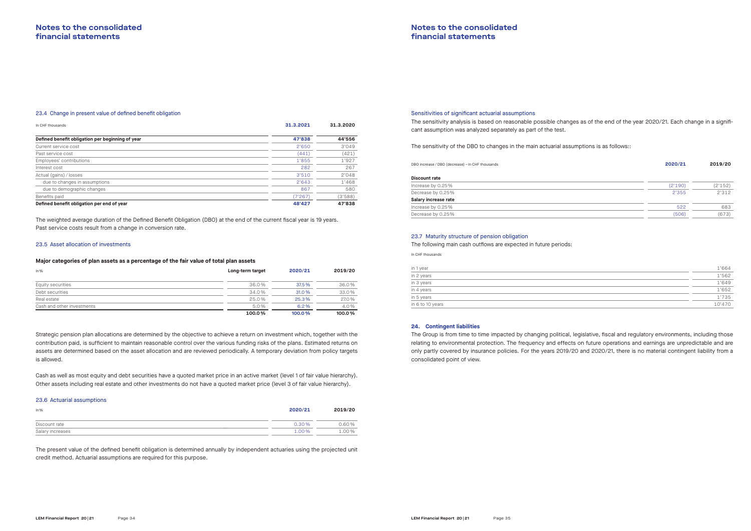### 23.4 Change in present value of defined benefit obligation

| In CHF thousands | 31.3.2021 | 31.3.2020 |
|---|---|---|
| **Defined benefit obligation per beginning of year** | **47'838** | **44'556** |
| Current service cost | 2'650 | 3'049 |
| Past service cost | (441) | (421) |
| Employees' contributions | 1'855 | 1'927 |
| Interest cost | 282 | 267 |
| Actual (gains) / losses | 3'510 | 2'048 |
| due to changes in assumptions | 2'643 | 1'468 |
| due to demographic changes | 867 | 580 |
| Benefits paid | (7'267) | (3'588) |
| **Defined benefit obligation per end of year** | **48'427** | **47'838** |

The weighted average duration of the Defined Benefit Obligation (DBO) at the end of the current fiscal year is 19 years. Past service costs result from a change in conversion rate.

### 23.5 Asset allocation of investments

**Major categories of plan assets as a percentage of the fair value of total plan assets**

| In % | Long-term target | 2020/21 | 2019/20 |
|---|---|---|---|
| Equity securities | 36.0% | 37.5% | 36.0% |
| Debt securities | 34.0% | 31.0% | 33.0% |
| Real estate | 25.0% | 25.3% | 27.0% |
| Cash and other investments | 5.0% | 6.2% | 4.0% |
| | **100.0%** | **100.0%** | **100.0%** |

Strategic pension plan allocations are determined by the objective to achieve a return on investment which, together with the contribution paid, is sufficient to maintain reasonable control over the various funding risks of the plans. Estimated returns on assets are determined based on the asset allocation and are reviewed periodically. A temporary deviation from policy targets is allowed.

Cash as well as most equity and debt securities have a quoted market price in an active market (level 1 of fair value hierarchy). Other assets including real estate and other investments do not have a quoted market price (level 3 of fair value hierarchy).

### 23.6 Actuarial assumptions

| In % | 2020/21 | 2019/20 |
|---|---|---|
| Discount rate | 0.30% | 0.60% |
| Salary increases | 1.00% | 1.00% |

The present value of the defined benefit obligation is determined annually by independent actuaries using the projected unit credit method. Actuarial assumptions are required for this purpose.

### Sensitivities of significant actuarial assumptions

The sensitivity analysis is based on reasonable possible changes as of the end of the year 2020/21. Each change in a significant assumption was analyzed separately as part of the test.

The sensitivity of the DBO to changes in the main actuarial assumptions is as follows::

| DBO increase / DBO (decrease) – In CHF thousands | 2020/21 | 2019/20 |
|---|---|---|
| **Discount rate** | | |
| Increase by 0.25% | (2'190) | (2'152) |
| Decrease by 0.25% | 2'355 | 2'312 |
| **Salary increase rate** | | |
| Increase by 0.25% | 522 | 683 |
| Decrease by 0.25% | (506) | (673) |

### 23.7 Maturity structure of pension obligation

The following main cash outflows are expected in future periods:

In CHF thousands

| | |
|---|---|
| in 1 year | 1'664 |
| in 2 years | 1'562 |
| in 3 years | 1'649 |
| in 4 years | 1'652 |
| in 5 years | 1'735 |
| in 6 to 10 years | 10'470 |

## 24. Contingent liabilities

The Group is from time to time impacted by changing political, legislative, fiscal and regulatory environments, including those relating to environmental protection. The frequency and effects on future operations and earnings are unpredictable and are only partly covered by insurance policies. For the years 2019/20 and 2020/21, there is no material contingent liability from a consolidated point of view.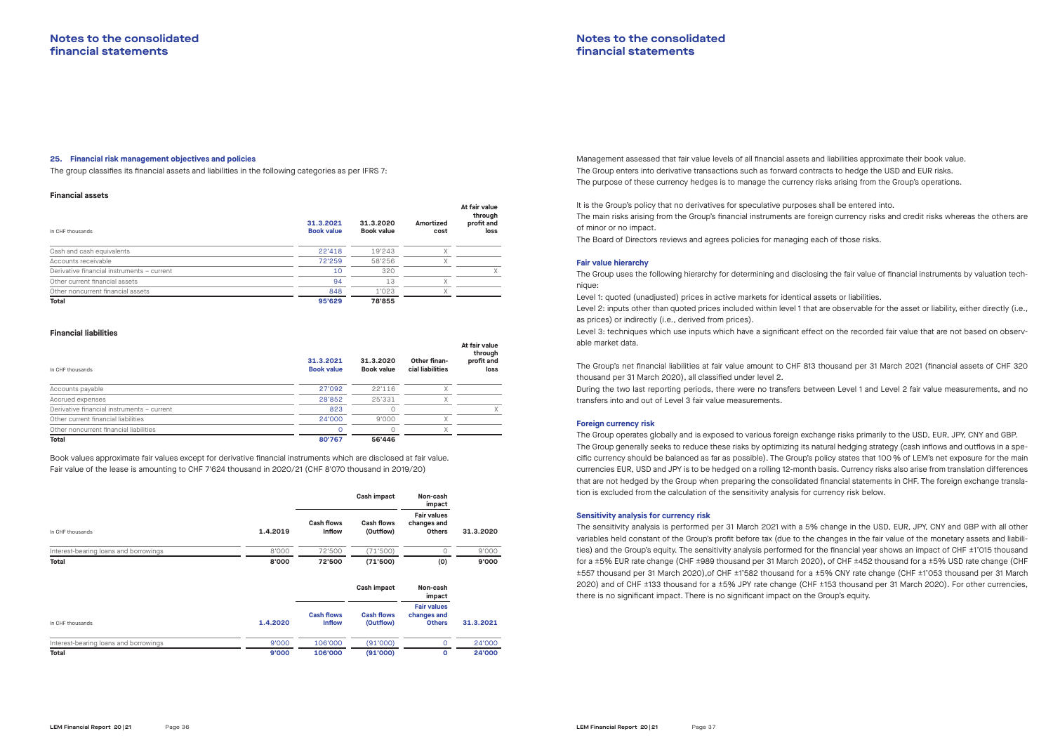### 25. Financial risk management objectives and policies

The group classifies its financial assets and liabilities in the following categories as per IFRS 7:

**Financial assets**

| In CHF thousands | 31.3.2021 Book value | 31.3.2020 Book value | Amortized cost | At fair value through profit and loss |
|---|---|---|---|---|
| Cash and cash equivalents | 22'418 | 19'243 | X | |
| Accounts receivable | 72'259 | 58'256 | X | |
| Derivative financial instruments – current | 10 | 320 | | X |
| Other current financial assets | 94 | 13 | X | |
| Other noncurrent financial assets | 848 | 1'023 | X | |
| **Total** | **95'629** | **78'855** | | |

**Financial liabilities**

| In CHF thousands | 31.3.2021 Book value | 31.3.2020 Book value | Other financial liabilities | At fair value through profit and loss |
|---|---|---|---|---|
| Accounts payable | 27'092 | 22'116 | X | |
| Accrued expenses | 28'852 | 25'331 | X | |
| Derivative financial instruments – current | 823 | 0 | | X |
| Other current financial liabilities | 24'000 | 9'000 | X | |
| Other noncurrent financial liabilities | 0 | 0 | X | |
| **Total** | **80'767** | **56'446** | | |

Book values approximate fair values except for derivative financial instruments which are disclosed at fair value. Fair value of the lease is amounting to CHF 7'624 thousand in 2020/21 (CHF 8'070 thousand in 2019/20)

| | | Cash impact | | Non-cash impact | |
|---|---|---|---|---|---|
| In CHF thousands | 1.4.2019 | Cash flows Inflow | Cash flows (Outflow) | Fair values changes and Others | 31.3.2020 |
| Interest-bearing loans and borrowings | 8'000 | 72'500 | (71'500) | 0 | 9'000 |
| **Total** | **8'000** | **72'500** | **(71'500)** | **(0)** | **9'000** |

| | | Cash impact | | Non-cash impact | |
|---|---|---|---|---|---|
| In CHF thousands | 1.4.2020 | Cash flows Inflow | Cash flows (Outflow) | Fair values changes and Others | 31.3.2021 |
| Interest-bearing loans and borrowings | 9'000 | 106'000 | (91'000) | 0 | 24'000 |
| **Total** | **9'000** | **106'000** | **(91'000)** | **0** | **24'000** |

Management assessed that fair value levels of all financial assets and liabilities approximate their book value. The Group enters into derivative transactions such as forward contracts to hedge the USD and EUR risks. The purpose of these currency hedges is to manage the currency risks arising from the Group's operations.

It is the Group's policy that no derivatives for speculative purposes shall be entered into. The main risks arising from the Group's financial instruments are foreign currency risks and credit risks whereas the others are of minor or no impact. The Board of Directors reviews and agrees policies for managing each of those risks.

#### Fair value hierarchy

The Group uses the following hierarchy for determining and disclosing the fair value of financial instruments by valuation technique:

Level 1: quoted (unadjusted) prices in active markets for identical assets or liabilities.

Level 2: inputs other than quoted prices included within level 1 that are observable for the asset or liability, either directly (i.e., as prices) or indirectly (i.e., derived from prices).

Level 3: techniques which use inputs which have a significant effect on the recorded fair value that are not based on observable market data.

The Group's net financial liabilities at fair value amount to CHF 813 thousand per 31 March 2021 (financial assets of CHF 320 thousand per 31 March 2020), all classified under level 2. During the two last reporting periods, there were no transfers between Level 1 and Level 2 fair value measurements, and no transfers into and out of Level 3 fair value measurements.

#### Foreign currency risk

The Group operates globally and is exposed to various foreign exchange risks primarily to the USD, EUR, JPY, CNY and GBP. The Group generally seeks to reduce these risks by optimizing its natural hedging strategy (cash inflows and outflows in a specific currency should be balanced as far as possible). The Group's policy states that 100 % of LEM's net exposure for the main currencies EUR, USD and JPY is to be hedged on a rolling 12-month basis. Currency risks also arise from translation differences that are not hedged by the Group when preparing the consolidated financial statements in CHF. The foreign exchange translation is excluded from the calculation of the sensitivity analysis for currency risk below.

#### Sensitivity analysis for currency risk

The sensitivity analysis is performed per 31 March 2021 with a 5% change in the USD, EUR, JPY, CNY and GBP with all other variables held constant of the Group's profit before tax (due to the changes in the fair value of the monetary assets and liabilities) and the Group's equity. The sensitivity analysis performed for the financial year shows an impact of CHF ±1'015 thousand for a ±5% EUR rate change (CHF ±989 thousand per 31 March 2020), of CHF ±452 thousand for a ±5% USD rate change (CHF ±557 thousand per 31 March 2020),of CHF ±1'582 thousand for a ±5% CNY rate change (CHF ±1'053 thousand per 31 March 2020) and of CHF ±133 thousand for a ±5% JPY rate change (CHF ±153 thousand per 31 March 2020). For other currencies, there is no significant impact. There is no significant impact on the Group's equity.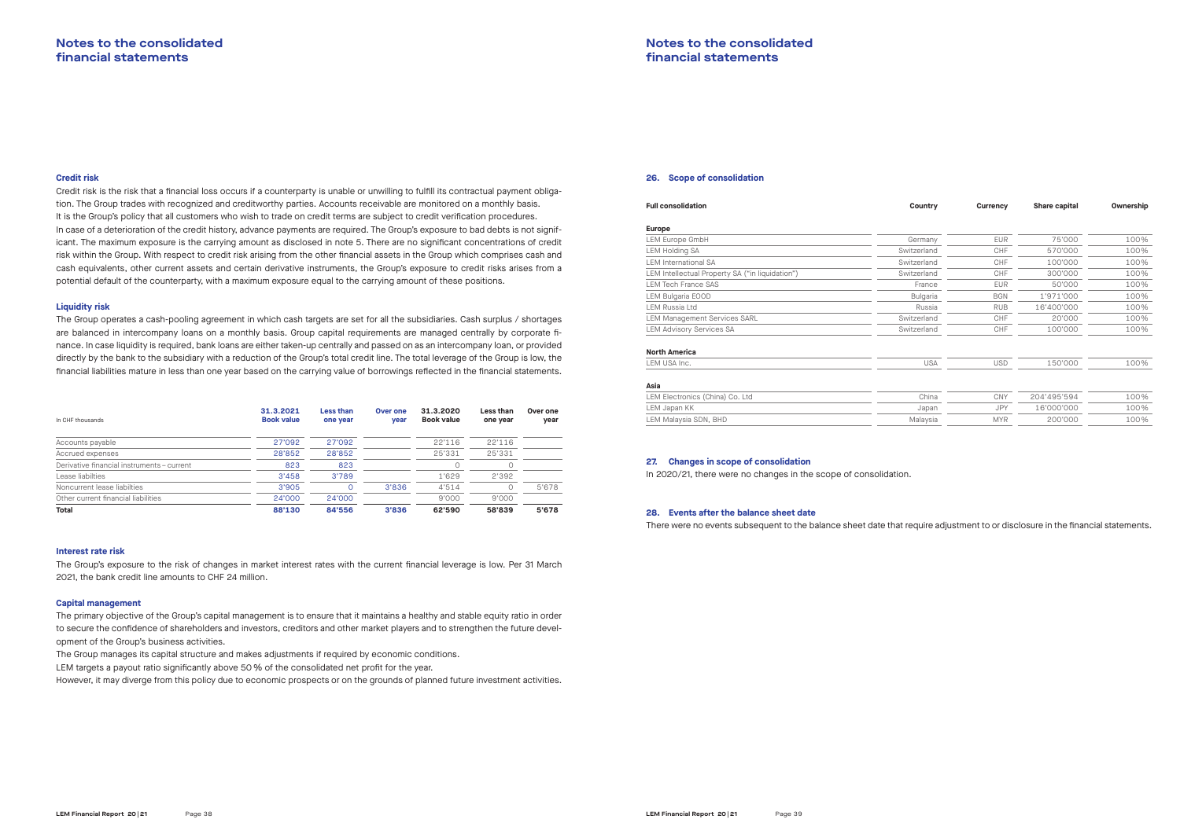### Credit risk

Credit risk is the risk that a financial loss occurs if a counterparty is unable or unwilling to fulfill its contractual payment obligation. The Group trades with recognized and creditworthy parties. Accounts receivable are monitored on a monthly basis.
It is the Group's policy that all customers who wish to trade on credit terms are subject to credit verification procedures.
In case of a deterioration of the credit history, advance payments are required. The Group's exposure to bad debts is not significant. The maximum exposure is the carrying amount as disclosed in note 5. There are no significant concentrations of credit risk within the Group. With respect to credit risk arising from the other financial assets in the Group which comprises cash and cash equivalents, other current assets and certain derivative instruments, the Group's exposure to credit risks arises from a potential default of the counterparty, with a maximum exposure equal to the carrying amount of these positions.

### Liquidity risk

The Group operates a cash-pooling agreement in which cash targets are set for all the subsidiaries. Cash surplus / shortages are balanced in intercompany loans on a monthly basis. Group capital requirements are managed centrally by corporate finance. In case liquidity is required, bank loans are either taken-up centrally and passed on as an intercompany loan, or provided directly by the bank to the subsidiary with a reduction of the Group's total credit line. The total leverage of the Group is low, the financial liabilities mature in less than one year based on the carrying value of borrowings reflected in the financial statements.

| In CHF thousands | 31.3.2021 Book value | Less than one year | Over one year | 31.3.2020 Book value | Less than one year | Over one year |
|---|---|---|---|---|---|---|
| Accounts payable | 27'092 | 27'092 | | 22'116 | 22'116 | |
| Accrued expenses | 28'852 | 28'852 | | 25'331 | 25'331 | |
| Derivative financial instruments – current | 823 | 823 | | 0 | 0 | |
| Lease liabilties | 3'458 | 3'789 | | 1'629 | 2'392 | |
| Noncurrent lease liabilties | 3'905 | 0 | 3'836 | 4'514 | 0 | 5'678 |
| Other current financial liabilities | 24'000 | 24'000 | | 9'000 | 9'000 | |
| **Total** | **88'130** | **84'556** | **3'836** | **62'590** | **58'839** | **5'678** |

### Interest rate risk

The Group's exposure to the risk of changes in market interest rates with the current financial leverage is low. Per 31 March 2021, the bank credit line amounts to CHF 24 million.

### Capital management

The primary objective of the Group's capital management is to ensure that it maintains a healthy and stable equity ratio in order to secure the confidence of shareholders and investors, creditors and other market players and to strengthen the future development of the Group's business activities.
The Group manages its capital structure and makes adjustments if required by economic conditions.
LEM targets a payout ratio significantly above 50 % of the consolidated net profit for the year.
However, it may diverge from this policy due to economic prospects or on the grounds of planned future investment activities.

### 26. Scope of consolidation

| Full consolidation | Country | Currency | Share capital | Ownership |
|---|---|---|---|---|
| **Europe** | | | | |
| LEM Europe GmbH | Germany | EUR | 75'000 | 100% |
| LEM Holding SA | Switzerland | CHF | 570'000 | 100% |
| LEM International SA | Switzerland | CHF | 100'000 | 100% |
| LEM Intellectual Property SA ("in liquidation") | Switzerland | CHF | 300'000 | 100% |
| LEM Tech France SAS | France | EUR | 50'000 | 100% |
| LEM Bulgaria EOOD | Bulgaria | BGN | 1'971'000 | 100% |
| LEM Russia Ltd | Russia | RUB | 16'400'000 | 100% |
| LEM Management Services SARL | Switzerland | CHF | 20'000 | 100% |
| LEM Advisory Services SA | Switzerland | CHF | 100'000 | 100% |
| **North America** | | | | |
| LEM USA Inc. | USA | USD | 150'000 | 100% |
| **Asia** | | | | |
| LEM Electronics (China) Co. Ltd | China | CNY | 204'495'594 | 100% |
| LEM Japan KK | Japan | JPY | 16'000'000 | 100% |
| LEM Malaysia SDN, BHD | Malaysia | MYR | 200'000 | 100% |

### 27. Changes in scope of consolidation

In 2020/21, there were no changes in the scope of consolidation.

### 28. Events after the balance sheet date

There were no events subsequent to the balance sheet date that require adjustment to or disclosure in the financial statements.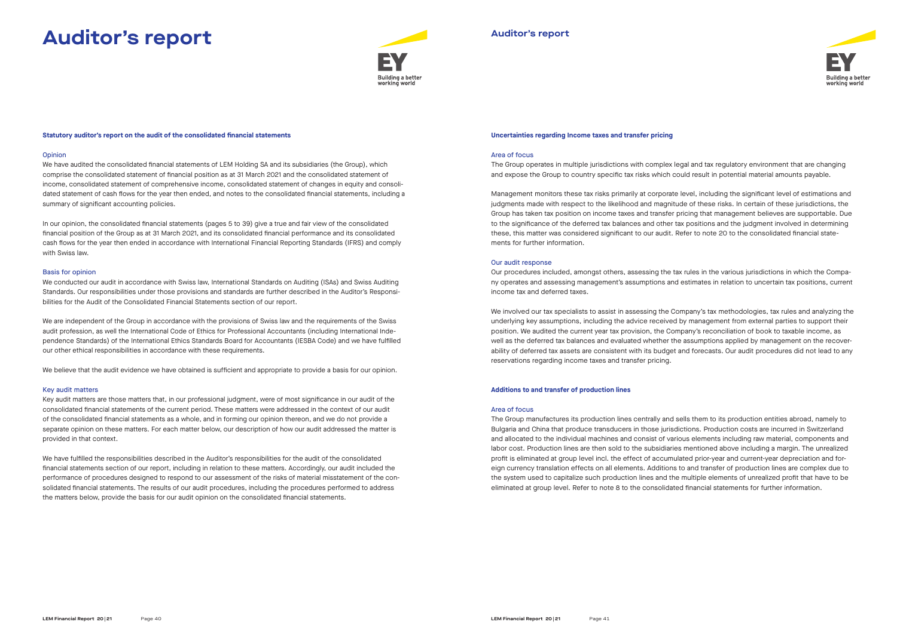# Auditor's report

### Statutory auditor's report on the audit of the consolidated financial statements

#### Opinion

We have audited the consolidated financial statements of LEM Holding SA and its subsidiaries (the Group), which comprise the consolidated statement of financial position as at 31 March 2021 and the consolidated statement of income, consolidated statement of comprehensive income, consolidated statement of changes in equity and consolidated statement of cash flows for the year then ended, and notes to the consolidated financial statements, including a summary of significant accounting policies.

In our opinion, the consolidated financial statements (pages 5 to 39) give a true and fair view of the consolidated financial position of the Group as at 31 March 2021, and its consolidated financial performance and its consolidated cash flows for the year then ended in accordance with International Financial Reporting Standards (IFRS) and comply with Swiss law.

#### Basis for opinion

We conducted our audit in accordance with Swiss law, International Standards on Auditing (ISAs) and Swiss Auditing Standards. Our responsibilities under those provisions and standards are further described in the Auditor's Responsibilities for the Audit of the Consolidated Financial Statements section of our report.

We are independent of the Group in accordance with the provisions of Swiss law and the requirements of the Swiss audit profession, as well the International Code of Ethics for Professional Accountants (including International Independence Standards) of the International Ethics Standards Board for Accountants (IESBA Code) and we have fulfilled our other ethical responsibilities in accordance with these requirements.

We believe that the audit evidence we have obtained is sufficient and appropriate to provide a basis for our opinion.

#### Key audit matters

Key audit matters are those matters that, in our professional judgment, were of most significance in our audit of the consolidated financial statements of the current period. These matters were addressed in the context of our audit of the consolidated financial statements as a whole, and in forming our opinion thereon, and we do not provide a separate opinion on these matters. For each matter below, our description of how our audit addressed the matter is provided in that context.

We have fulfilled the responsibilities described in the Auditor's responsibilities for the audit of the consolidated financial statements section of our report, including in relation to these matters. Accordingly, our audit included the performance of procedures designed to respond to our assessment of the risks of material misstatement of the consolidated financial statements. The results of our audit procedures, including the procedures performed to address the matters below, provide the basis for our audit opinion on the consolidated financial statements.

### Uncertainties regarding Income taxes and transfer pricing

#### Area of focus

The Group operates in multiple jurisdictions with complex legal and tax regulatory environment that are changing and expose the Group to country specific tax risks which could result in potential material amounts payable.

Management monitors these tax risks primarily at corporate level, including the significant level of estimations and judgments made with respect to the likelihood and magnitude of these risks. In certain of these jurisdictions, the Group has taken tax position on income taxes and transfer pricing that management believes are supportable. Due to the significance of the deferred tax balances and other tax positions and the judgment involved in determining these, this matter was considered significant to our audit. Refer to note 20 to the consolidated financial statements for further information.

#### Our audit response

Our procedures included, amongst others, assessing the tax rules in the various jurisdictions in which the Company operates and assessing management's assumptions and estimates in relation to uncertain tax positions, current income tax and deferred taxes.

We involved our tax specialists to assist in assessing the Company's tax methodologies, tax rules and analyzing the underlying key assumptions, including the advice received by management from external parties to support their position. We audited the current year tax provision, the Company's reconciliation of book to taxable income, as well as the deferred tax balances and evaluated whether the assumptions applied by management on the recoverability of deferred tax assets are consistent with its budget and forecasts. Our audit procedures did not lead to any reservations regarding income taxes and transfer pricing.

### Additions to and transfer of production lines

#### Area of focus

The Group manufactures its production lines centrally and sells them to its production entities abroad, namely to Bulgaria and China that produce transducers in those jurisdictions. Production costs are incurred in Switzerland and allocated to the individual machines and consist of various elements including raw material, components and labor cost. Production lines are then sold to the subsidiaries mentioned above including a margin. The unrealized profit is eliminated at group level incl. the effect of accumulated prior-year and current-year depreciation and foreign currency translation effects on all elements. Additions to and transfer of production lines are complex due to the system used to capitalize such production lines and the multiple elements of unrealized profit that have to be eliminated at group level. Refer to note 8 to the consolidated financial statements for further information.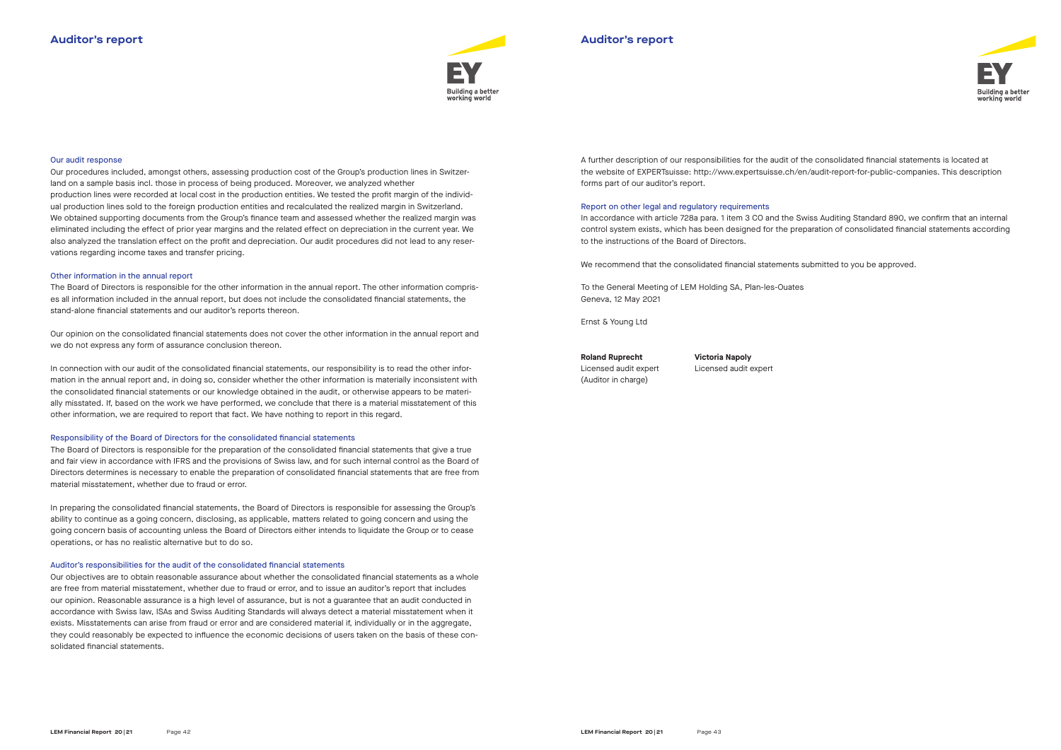# Auditor's report

### Our audit response

Our procedures included, amongst others, assessing production cost of the Group's production lines in Switzerland on a sample basis incl. those in process of being produced. Moreover, we analyzed whether production lines were recorded at local cost in the production entities. We tested the profit margin of the individual production lines sold to the foreign production entities and recalculated the realized margin in Switzerland. We obtained supporting documents from the Group's finance team and assessed whether the realized margin was eliminated including the effect of prior year margins and the related effect on depreciation in the current year. We also analyzed the translation effect on the profit and depreciation. Our audit procedures did not lead to any reservations regarding income taxes and transfer pricing.

### Other information in the annual report

The Board of Directors is responsible for the other information in the annual report. The other information comprises all information included in the annual report, but does not include the consolidated financial statements, the stand-alone financial statements and our auditor's reports thereon.

Our opinion on the consolidated financial statements does not cover the other information in the annual report and we do not express any form of assurance conclusion thereon.

In connection with our audit of the consolidated financial statements, our responsibility is to read the other information in the annual report and, in doing so, consider whether the other information is materially inconsistent with the consolidated financial statements or our knowledge obtained in the audit, or otherwise appears to be materially misstated. If, based on the work we have performed, we conclude that there is a material misstatement of this other information, we are required to report that fact. We have nothing to report in this regard.

### Responsibility of the Board of Directors for the consolidated financial statements

The Board of Directors is responsible for the preparation of the consolidated financial statements that give a true and fair view in accordance with IFRS and the provisions of Swiss law, and for such internal control as the Board of Directors determines is necessary to enable the preparation of consolidated financial statements that are free from material misstatement, whether due to fraud or error.

In preparing the consolidated financial statements, the Board of Directors is responsible for assessing the Group's ability to continue as a going concern, disclosing, as applicable, matters related to going concern and using the going concern basis of accounting unless the Board of Directors either intends to liquidate the Group or to cease operations, or has no realistic alternative but to do so.

### Auditor's responsibilities for the audit of the consolidated financial statements

Our objectives are to obtain reasonable assurance about whether the consolidated financial statements as a whole are free from material misstatement, whether due to fraud or error, and to issue an auditor's report that includes our opinion. Reasonable assurance is a high level of assurance, but is not a guarantee that an audit conducted in accordance with Swiss law, ISAs and Swiss Auditing Standards will always detect a material misstatement when it exists. Misstatements can arise from fraud or error and are considered material if, individually or in the aggregate, they could reasonably be expected to influence the economic decisions of users taken on the basis of these consolidated financial statements.

A further description of our responsibilities for the audit of the consolidated financial statements is located at the website of EXPERTsuisse: http://www.expertsuisse.ch/en/audit-report-for-public-companies. This description forms part of our auditor's report.

### Report on other legal and regulatory requirements

In accordance with article 728a para. 1 item 3 CO and the Swiss Auditing Standard 890, we confirm that an internal control system exists, which has been designed for the preparation of consolidated financial statements according to the instructions of the Board of Directors.

We recommend that the consolidated financial statements submitted to you be approved.

To the General Meeting of LEM Holding SA, Plan-les-Ouates
Geneva, 12 May 2021

Ernst & Young Ltd

| **Roland Ruprecht** | **Victoria Napoly** |
|---|---|
| Licensed audit expert | Licensed audit expert |
| (Auditor in charge) | |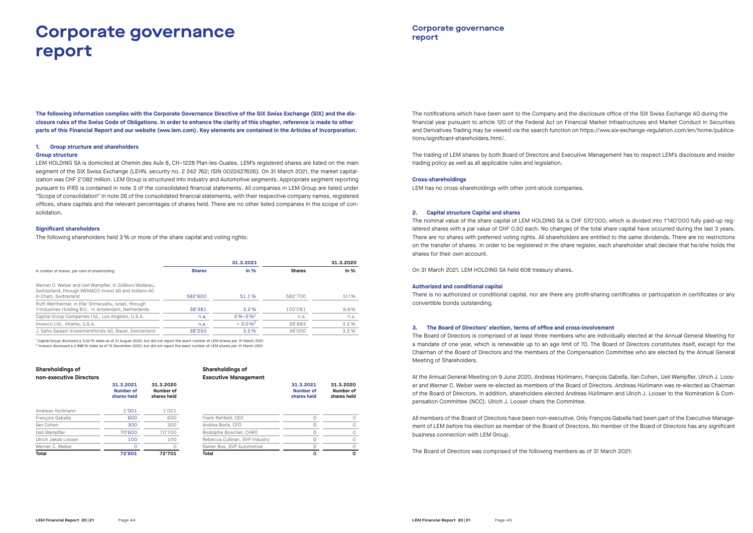# Corporate governance report

**The following information complies with the Corporate Governance Directive of the SIX Swiss Exchange (SIX) and the disclosure rules of the Swiss Code of Obligations. In order to enhance the clarity of this chapter, reference is made to other parts of this Financial Report and our website (www.lem.com). Key elements are contained in the Articles of Incorporation.**

## 1. Group structure and shareholders

### Group structure

LEM HOLDING SA is domiciled at Chemin des Aulx 8, CH–1228 Plan-les-Ouates. LEM's registered shares are listed on the main segment of the SIX Swiss Exchange (LEHN, security no. 2 242 762; ISIN 0022427626). On 31 March 2021, the market capitalization was CHF 2'082 million. LEM Group is structured into Industry and Automotive segments. Appropriate segment reporting pursuant to IFRS is contained in note 3 of the consolidated financial statements. All companies in LEM Group are listed under "Scope of consolidation" in note 26 of the consolidated financial statements, with their respective company names, registered offices, share capitals and the relevant percentages of shares held. There are no other listed companies in the scope of consolidation.

### Significant shareholders

The following shareholders held 3 % or more of the share capital and voting rights:

| In number of shares, per cent of shareholding | 31.3.2021 | | 31.3.2020 | |
|---|---|---|---|---|
| | **Shares** | **In %** | **Shares** | **In %** |
| Werner O. Weber and Ueli Wampfler, in Zollikon/Wollerau, Switzerland, through WEMACO Invest AG and Voltano AG in Cham, Switzerland | 582'600 | 51.1 % | 582'700 | 51.1 % |
| Ruth Wertheimer, in Kfar Shmaryahu, Israel, through 7-Industries Holding B.V., in Amsterdam, Netherlands | 36'381 | 3.2 % | 100'081 | 8.8 % |
| Capital Group Companies Ltd., Los Angeles, U.S.A. | n.a. | 3 %–5 %[1] | n.a. | n.a. |
| Invesco Ltd., Atlanta, U.S.A. | n.a. | < 3.0 %[2] | 36'883 | 3.2 % |
| J. Safra Sarasin Investmentfonds AG, Basel, Switzerland | 36'250 | 3.2 % | 36'000 | 3.2 % |

[1] Capital Group disclosed a 3.02 % stake as of 31 August 2020, but did not report the exact number of LEM shares per 31 March 2021
[2] Invesco disclosed a 2.998 % stake as of 15 December 2020, but did not report the exact number of LEM shares per 31 March 2021

### Shareholdings of non-executive Directors

| | 31.3.2021 Number of shares held | 31.3.2020 Number of shares held |
|---|---|---|
| Andreas Hürlimann | 1'001 | 1'001 |
| François Gabella | 600 | 600 |
| Ilan Cohen | 300 | 300 |
| Ueli Wampfler | 70'600 | 70'700 |
| Ulrich Jakob Looser | 100 | 100 |
| Werner C. Weber | 0 | 0 |
| **Total** | **72'601** | **72'701** |

### Shareholdings of Executive Management

| | 31.3.2021 Number of shares held | 31.3.2020 Number of shares held |
|---|---|---|
| Frank Rehfeld, CEO | 0 | 0 |
| Andrea Borla, CFO | 0 | 0 |
| Rodolphe Boschet, CHRO | 0 | 0 |
| Rebecca Cullinan, SVP Industry | 0 | 0 |
| Rainer Bos, SVP Automotive | 0 | 0 |
| **Total** | **0** | **0** |

The notifications which have been sent to the Company and the disclosure office of the SIX Swiss Exchange AG during the financial year pursuant to article 120 of the Federal Act on Financial Market Infrastructures and Market Conduct in Securities and Derivatives Trading may be viewed via the search function on https://www.six-exchange-regulation.com/en/home/publications/significant-shareholders.html/.

The trading of LEM shares by both Board of Directors and Executive Management has to respect LEM's disclosure and insider trading policy as well as all applicable rules and legislation.

### Cross-shareholdings

LEM has no cross-shareholdings with other joint-stock companies.

## 2. Capital structure Capital and shares

The nominal value of the share capital of LEM HOLDING SA is CHF 570'000, which is divided into 1'140'000 fully paid-up registered shares with a par value of CHF 0.50 each. No changes of the total share capital have occurred during the last 3 years. There are no shares with preferred voting rights. All shareholders are entitled to the same dividends. There are no restrictions on the transfer of shares. In order to be registered in the share register, each shareholder shall declare that he/she holds the shares for their own account.

On 31 March 2021, LEM HOLDING SA held 608 treasury shares.

### Authorized and conditional capital

There is no authorized or conditional capital, nor are there any profit-sharing certificates or participation in certificates or any convertible bonds outstanding.

## 3. The Board of Directors' election, terms of office and cross-involvement

The Board of Directors is comprised of at least three members who are individually elected at the Annual General Meeting for a mandate of one year, which is renewable up to an age limit of 70. The Board of Directors constitutes itself, except for the Chairman of the Board of Directors and the members of the Compensation Committee who are elected by the Annual General Meeting of Shareholders.

At the Annual General Meeting on 9 June 2020, Andreas Hürlimann, François Gabella, Ilan Cohen, Ueli Wampfler, Ulrich J. Looser and Werner C. Weber were re-elected as members of the Board of Directors. Andreas Hürlimann was re-elected as Chairman of the Board of Directors. In addition, shareholders elected Andreas Hürlimann and Ulrich J. Looser to the Nomination & Compensation Committee (NCC). Ulrich J. Looser chairs the Committee.

All members of the Board of Directors have been non-executive. Only François Gabella had been part of the Executive Management of LEM before his election as member of the Board of Directors. No member of the Board of Directors has any significant business connection with LEM Group.

The Board of Directors was comprised of the following members as of 31 March 2021: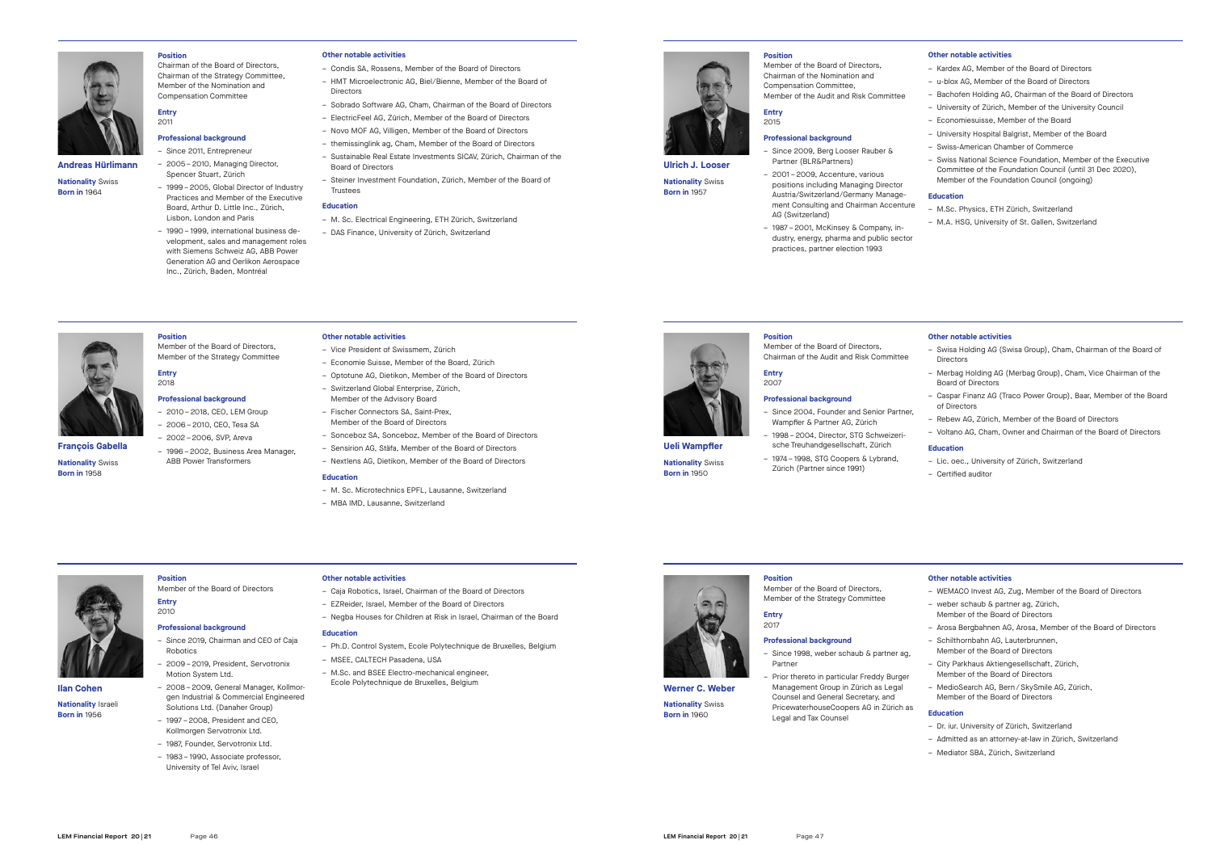## Andreas Hürlimann

**Nationality** Swiss
**Born in** 1964

**Position**
Chairman of the Board of Directors, Chairman of the Strategy Committee, Member of the Nomination and Compensation Committee

**Entry**
2011

**Professional background**
- Since 2011, Entrepreneur
- 2005 – 2010, Managing Director, Spencer Stuart, Zürich
- 1999 – 2005, Global Director of Industry Practices and Member of the Executive Board, Arthur D. Little Inc., Zürich, Lisbon, London and Paris
- 1990 – 1999, international business development, sales and management roles with Siemens Schweiz AG, ABB Power Generation AG and Oerlikon Aerospace Inc., Zürich, Baden, Montréal

**Other notable activities**
- Condis SA, Rossens, Member of the Board of Directors
- HMT Microelectronic AG, Biel/Bienne, Member of the Board of Directors
- Sobrado Software AG, Cham, Chairman of the Board of Directors
- ElectricFeel AG, Zürich, Member of the Board of Directors
- Novo MOF AG, Villigen, Member of the Board of Directors
- themissinglink ag, Cham, Member of the Board of Directors
- Sustainable Real Estate Investments SICAV, Zürich, Chairman of the Board of Directors
- Steiner Investment Foundation, Zürich, Member of the Board of Trustees

**Education**
- M. Sc. Electrical Engineering, ETH Zürich, Switzerland
- DAS Finance, University of Zürich, Switzerland

## François Gabella

**Nationality** Swiss
**Born in** 1958

**Position**
Member of the Board of Directors, Member of the Strategy Committee

**Entry**
2018

**Professional background**
- 2010 – 2018, CEO, LEM Group
- 2006 – 2010, CEO, Tesa SA
- 2002 – 2006, SVP, Areva
- 1996 – 2002, Business Area Manager, ABB Power Transformers

**Other notable activities**
- Vice President of Swissmem, Zürich
- Economie Suisse, Member of the Board, Zürich
- Optotune AG, Dietikon, Member of the Board of Directors
- Switzerland Global Enterprise, Zürich, Member of the Advisory Board
- Fischer Connectors SA, Saint-Prex, Member of the Board of Directors
- Sonceboz SA, Sonceboz, Member of the Board of Directors
- Sensirion AG, Stäfa, Member of the Board of Directors
- Nextlens AG, Dietikon, Member of the Board of Directors

**Education**
- M. Sc. Microtechnics EPFL, Lausanne, Switzerland
- MBA IMD, Lausanne, Switzerland

## Ilan Cohen

**Nationality** Israeli
**Born in** 1956

**Position**
Member of the Board of Directors

**Entry**
2010

**Professional background**
- Since 2019, Chairman and CEO of Caja Robotics
- 2009 – 2019, President, Servotronix Motion System Ltd.
- 2008 – 2009, General Manager, Kollmorgen Industrial & Commercial Engineered Solutions Ltd. (Danaher Group)
- 1997 – 2008, President and CEO, Kollmorgen Servotronix Ltd.
- 1987, Founder, Servotronix Ltd.
- 1983 – 1990, Associate professor, University of Tel Aviv, Israel

**Other notable activities**
- Caja Robotics, Israel, Chairman of the Board of Directors
- EZReider, Israel, Member of the Board of Directors
- Negba Houses for Children at Risk in Israel, Chairman of the Board

**Education**
- Ph.D. Control System, Ecole Polytechnique de Bruxelles, Belgium
- MSEE, CALTECH Pasadena, USA
- M.Sc. and BSEE Electro-mechanical engineer, Ecole Polytechnique de Bruxelles, Belgium

## Ulrich J. Looser

**Nationality** Swiss
**Born in** 1957

**Position**
Member of the Board of Directors, Chairman of the Nomination and Compensation Committee, Member of the Audit and Risk Committee

**Entry**
2015

**Professional background**
- Since 2009, Berg Looser Rauber & Partner (BLR&Partners)
- 2001 – 2009, Accenture, various positions including Managing Director Austria/Switzerland/Germany Management Consulting and Chairman Accenture AG (Switzerland)
- 1987 – 2001, McKinsey & Company, industry, energy, pharma and public sector practices, partner election 1993

**Other notable activities**
- Kardex AG, Member of the Board of Directors
- u-blox AG, Member of the Board of Directors
- Bachofen Holding AG, Chairman of the Board of Directors
- University of Zürich, Member of the University Council
- Economiesuisse, Member of the Board
- University Hospital Balgrist, Member of the Board
- Swiss-American Chamber of Commerce
- Swiss National Science Foundation, Member of the Executive Committee of the Foundation Council (until 31 Dec 2020), Member of the Foundation Council (ongoing)

**Education**
- M.Sc. Physics, ETH Zürich, Switzerland
- M.A. HSG, University of St. Gallen, Switzerland

## Ueli Wampfler

**Nationality** Swiss
**Born in** 1950

**Position**
Member of the Board of Directors, Chairman of the Audit and Risk Committee

**Entry**
2007

**Professional background**
- Since 2004, Founder and Senior Partner, Wampfler & Partner AG, Zürich
- 1998 – 2004, Director, STG Schweizerische Treuhandgesellschaft, Zürich
- 1974 – 1998, STG Coopers & Lybrand, Zürich (Partner since 1991)

**Other notable activities**
- Swisa Holding AG (Swisa Group), Cham, Chairman of the Board of Directors
- Merbag Holding AG (Merbag Group), Cham, Vice Chairman of the Board of Directors
- Caspar Finanz AG (Traco Power Group), Baar, Member of the Board of Directors
- Rebew AG, Zürich, Member of the Board of Directors
- Voltano AG, Cham, Owner and Chairman of the Board of Directors

**Education**
- Lic. oec., University of Zürich, Switzerland
- Certified auditor

## Werner C. Weber

**Nationality** Swiss
**Born in** 1960

**Position**
Member of the Board of Directors, Member of the Strategy Committee

**Entry**
2017

**Professional background**
- Since 1998, weber schaub & partner ag, Partner
- Prior thereto in particular Freddy Burger Management Group in Zürich as Legal Counsel and General Secretary, and PricewaterhouseCoopers AG in Zürich as Legal and Tax Counsel

**Other notable activities**
- WEMACO Invest AG, Zug, Member of the Board of Directors
- weber schaub & partner ag, Zürich, Member of the Board of Directors
- Arosa Bergbahnen AG, Arosa, Member of the Board of Directors
- Schilthornbahn AG, Lauterbrunnen, Member of the Board of Directors
- City Parkhaus Aktiengesellschaft, Zürich, Member of the Board of Directors
- MedioSearch AG, Bern / SkySmile AG, Zürich, Member of the Board of Directors

**Education**
- Dr. iur. University of Zürich, Switzerland
- Admitted as an attorney-at-law in Zürich, Switzerland
- Mediator SBA, Zürich, Switzerland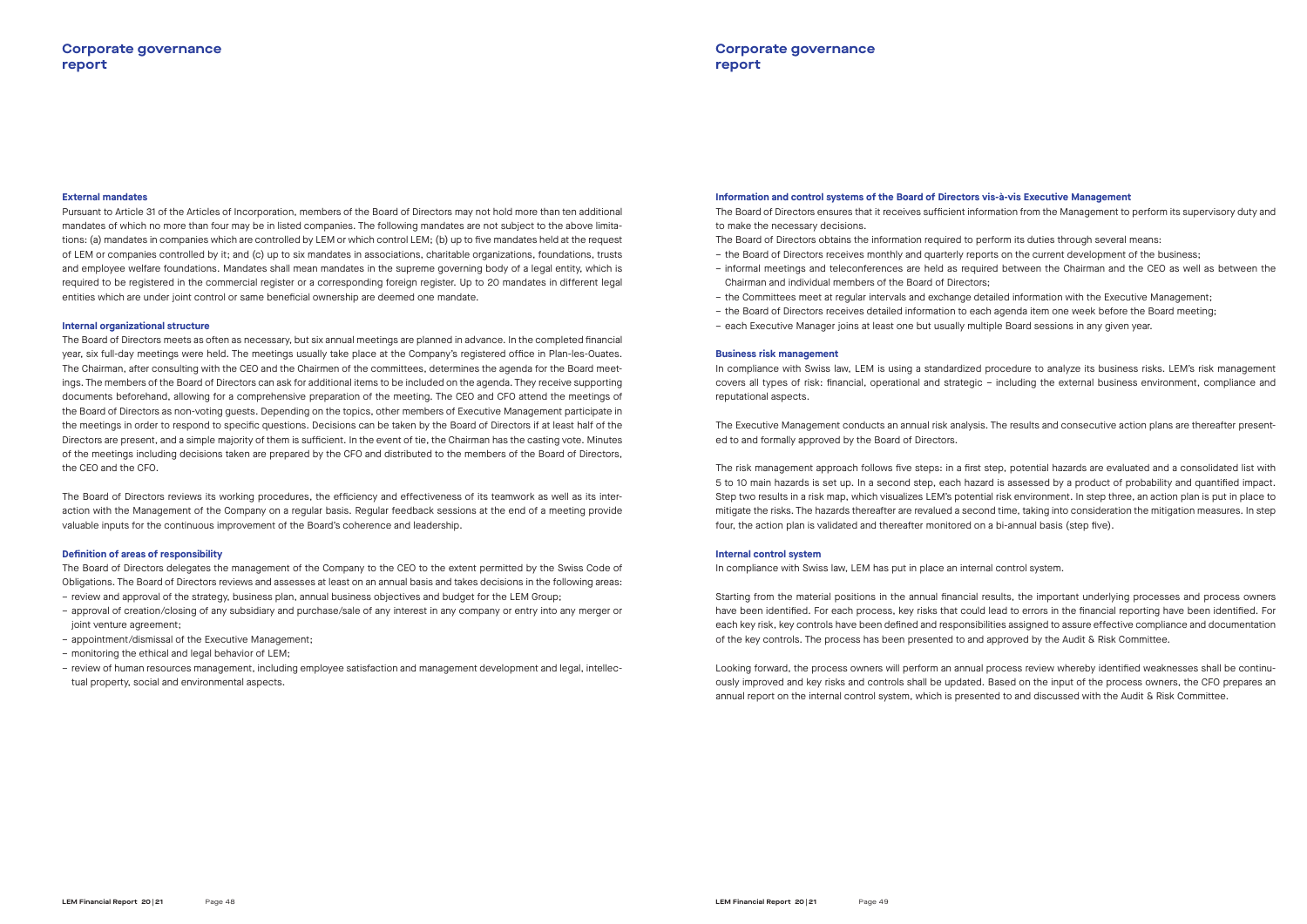# Corporate governance report

### External mandates

Pursuant to Article 31 of the Articles of Incorporation, members of the Board of Directors may not hold more than ten additional mandates of which no more than four may be in listed companies. The following mandates are not subject to the above limitations: (a) mandates in companies which are controlled by LEM or which control LEM; (b) up to five mandates held at the request of LEM or companies controlled by it; and (c) up to six mandates in associations, charitable organizations, foundations, trusts and employee welfare foundations. Mandates shall mean mandates in the supreme governing body of a legal entity, which is required to be registered in the commercial register or a corresponding foreign register. Up to 20 mandates in different legal entities which are under joint control or same beneficial ownership are deemed one mandate.

### Internal organizational structure

The Board of Directors meets as often as necessary, but six annual meetings are planned in advance. In the completed financial year, six full-day meetings were held. The meetings usually take place at the Company's registered office in Plan-les-Ouates. The Chairman, after consulting with the CEO and the Chairmen of the committees, determines the agenda for the Board meetings. The members of the Board of Directors can ask for additional items to be included on the agenda. They receive supporting documents beforehand, allowing for a comprehensive preparation of the meeting. The CEO and CFO attend the meetings of the Board of Directors as non-voting guests. Depending on the topics, other members of Executive Management participate in the meetings in order to respond to specific questions. Decisions can be taken by the Board of Directors if at least half of the Directors are present, and a simple majority of them is sufficient. In the event of tie, the Chairman has the casting vote. Minutes of the meetings including decisions taken are prepared by the CFO and distributed to the members of the Board of Directors, the CEO and the CFO.

The Board of Directors reviews its working procedures, the efficiency and effectiveness of its teamwork as well as its interaction with the Management of the Company on a regular basis. Regular feedback sessions at the end of a meeting provide valuable inputs for the continuous improvement of the Board's coherence and leadership.

### Definition of areas of responsibility

The Board of Directors delegates the management of the Company to the CEO to the extent permitted by the Swiss Code of Obligations. The Board of Directors reviews and assesses at least on an annual basis and takes decisions in the following areas:

- review and approval of the strategy, business plan, annual business objectives and budget for the LEM Group;
- approval of creation/closing of any subsidiary and purchase/sale of any interest in any company or entry into any merger or joint venture agreement;
- appointment/dismissal of the Executive Management;
- monitoring the ethical and legal behavior of LEM;
- review of human resources management, including employee satisfaction and management development and legal, intellectual property, social and environmental aspects.

### Information and control systems of the Board of Directors vis-à-vis Executive Management

The Board of Directors ensures that it receives sufficient information from the Management to perform its supervisory duty and to make the necessary decisions.

The Board of Directors obtains the information required to perform its duties through several means:

- the Board of Directors receives monthly and quarterly reports on the current development of the business;
- informal meetings and teleconferences are held as required between the Chairman and the CEO as well as between the Chairman and individual members of the Board of Directors;
- the Committees meet at regular intervals and exchange detailed information with the Executive Management;
- the Board of Directors receives detailed information to each agenda item one week before the Board meeting;
- each Executive Manager joins at least one but usually multiple Board sessions in any given year.

### Business risk management

In compliance with Swiss law, LEM is using a standardized procedure to analyze its business risks. LEM's risk management covers all types of risk: financial, operational and strategic – including the external business environment, compliance and reputational aspects.

The Executive Management conducts an annual risk analysis. The results and consecutive action plans are thereafter presented to and formally approved by the Board of Directors.

The risk management approach follows five steps: in a first step, potential hazards are evaluated and a consolidated list with 5 to 10 main hazards is set up. In a second step, each hazard is assessed by a product of probability and quantified impact. Step two results in a risk map, which visualizes LEM's potential risk environment. In step three, an action plan is put in place to mitigate the risks. The hazards thereafter are revalued a second time, taking into consideration the mitigation measures. In step four, the action plan is validated and thereafter monitored on a bi-annual basis (step five).

### Internal control system

In compliance with Swiss law, LEM has put in place an internal control system.

Starting from the material positions in the annual financial results, the important underlying processes and process owners have been identified. For each process, key risks that could lead to errors in the financial reporting have been identified. For each key risk, key controls have been defined and responsibilities assigned to assure effective compliance and documentation of the key controls. The process has been presented to and approved by the Audit & Risk Committee.

Looking forward, the process owners will perform an annual process review whereby identified weaknesses shall be continuously improved and key risks and controls shall be updated. Based on the input of the process owners, the CFO prepares an annual report on the internal control system, which is presented to and discussed with the Audit & Risk Committee.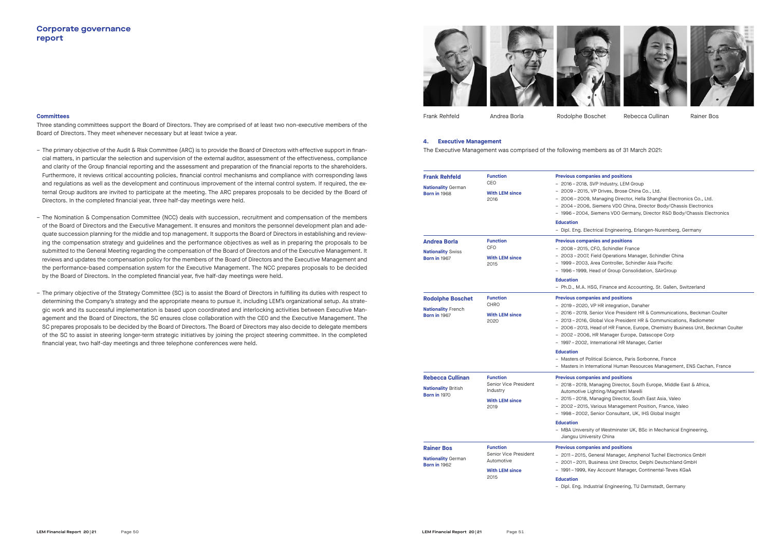# Corporate governance report

### Committees

Three standing committees support the Board of Directors. They are comprised of at least two non-executive members of the Board of Directors. They meet whenever necessary but at least twice a year.

- The primary objective of the Audit & Risk Committee (ARC) is to provide the Board of Directors with effective support in financial matters, in particular the selection and supervision of the external auditor, assessment of the effectiveness, compliance and clarity of the Group financial reporting and the assessment and preparation of the financial reports to the shareholders. Furthermore, it reviews critical accounting policies, financial control mechanisms and compliance with corresponding laws and regulations as well as the development and continuous improvement of the internal control system. If required, the external Group auditors are invited to participate at the meeting. The ARC prepares proposals to be decided by the Board of Directors. In the completed financial year, three half-day meetings were held.

- The Nomination & Compensation Committee (NCC) deals with succession, recruitment and compensation of the members of the Board of Directors and the Executive Management. It ensures and monitors the personnel development plan and adequate succession planning for the middle and top management. It supports the Board of Directors in establishing and reviewing the compensation strategy and guidelines and the performance objectives as well as in preparing the proposals to be submitted to the General Meeting regarding the compensation of the Board of Directors and of the Executive Management. It reviews and updates the compensation policy for the members of the Board of Directors and the Executive Management and the performance-based compensation system for the Executive Management. The NCC prepares proposals to be decided by the Board of Directors. In the completed financial year, five half-day meetings were held.

- The primary objective of the Strategy Committee (SC) is to assist the Board of Directors in fulfilling its duties with respect to determining the Company's strategy and the appropriate means to pursue it, including LEM's organizational setup. As strategic work and its successful implementation is based upon coordinated and interlocking activities between Executive Management and the Board of Directors, the SC ensures close collaboration with the CEO and the Executive Management. The SC prepares proposals to be decided by the Board of Directors. The Board of Directors may also decide to delegate members of the SC to assist in steering longer-term strategic initiatives by joining the project steering committee. In the completed financial year, two half-day meetings and three telephone conferences were held.

Frank Rehfeld | Andrea Borla | Rodolphe Boschet | Rebecca Cullinan | Rainer Bos

## 4. Executive Management

The Executive Management was comprised of the following members as of 31 March 2021:

| Name | Function | Previous companies and positions / Education |
|---|---|---|
| **Frank Rehfeld**<br>**Nationality** German<br>**Born in** 1968 | **Function**<br>CEO<br>**With LEM since**<br>2016 | **Previous companies and positions**<br>– 2016 – 2018, SVP Industry, LEM Group<br>– 2009 – 2015, VP Drives, Brose China Co., Ltd.<br>– 2006 – 2009, Managing Director, Hella Shanghai Electronics Co., Ltd.<br>– 2004 – 2006, Siemens VDO China, Director Body/Chassis Electronics<br>– 1996 – 2004, Siemens VDO Germany, Director R&D Body/Chassis Electronics<br>**Education**<br>– Dipl. Eng. Electrical Engineering, Erlangen-Nuremberg, Germany |
| **Andrea Borla**<br>**Nationality** Swiss<br>**Born in** 1967 | **Function**<br>CFO<br>**With LEM since**<br>2015 | **Previous companies and positions**<br>– 2008 – 2015, CFO, Schindler France<br>– 2003 – 2007, Field Operations Manager, Schindler China<br>– 1999 – 2003, Area Controller, Schindler Asia Pacific<br>– 1996 – 1999, Head of Group Consolidation, SAirGroup<br>**Education**<br>– Ph.D., M.A. HSG, Finance and Accounting, St. Gallen, Switzerland |
| **Rodolphe Boschet**<br>**Nationality** French<br>**Born in** 1967 | **Function**<br>CHRO<br>**With LEM since**<br>2020 | **Previous companies and positions**<br>– 2019 – 2020, VP HR integration, Danaher<br>– 2016 – 2019, Senior Vice President HR & Communications, Beckman Coulter<br>– 2013 – 2016, Global Vice President HR & Communications, Radiometer<br>– 2006 – 2013, Head of HR France, Europe, Chemistry Business Unit, Beckman Coulter<br>– 2002 – 2006, HR Manager Europe, Datascope Corp<br>– 1997 – 2002, International HR Manager, Cartier<br>**Education**<br>– Masters of Political Science, Paris Sorbonne, France<br>– Masters in International Human Resources Management, ENS Cachan, France |
| **Rebecca Cullinan**<br>**Nationality** British<br>**Born in** 1970 | **Function**<br>Senior Vice President Industry<br>**With LEM since**<br>2019 | **Previous companies and positions**<br>– 2018 – 2019, Managing Director, South Europe, Middle East & Africa, Automotive Lighting/Magnetti Marelli<br>– 2015 – 2018, Managing Director, South East Asia, Valeo<br>– 2002 – 2015, Various Management Position, France, Valeo<br>– 1998 – 2002, Senior Consultant, UK, IHS Global Insight<br>**Education**<br>– MBA University of Westminster UK, BSc in Mechanical Engineering, Jiangsu University China |
| **Rainer Bos**<br>**Nationality** German<br>**Born in** 1962 | **Function**<br>Senior Vice President Automotive<br>**With LEM since**<br>2015 | **Previous companies and positions**<br>– 2011 – 2015, General Manager, Amphenol Tuchel Electronics GmbH<br>– 2001 – 2011, Business Unit Director, Delphi Deutschland GmbH<br>– 1991 – 1999, Key Account Manager, Continental-Teves KGaA<br>**Education**<br>– Dipl. Eng. Industrial Engineering, TU Darmstadt, Germany |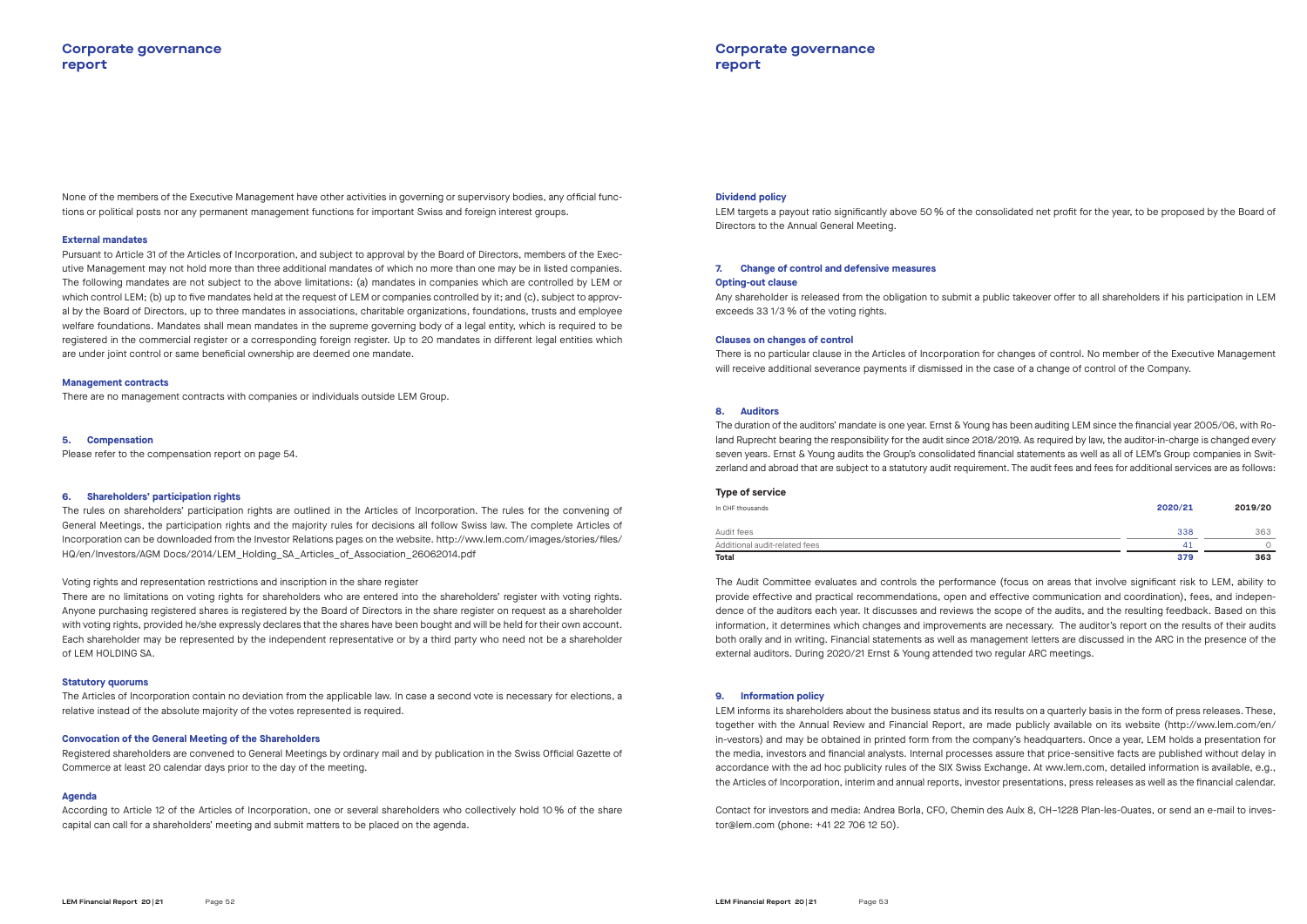None of the members of the Executive Management have other activities in governing or supervisory bodies, any official functions or political posts nor any permanent management functions for important Swiss and foreign interest groups.

### External mandates

Pursuant to Article 31 of the Articles of Incorporation, and subject to approval by the Board of Directors, members of the Executive Management may not hold more than three additional mandates of which no more than one may be in listed companies. The following mandates are not subject to the above limitations: (a) mandates in companies which are controlled by LEM or which control LEM; (b) up to five mandates held at the request of LEM or companies controlled by it; and (c), subject to approval by the Board of Directors, up to three mandates in associations, charitable organizations, foundations, trusts and employee welfare foundations. Mandates shall mean mandates in the supreme governing body of a legal entity, which is required to be registered in the commercial register or a corresponding foreign register. Up to 20 mandates in different legal entities which are under joint control or same beneficial ownership are deemed one mandate.

### Management contracts

There are no management contracts with companies or individuals outside LEM Group.

## 5. Compensation

Please refer to the compensation report on page 54.

## 6. Shareholders' participation rights

The rules on shareholders' participation rights are outlined in the Articles of Incorporation. The rules for the convening of General Meetings, the participation rights and the majority rules for decisions all follow Swiss law. The complete Articles of Incorporation can be downloaded from the Investor Relations pages on the website. http://ww.lem.com/images/stories/files/HQ/en/Investors/AGM Docs/2014/LEM_Holding_SA_Articles_of_Association_26062014.pdf

Voting rights and representation restrictions and inscription in the share register

There are no limitations on voting rights for shareholders who are entered into the shareholders' register with voting rights. Anyone purchasing registered shares is registered by the Board of Directors in the share register on request as a shareholder with voting rights, provided he/she expressly declares that the shares have been bought and will be held for their own account. Each shareholder may be represented by the independent representative or by a third party who need not be a shareholder of LEM HOLDING SA.

### Statutory quorums

The Articles of Incorporation contain no deviation from the applicable law. In case a second vote is necessary for elections, a relative instead of the absolute majority of the votes represented is required.

### Convocation of the General Meeting of the Shareholders

Registered shareholders are convened to General Meetings by ordinary mail and by publication in the Swiss Official Gazette of Commerce at least 20 calendar days prior to the day of the meeting.

### Agenda

According to Article 12 of the Articles of Incorporation, one or several shareholders who collectively hold 10 % of the share capital can call for a shareholders' meeting and submit matters to be placed on the agenda.

### Dividend policy

LEM targets a payout ratio significantly above 50 % of the consolidated net profit for the year, to be proposed by the Board of Directors to the Annual General Meeting.

## 7. Change of control and defensive measures

### Opting-out clause

Any shareholder is released from the obligation to submit a public takeover offer to all shareholders if his participation in LEM exceeds 33 1/3 % of the voting rights.

### Clauses on changes of control

There is no particular clause in the Articles of Incorporation for changes of control. No member of the Executive Management will receive additional severance payments if dismissed in the case of a change of control of the Company.

## 8. Auditors

The duration of the auditors' mandate is one year. Ernst & Young has been auditing LEM since the financial year 2005/06, with Roland Ruprecht bearing the responsibility for the audit since 2018/2019. As required by law, the auditor-in-charge is changed every seven years. Ernst & Young audits the Group's consolidated financial statements as well as all of LEM's Group companies in Switzerland and abroad that are subject to a statutory audit requirement. The audit fees and fees for additional services are as follows:

### Type of service

| In CHF thousands | 2020/21 | 2019/20 |
|---|---|---|
| Audit fees | 338 | 363 |
| Additional audit-related fees | 41 | 0 |
| **Total** | **379** | **363** |

The Audit Committee evaluates and controls the performance (focus on areas that involve significant risk to LEM, ability to provide effective and practical recommendations, open and effective communication and coordination), fees, and independence of the auditors each year. It discusses and reviews the scope of the audits, and the resulting feedback. Based on this information, it determines which changes and improvements are necessary. The auditor's report on the results of their audits both orally and in writing. Financial statements as well as management letters are discussed in the ARC in the presence of the external auditors. During 2020/21 Ernst & Young attended two regular ARC meetings.

## 9. Information policy

LEM informs its shareholders about the business status and its results on a quarterly basis in the form of press releases. These, together with the Annual Review and Financial Report, are made publicly available on its website (http://ww.lem.com/en/in-vestors) and may be obtained in printed form from the company's headquarters. Once a year, LEM holds a presentation for the media, investors and financial analysts. Internal processes assure that price-sensitive facts are published without delay in accordance with the ad hoc publicity rules of the SIX Swiss Exchange. At ww.lem.com, detailed information is available, e.g., the Articles of Incorporation, interim and annual reports, investor presentations, press releases as well as the financial calendar.

Contact for investors and media: Andrea Borla, CFO, Chemin des Aulx 8, CH–1228 Plan-les-Ouates, or send an e-mail to investor@lem.com (phone: +41 22 706 12 50).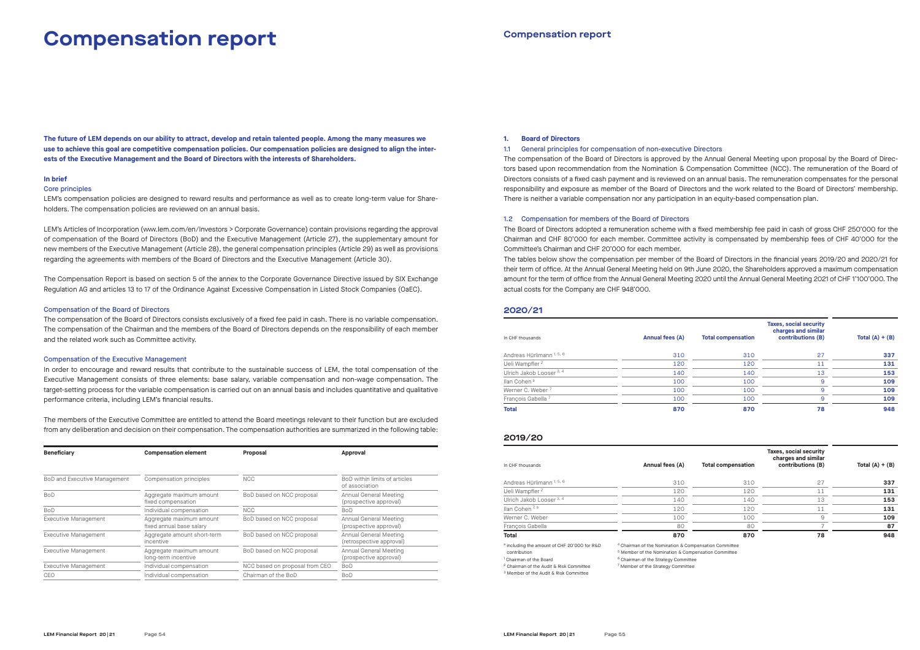# Compensation report

**The future of LEM depends on our ability to attract, develop and retain talented people. Among the many measures we use to achieve this goal are competitive compensation policies. Our compensation policies are designed to align the interests of the Executive Management and the Board of Directors with the interests of Shareholders.**

### In brief

#### Core principles

LEM's compensation policies are designed to reward results and performance as well as to create long-term value for Shareholders. The compensation policies are reviewed on an annual basis.

LEM's Articles of Incorporation (www.lem.com/en/Investors > Corporate Governance) contain provisions regarding the approval of compensation of the Board of Directors (BoD) and the Executive Management (Article 27), the supplementary amount for new members of the Executive Management (Article 28), the general compensation principles (Article 29) as well as provisions regarding the agreements with members of the Board of Directors and the Executive Management (Article 30).

The Compensation Report is based on section 5 of the annex to the Corporate Governance Directive issued by SIX Exchange Regulation AG and articles 13 to 17 of the Ordinance Against Excessive Compensation in Listed Stock Companies (OaEC).

#### Compensation of the Board of Directors

The compensation of the Board of Directors consists exclusively of a fixed fee paid in cash. There is no variable compensation. The compensation of the Chairman and the members of the Board of Directors depends on the responsibility of each member and the related work such as Committee activity.

#### Compensation of the Executive Management

In order to encourage and reward results that contribute to the sustainable success of LEM, the total compensation of the Executive Management consists of three elements: base salary, variable compensation and non-wage compensation. The target-setting process for the variable compensation is carried out on an annual basis and includes quantitative and qualitative performance criteria, including LEM's financial results.

The members of the Executive Committee are entitled to attend the Board meetings relevant to their function but are excluded from any deliberation and decision on their compensation. The compensation authorities are summarized in the following table:

| Beneficiary | Compensation element | Proposal | Approval |
|---|---|---|---|
| BoD and Executive Management | Compensation principles | NCC | BoD within limits of articles of association |
| BoD | Aggregate maximum amount fixed compensation | BoD based on NCC proposal | Annual General Meeting (prospective approval) |
| BoD | Individual compensation | NCC | BoD |
| Executive Management | Aggregate maximum amount fixed annual base salary | BoD based on NCC proposal | Annual General Meeting (prospective approval) |
| Executive Management | Aggregate amount short-term incentive | BoD based on NCC proposal | Annual General Meeting (retrospective approval) |
| Executive Management | Aggregate maximum amount long-term incentive | BoD based on NCC proposal | Annual General Meeting (prospective approval) |
| Executive Management | Individual compensation | NCC based on proposal from CEO | BoD |
| CEO | Individual compensation | Chairman of the BoD | BoD |

## 1. Board of Directors

### 1.1 General principles for compensation of non-executive Directors

The compensation of the Board of Directors is approved by the Annual General Meeting upon proposal by the Board of Directors based upon recommendation from the Nomination & Compensation Committee (NCC). The remuneration of the Board of Directors consists of a fixed cash payment and is reviewed on an annual basis. The remuneration compensates for the personal responsibility and exposure as member of the Board of Directors and the work related to the Board of Directors' membership. There is neither a variable compensation nor any participation in an equity-based compensation plan.

### 1.2 Compensation for members of the Board of Directors

The Board of Directors adopted a remuneration scheme with a fixed membership fee paid in cash of gross CHF 250'000 for the Chairman and CHF 80'000 for each member. Committee activity is compensated by membership fees of CHF 40'000 for the Committee's Chairman and CHF 20'000 for each member.

The tables below show the compensation per member of the Board of Directors in the financial years 2019/20 and 2020/21 for their term of office. At the Annual General Meeting held on 9th June 2020, the Shareholders approved a maximum compensation amount for the term of office from the Annual General Meeting 2020 until the Annual General Meeting 2021 of CHF 1'100'000. The actual costs for the Company are CHF 948'000.

### 2020/21

| In CHF thousands | Annual fees (A) | Total compensation | Taxes, social security charges and similar contributions (B) | Total (A) + (B) |
|---|---|---|---|---|
| Andreas Hürlimann [1, 5, 6] | 310 | 310 | 27 | **337** |
| Ueli Wampfler [2] | 120 | 120 | 11 | **131** |
| Ulrich Jakob Looser [3, 4] | 140 | 140 | 13 | **153** |
| Ilan Cohen [a] | 100 | 100 | 9 | **109** |
| Werner C. Weber [7] | 100 | 100 | 9 | **109** |
| François Gabella [7] | 100 | 100 | 9 | **109** |
| **Total** | **870** | **870** | **78** | **948** |

### 2019/20

| In CHF thousands | Annual fees (A) | Total compensation | Taxes, social security charges and similar contributions (B) | Total (A) + (B) |
|---|---|---|---|---|
| Andreas Hürlimann [1, 5, 6] | 310 | 310 | 27 | **337** |
| Ueli Wampfler [2] | 120 | 120 | 11 | **131** |
| Ulrich Jakob Looser [3, 4] | 140 | 140 | 13 | **153** |
| Ilan Cohen [7, a] | 120 | 120 | 11 | **131** |
| Werner C. Weber | 100 | 100 | 9 | **109** |
| François Gabella | 80 | 80 | 7 | **87** |
| **Total** | **870** | **870** | **78** | **948** |

[a] including the amount of CHF 20'000 for R&D contribution
[1] Chairman of the Board
[2] Chairman of the Audit & Risk Committee
[3] Member of the Audit & Risk Committee
[4] Chairman of the Nomination & Compensation Committee
[5] Member of the Nomination & Compensation Committee
[6] Chairman of the Strategy Committee
[7] Member of the Strategy Committee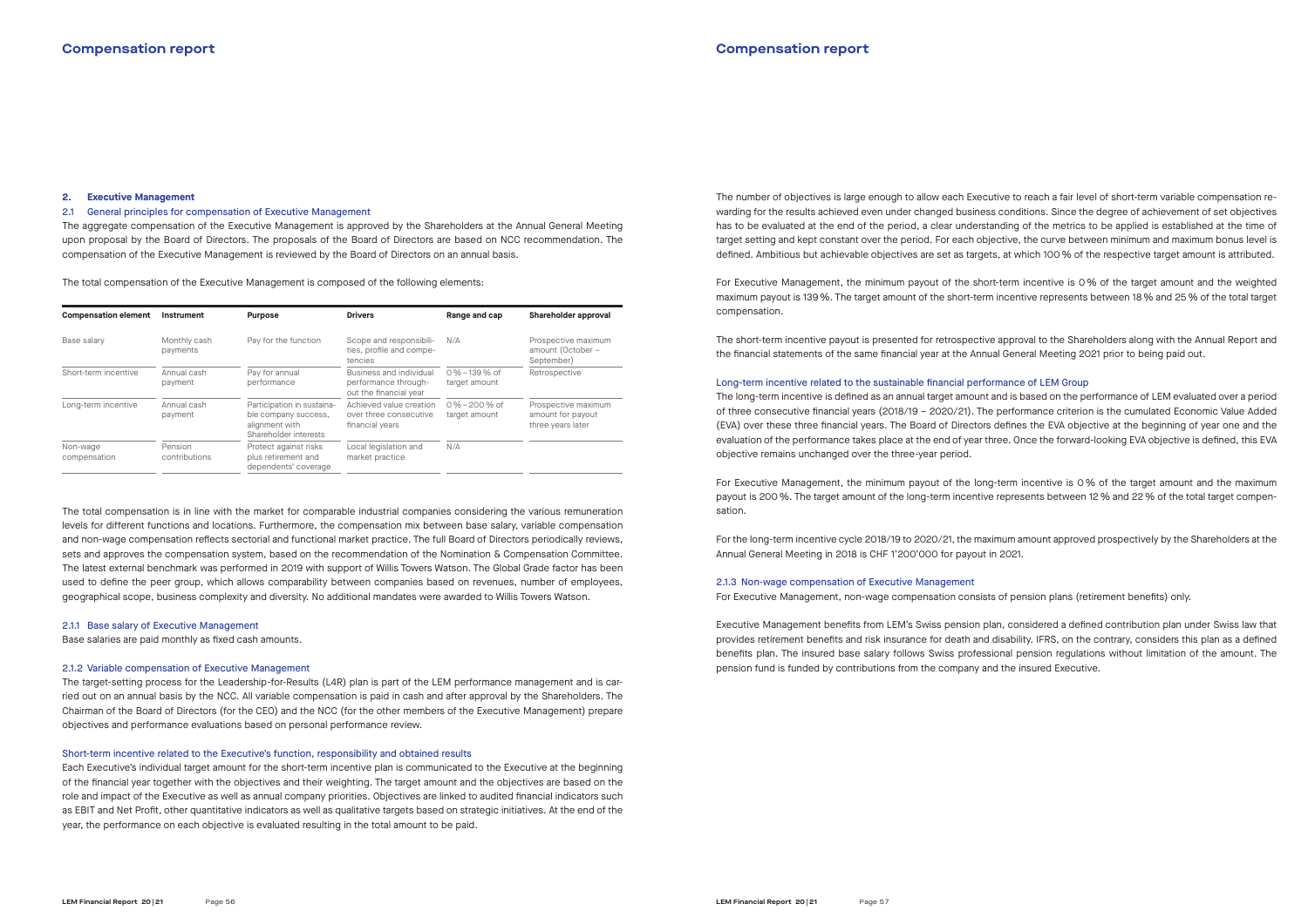## 2. Executive Management

### 2.1 General principles for compensation of Executive Management

The aggregate compensation of the Executive Management is approved by the Shareholders at the Annual General Meeting upon proposal by the Board of Directors. The proposals of the Board of Directors are based on NCC recommendation. The compensation of the Executive Management is reviewed by the Board of Directors on an annual basis.

The total compensation of the Executive Management is composed of the following elements:

| Compensation element | Instrument | Purpose | Drivers | Range and cap | Shareholder approval |
|---|---|---|---|---|---|
| Base salary | Monthly cash payments | Pay for the function | Scope and responsibilities, profile and competencies | N/A | Prospective maximum amount (October – September) |
| Short-term incentive | Annual cash payment | Pay for annual performance | Business and individual performance throughout the financial year | 0% – 139% of target amount | Retrospective |
| Long-term incentive | Annual cash payment | Participation in sustainable company success, alignment with Shareholder interests | Achieved value creation over three consecutive financial years | 0% – 200% of target amount | Prospective maximum amount for payout three years later |
| Non-wage compensation | Pension contributions | Protect against risks plus retirement and dependents' coverage | Local legislation and market practice | N/A | |

The total compensation is in line with the market for comparable industrial companies considering the various remuneration levels for different functions and locations. Furthermore, the compensation mix between base salary, variable compensation and non-wage compensation reflects sectorial and functional market practice. The full Board of Directors periodically reviews, sets and approves the compensation system, based on the recommendation of the Nomination & Compensation Committee. The latest external benchmark was performed in 2019 with support of Willis Towers Watson. The Global Grade factor has been used to define the peer group, which allows comparability between companies based on revenues, number of employees, geographical scope, business complexity and diversity. No additional mandates were awarded to Willis Towers Watson.

#### 2.1.1 Base salary of Executive Management

Base salaries are paid monthly as fixed cash amounts.

#### 2.1.2 Variable compensation of Executive Management

The target-setting process for the Leadership-for-Results (L4R) plan is part of the LEM performance management and is carried out on an annual basis by the NCC. All variable compensation is paid in cash and after approval by the Shareholders. The Chairman of the Board of Directors (for the CEO) and the NCC (for the other members of the Executive Management) prepare objectives and performance evaluations based on personal performance review.

##### Short-term incentive related to the Executive's function, responsibility and obtained results

Each Executive's individual target amount for the short-term incentive plan is communicated to the Executive at the beginning of the financial year together with the objectives and their weighting. The target amount and the objectives are based on the role and impact of the Executive as well as annual company priorities. Objectives are linked to audited financial indicators such as EBIT and Net Profit, other quantitative indicators as well as qualitative targets based on strategic initiatives. At the end of the year, the performance on each objective is evaluated resulting in the total amount to be paid.

The number of objectives is large enough to allow each Executive to reach a fair level of short-term variable compensation rewarding for the results achieved even under changed business conditions. Since the degree of achievement of set objectives has to be evaluated at the end of the period, a clear understanding of the metrics to be applied is established at the time of target setting and kept constant over the period. For each objective, the curve between minimum and maximum bonus level is defined. Ambitious but achievable objectives are set as targets, at which 100% of the respective target amount is attributed.

For Executive Management, the minimum payout of the short-term incentive is 0% of the target amount and the weighted maximum payout is 139%. The target amount of the short-term incentive represents between 18% and 25% of the total target compensation.

The short-term incentive payout is presented for retrospective approval to the Shareholders along with the Annual Report and the financial statements of the same financial year at the Annual General Meeting 2021 prior to being paid out.

##### Long-term incentive related to the sustainable financial performance of LEM Group

The long-term incentive is defined as an annual target amount and is based on the performance of LEM evaluated over a period of three consecutive financial years (2018/19 – 2020/21). The performance criterion is the cumulated Economic Value Added (EVA) over these three financial years. The Board of Directors defines the EVA objective at the beginning of year one and the evaluation of the performance takes place at the end of year three. Once the forward-looking EVA objective is defined, this EVA objective remains unchanged over the three-year period.

For Executive Management, the minimum payout of the long-term incentive is 0% of the target amount and the maximum payout is 200%. The target amount of the long-term incentive represents between 12% and 22% of the total target compensation.

For the long-term incentive cycle 2018/19 to 2020/21, the maximum amount approved prospectively by the Shareholders at the Annual General Meeting in 2018 is CHF 1'200'000 for payout in 2021.

#### 2.1.3 Non-wage compensation of Executive Management

For Executive Management, non-wage compensation consists of pension plans (retirement benefits) only.

Executive Management benefits from LEM's Swiss pension plan, considered a defined contribution plan under Swiss law that provides retirement benefits and risk insurance for death and disability. IFRS, on the contrary, considers this plan as a defined benefits plan. The insured base salary follows Swiss professional pension regulations without limitation of the amount. The pension fund is funded by contributions from the company and the insured Executive.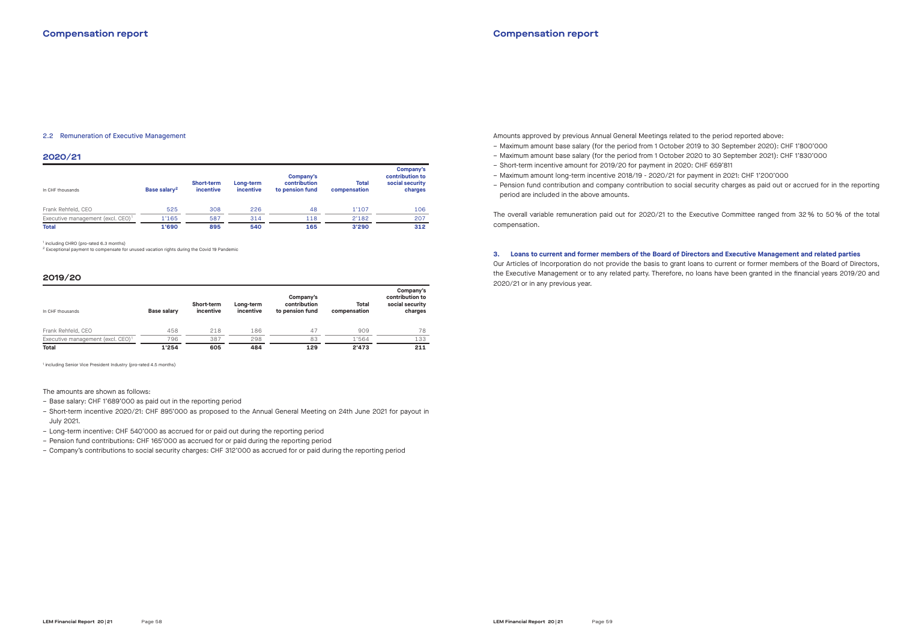## 2.2 Remuneration of Executive Management

### 2020/21

| In CHF thousands | Base salary[2] | Short-term incentive | Long-term incentive | Company's contribution to pension fund | Total compensation | Company's contribution to social security charges |
|---|---|---|---|---|---|---|
| Frank Rehfeld, CEO | 525 | 308 | 226 | 48 | 1'107 | 106 |
| Executive management (excl. CEO)[1] | 1'165 | 587 | 314 | 118 | 2'182 | 207 |
| **Total** | **1'690** | **895** | **540** | **165** | **3'290** | **312** |

[1] including CHRO (pro-rated 6.3 months)
[2] Exceptional payment to compensate for unused vacation rights during the Covid 19 Pandemic

### 2019/20

| In CHF thousands | Base salary | Short-term incentive | Long-term incentive | Company's contribution to pension fund | Total compensation | Company's contribution to social security charges |
|---|---|---|---|---|---|---|
| Frank Rehfeld, CEO | 458 | 218 | 186 | 47 | 909 | 78 |
| Executive management (excl. CEO)[1] | 796 | 387 | 298 | 83 | 1'564 | 133 |
| **Total** | **1'254** | **605** | **484** | **129** | **2'473** | **211** |

[1] including Senior Vice President Industry (pro-rated 4.5 months)

The amounts are shown as follows:

- Base salary: CHF 1'689'000 as paid out in the reporting period
- Short-term incentive 2020/21: CHF 895'000 as proposed to the Annual General Meeting on 24th June 2021 for payout in July 2021.
- Long-term incentive: CHF 540'000 as accrued for or paid out during the reporting period
- Pension fund contributions: CHF 165'000 as accrued for or paid during the reporting period
- Company's contributions to social security charges: CHF 312'000 as accrued for or paid during the reporting period

Amounts approved by previous Annual General Meetings related to the period reported above:

- Maximum amount base salary (for the period from 1 October 2019 to 30 September 2020): CHF 1'800'000
- Maximum amount base salary (for the period from 1 October 2020 to 30 September 2021): CHF 1'830'000
- Short-term incentive amount for 2019/20 for payment in 2020: CHF 659'811
- Maximum amount long-term incentive 2018/19 - 2020/21 for payment in 2021: CHF 1'200'000
- Pension fund contribution and company contribution to social security charges as paid out or accrued for in the reporting period are included in the above amounts.

The overall variable remuneration paid out for 2020/21 to the Executive Committee ranged from 32 % to 50 % of the total compensation.

## 3. Loans to current and former members of the Board of Directors and Executive Management and related parties

Our Articles of Incorporation do not provide the basis to grant loans to current or former members of the Board of Directors, the Executive Management or to any related party. Therefore, no loans have been granted in the financial years 2019/20 and 2020/21 or in any previous year.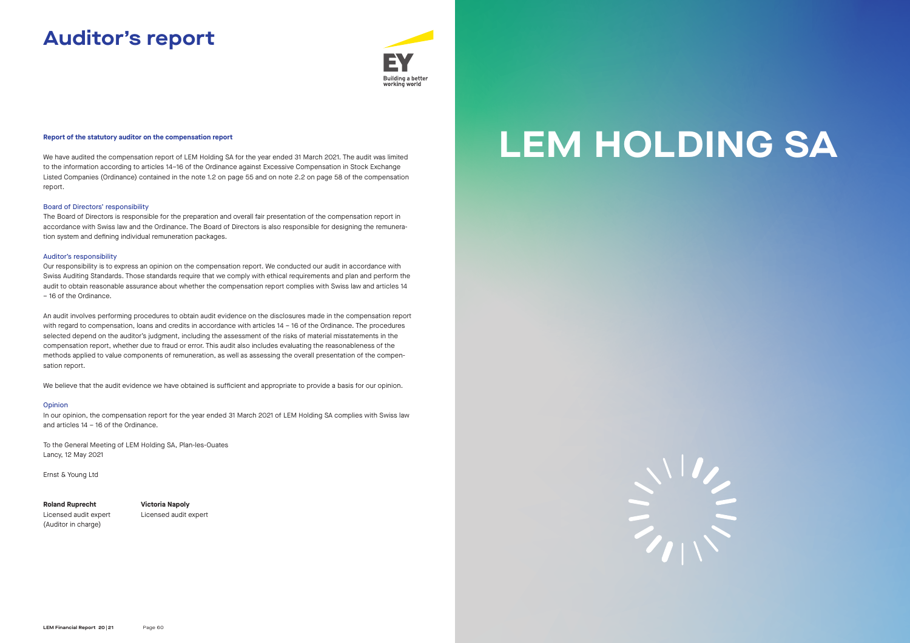# Auditor's report

EY
Building a better working world

**Report of the statutory auditor on the compensation report**

We have audited the compensation report of LEM Holding SA for the year ended 31 March 2021. The audit was limited to the information according to articles 14–16 of the Ordinance against Excessive Compensation in Stock Exchange Listed Companies (Ordinance) contained in the note 1.2 on page 55 and on note 2.2 on page 58 of the compensation report.

### Board of Directors' responsibility

The Board of Directors is responsible for the preparation and overall fair presentation of the compensation report in accordance with Swiss law and the Ordinance. The Board of Directors is also responsible for designing the remuneration system and defining individual remuneration packages.

### Auditor's responsibility

Our responsibility is to express an opinion on the compensation report. We conducted our audit in accordance with Swiss Auditing Standards. Those standards require that we comply with ethical requirements and plan and perform the audit to obtain reasonable assurance about whether the compensation report complies with Swiss law and articles 14 – 16 of the Ordinance.

An audit involves performing procedures to obtain audit evidence on the disclosures made in the compensation report with regard to compensation, loans and credits in accordance with articles 14 – 16 of the Ordinance. The procedures selected depend on the auditor's judgment, including the assessment of the risks of material misstatements in the compensation report, whether due to fraud or error. This audit also includes evaluating the reasonableness of the methods applied to value components of remuneration, as well as assessing the overall presentation of the compensation report.

We believe that the audit evidence we have obtained is sufficient and appropriate to provide a basis for our opinion.

### Opinion

In our opinion, the compensation report for the year ended 31 March 2021 of LEM Holding SA complies with Swiss law and articles 14 – 16 of the Ordinance.

To the General Meeting of LEM Holding SA, Plan-les-Ouates
Lancy, 12 May 2021

Ernst & Young Ltd

**Roland Ruprecht**
Licensed audit expert
(Auditor in charge)

**Victoria Napoly**
Licensed audit expert

# LEM HOLDING SA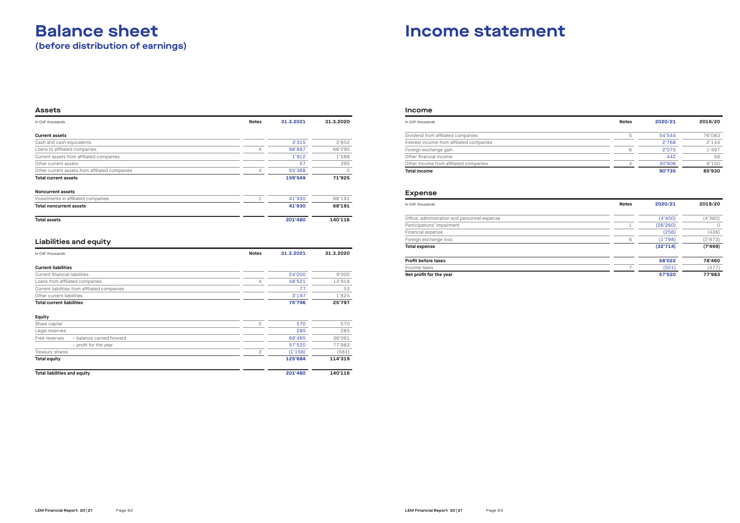# Balance sheet

## (before distribution of earnings)

### Assets

| In CHF thousands | Notes | 31.3.2021 | 31.3.2020 |
|---|---|---|---|
| **Current assets** | | | |
| Cash and cash equivalents | | 3'315 | 3'652 |
| Loans to affiliated companies | 4 | 98'897 | 66'290 |
| Current assets from affiliated companies | | 1'912 | 1'588 |
| Other current assets | | 57 | 395 |
| Other current assets from affiliated companies | 4 | 55'368 | 0 |
| **Total current assets** | | **159'549** | **71'925** |
| **Noncurrent assets** | | | |
| Investments in affiliated companies | 1 | 41'930 | 68'191 |
| **Total noncurrent assets** | | **41'930** | **68'191** |
| **Total assets** | | **201'480** | **140'116** |

### Liabilities and equity

| In CHF thousands | Notes | 31.3.2021 | 31.3.2020 |
|---|---|---|---|
| **Current liabilities** | | | |
| Current financial liabilities | | 24'000 | 9'000 |
| Loans from affiliated companies | 4 | 48'521 | 14'918 |
| Current liabilities from affiliated companies | | 77 | 53 |
| Other current liabilities | | 3'197 | 1'825 |
| **Total current liabilities** | | **75'796** | **25'797** |
| **Equity** | | | |
| Share capital | 2 | 570 | 570 |
| Legal reserves | | 285 | 285 |
| Free reserves – balance carried forward | | 68'465 | 36'061 |
| – profit for the year | | 57'520 | 77'983 |
| Treasury shares | 3 | (1'156) | (581) |
| **Total equity** | | **125'684** | **114'319** |
| **Total liabilities and equity** | | **201'480** | **140'116** |

# Income statement

### Income

| In CHF thousands | Notes | 2020/21 | 2019/20 |
|---|---|---|---|
| Dividend from affiliated companies | 5 | 54'544 | 76'083 |
| Interest income from affiliated companies | | 2'768 | 2'144 |
| Foreign exchange gain | 6 | 2'075 | 1'497 |
| Other financial income | | 442 | 56 |
| Other income from affiliated companies | 4 | 30'906 | 6'150 |
| **Total income** | | **90'735** | **85'930** |

### Expense

| In CHF thousands | Notes | 2020/21 | 2019/20 |
|---|---|---|---|
| Office, administration and personnel expense | | (4'400) | (4'360) |
| Participations' impairment | 1 | (26'260) | 0 |
| Financial expense | | (256) | (436) |
| Foreign exchange loss | 6 | (1'798) | (2'673) |
| **Total expense** | | **(32'714)** | **(7'469)** |
| **Profit before taxes** | | **58'022** | **78'460** |
| Income taxes | 7 | (501) | (477) |
| **Net profit for the year** | | **57'520** | **77'983** |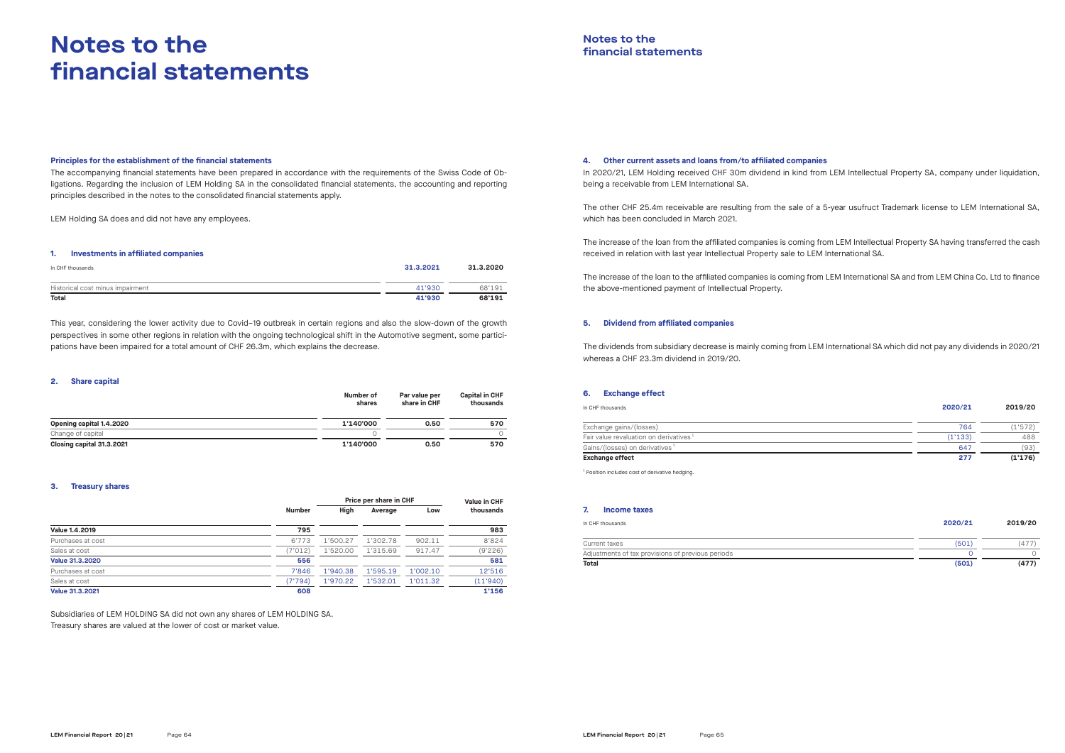# Notes to the financial statements

### Principles for the establishment of the financial statements

The accompanying financial statements have been prepared in accordance with the requirements of the Swiss Code of Obligations. Regarding the inclusion of LEM Holding SA in the consolidated financial statements, the accounting and reporting principles described in the notes to the consolidated financial statements apply.

LEM Holding SA does and did not have any employees.

### 1. Investments in affiliated companies

| In CHF thousands | 31.3.2021 | 31.3.2020 |
|---|---|---|
| Historical cost minus impairment | 41'930 | 68'191 |
| **Total** | **41'930** | **68'191** |

This year, considering the lower activity due to Covid–19 outbreak in certain regions and also the slow-down of the growth perspectives in some other regions in relation with the ongoing technological shift in the Automotive segment, some participations have been impaired for a total amount of CHF 26.3m, which explains the decrease.

### 2. Share capital

| | Number of shares | Par value per share in CHF | Capital in CHF thousands |
|---|---|---|---|
| **Opening capital 1.4.2020** | **1'140'000** | **0.50** | **570** |
| Change of capital | 0 | | 0 |
| **Closing capital 31.3.2021** | **1'140'000** | **0.50** | **570** |

### 3. Treasury shares

| | Number | Price per share in CHF | | | Value in CHF thousands |
|---|---|---|---|---|---|
| | | High | Average | Low | |
| **Value 1.4.2019** | **795** | | | | **983** |
| Purchases at cost | 6'773 | 1'500.27 | 1'302.78 | 902.11 | 8'824 |
| Sales at cost | (7'012) | 1'520.00 | 1'315.69 | 917.47 | (9'226) |
| **Value 31.3.2020** | **556** | | | | **581** |
| Purchases at cost | 7'846 | 1'940.38 | 1'595.19 | 1'002.10 | 12'516 |
| Sales at cost | (7'794) | 1'970.22 | 1'532.01 | 1'011.32 | (11'940) |
| **Value 31.3.2021** | **608** | | | | **1'156** |

Subsidiaries of LEM HOLDING SA did not own any shares of LEM HOLDING SA.
Treasury shares are valued at the lower of cost or market value.

### 4. Other current assets and loans from/to affiliated companies

In 2020/21, LEM Holding received CHF 30m dividend in kind from LEM Intellectual Property SA, company under liquidation, being a receivable from LEM International SA.

The other CHF 25.4m receivable are resulting from the sale of a 5-year usufruct Trademark license to LEM International SA, which has been concluded in March 2021.

The increase of the loan from the affiliated companies is coming from LEM Intellectual Property SA having transferred the cash received in relation with last year Intellectual Property sale to LEM International SA.

The increase of the loan to the affiliated companies is coming from LEM International SA and from LEM China Co. Ltd to finance the above-mentioned payment of Intellectual Property.

### 5. Dividend from affiliated companies

The dividends from subsidiary decrease is mainly coming from LEM International SA which did not pay any dividends in 2020/21 whereas a CHF 23.3m dividend in 2019/20.

### 6. Exchange effect

| In CHF thousands | 2020/21 | 2019/20 |
|---|---|---|
| Exchange gains/(losses) | 764 | (1'572) |
| Fair value revaluation on derivatives [1] | (1'133) | 488 |
| Gains/(losses) on derivatives [1] | 647 | (93) |
| **Exchange effect** | **277** | **(1'176)** |

[1] Position includes cost of derivative hedging.

### 7. Income taxes

| In CHF thousands | 2020/21 | 2019/20 |
|---|---|---|
| Current taxes | (501) | (477) |
| Adjustments of tax provisions of previous periods | 0 | 0 |
| **Total** | **(501)** | **(477)** |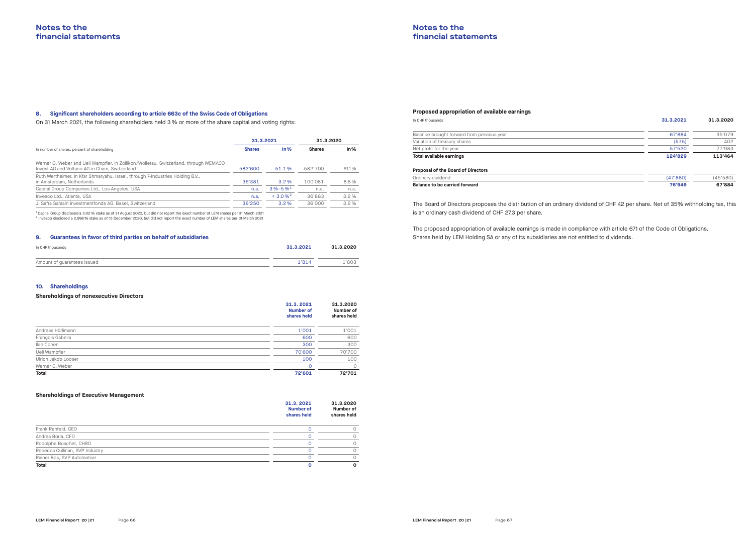## 8. Significant shareholders according to article 663c of the Swiss Code of Obligations

On 31 March 2021, the following shareholders held 3 % or more of the share capital and voting rights:

| In number of shares, percent of shareholding | 31.3.2021 | | 31.3.2020 | |
|---|---|---|---|---|
| | Shares | In% | Shares | In% |
| Werner O. Weber and Ueli Wampfler, in Zollikon/Wollerau, Switzerland, through WEMACO Invest AG and Voltano AG in Cham, Switzerland | 582'600 | 51.1 % | 582'700 | 51.1 % |
| Ruth Wertheimer, in Kfar Shmaryahu, Israel, through 7-Industries Holding B.V., in Amsterdam, Netherlands | 36'381 | 3.2 % | 100'081 | 8.8 % |
| Capital Group Companies Ltd., Los Angeles, USA | n.a. | 3 %–5 %[1] | n.a. | n.a. |
| Invesco Ltd., Atlanta, USA | n.a. | < 3.0 %[2] | 36'883 | 3.2 % |
| J. Safra Sarasin Investmentfonds AG, Basel, Switzerland | 36'250 | 3.2 % | 36'000 | 3.2 % |

[1] Capital Group disclosed a 3.02 % stake as of 31 August 2020, but did not report the exact number of LEM shares per 31 March 2021
[2] Invesco disclosed a 2.998 % stake as of 15 December 2020, but did not report the exact number of LEM shares per 31 March 2021

## 9. Guarantees in favor of third parties on behalf of subsidiaries

| In CHF thousands | 31.3.2021 | 31.3.2020 |
|---|---|---|
| Amount of guarantees issued | 1'814 | 1'803 |

## 10. Shareholdings

### Shareholdings of nonexecutive Directors

| | 31.3. 2021 Number of shares held | 31.3.2020 Number of shares held |
|---|---|---|
| Andreas Hürlimann | 1'001 | 1'001 |
| François Gabella | 600 | 600 |
| Ilan Cohen | 300 | 300 |
| Ueli Wampfler | 70'600 | 70'700 |
| Ulrich Jakob Looser | 100 | 100 |
| Werner C. Weber | 0 | 0 |
| **Total** | **72'601** | **72'701** |

### Shareholdings of Executive Management

| | 31.3. 2021 Number of shares held | 31.3.2020 Number of shares held |
|---|---|---|
| Frank Rehfeld, CEO | 0 | 0 |
| Andrea Borla, CFO | 0 | 0 |
| Rodolphe Boschet, CHRO | 0 | 0 |
| Rebecca Cullinan, SVP Industry | 0 | 0 |
| Rainer Bos, SVP Automotive | 0 | 0 |
| **Total** | **0** | **0** |

### Proposed appropriation of available earnings

| In CHF thousands | 31.3.2021 | 31.3.2020 |
|---|---|---|
| Balance brought forward from previous year | 67'884 | 35'079 |
| Variation of treasury shares | (575) | 402 |
| Net profit for the year | 57'520 | 77'983 |
| **Total available earnings** | **124'829** | **113'464** |
| **Proposal of the Board of Directors** | | |
| Ordinary dividend | (47'880) | (45'580) |
| **Balance to be carried forward** | **76'949** | **67'884** |

The Board of Directors proposes the distribution of an ordinary dividend of CHF 42 per share. Net of 35% withholding tax, this is an ordinary cash dividend of CHF 27.3 per share.

The proposed appropriation of available earnings is made in compliance with article 671 of the Code of Obligations. Shares held by LEM Holding SA or any of its subsidiaries are not entitled to dividends.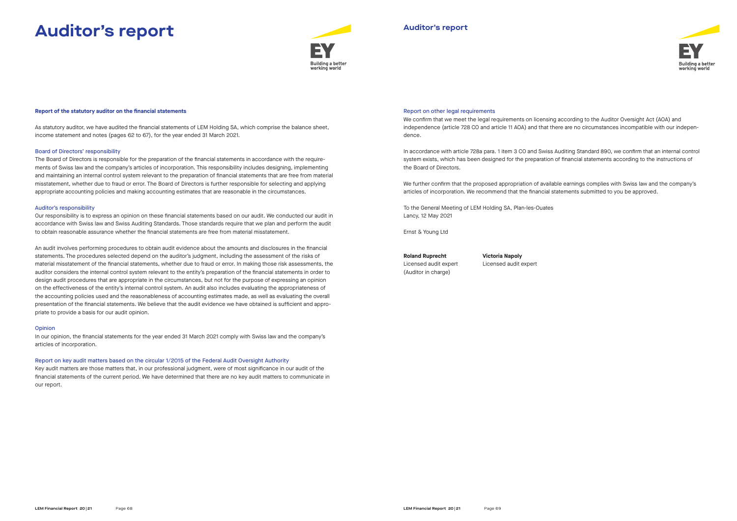# Auditor's report

**Report of the statutory auditor on the financial statements**

As statutory auditor, we have audited the financial statements of LEM Holding SA, which comprise the balance sheet, income statement and notes (pages 62 to 67), for the year ended 31 March 2021.

### Board of Directors' responsibility

The Board of Directors is responsible for the preparation of the financial statements in accordance with the requirements of Swiss law and the company's articles of incorporation. This responsibility includes designing, implementing and maintaining an internal control system relevant to the preparation of financial statements that are free from material misstatement, whether due to fraud or error. The Board of Directors is further responsible for selecting and applying appropriate accounting policies and making accounting estimates that are reasonable in the circumstances.

### Auditor's responsibility

Our responsibility is to express an opinion on these financial statements based on our audit. We conducted our audit in accordance with Swiss law and Swiss Auditing Standards. Those standards require that we plan and perform the audit to obtain reasonable assurance whether the financial statements are free from material misstatement.

An audit involves performing procedures to obtain audit evidence about the amounts and disclosures in the financial statements. The procedures selected depend on the auditor's judgment, including the assessment of the risks of material misstatement of the financial statements, whether due to fraud or error. In making those risk assessments, the auditor considers the internal control system relevant to the entity's preparation of the financial statements in order to design audit procedures that are appropriate in the circumstances, but not for the purpose of expressing an opinion on the effectiveness of the entity's internal control system. An audit also includes evaluating the appropriateness of the accounting policies used and the reasonableness of accounting estimates made, as well as evaluating the overall presentation of the financial statements. We believe that the audit evidence we have obtained is sufficient and appropriate to provide a basis for our audit opinion.

### Opinion

In our opinion, the financial statements for the year ended 31 March 2021 comply with Swiss law and the company's articles of incorporation.

### Report on key audit matters based on the circular 1/2015 of the Federal Audit Oversight Authority

Key audit matters are those matters that, in our professional judgment, were of most significance in our audit of the financial statements of the current period. We have determined that there are no key audit matters to communicate in our report.

### Report on other legal requirements

We confirm that we meet the legal requirements on licensing according to the Auditor Oversight Act (AOA) and independence (article 728 CO and article 11 AOA) and that there are no circumstances incompatible with our independence.

In accordance with article 728a para. 1 item 3 CO and Swiss Auditing Standard 890, we confirm that an internal control system exists, which has been designed for the preparation of financial statements according to the instructions of the Board of Directors.

We further confirm that the proposed appropriation of available earnings complies with Swiss law and the company's articles of incorporation. We recommend that the financial statements submitted to you be approved.

To the General Meeting of LEM Holding SA, Plan-les-Ouates
Lancy, 12 May 2021

Ernst & Young Ltd

**Roland Ruprecht**
Licensed audit expert
(Auditor in charge)

**Victoria Napoly**
Licensed audit expert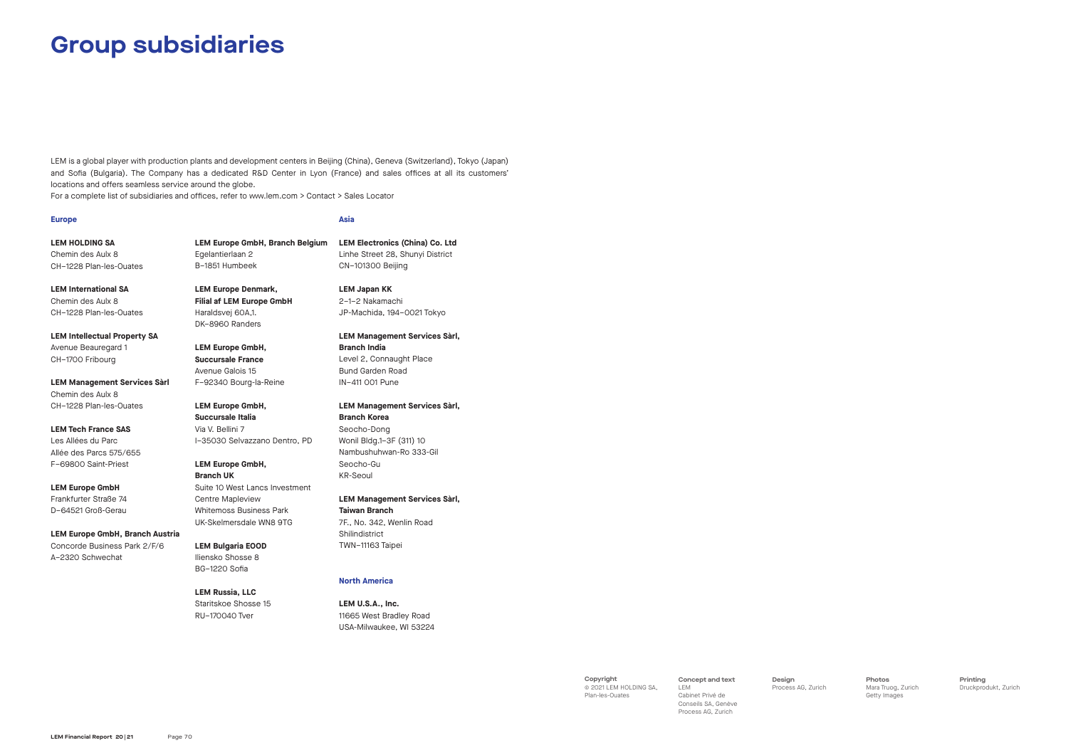# Group subsidiaries

LEM is a global player with production plants and development centers in Beijing (China), Geneva (Switzerland), Tokyo (Japan) and Sofia (Bulgaria). The Company has a dedicated R&D Center in Lyon (France) and sales offices at all its customers' locations and offers seamless service around the globe.
For a complete list of subsidiaries and offices, refer to www.lem.com > Contact > Sales Locator

## Europe

**LEM HOLDING SA**
Chemin des Aulx 8
CH–1228 Plan-les-Ouates

**LEM International SA**
Chemin des Aulx 8
CH–1228 Plan-les-Ouates

**LEM Intellectual Property SA**
Avenue Beauregard 1
CH–1700 Fribourg

**LEM Management Services Sàrl**
Chemin des Aulx 8
CH–1228 Plan-les-Ouates

**LEM Tech France SAS**
Les Allées du Parc
Allée des Parcs 575/655
F–69800 Saint-Priest

**LEM Europe GmbH**
Frankfurter Straße 74
D–64521 Groß-Gerau

**LEM Europe GmbH, Branch Austria**
Concorde Business Park 2/F/6
A–2320 Schwechat

**LEM Europe GmbH, Branch Belgium**
Egelantierlaan 2
B–1851 Humbeek

**LEM Europe Denmark, Filial af LEM Europe GmbH**
Haraldsvej 60A,1.
DK–8960 Randers

**LEM Europe GmbH, Succursale France**
Avenue Galois 15
F–92340 Bourg-la-Reine

**LEM Europe GmbH, Succursale Italia**
Via V. Bellini 7
I–35030 Selvazzano Dentro, PD

**LEM Europe GmbH, Branch UK**
Suite 10 West Lancs Investment
Centre Mapleview
Whitemoss Business Park
UK-Skelmersdale WN8 9TG

**LEM Bulgaria EOOD**
Iliensko Shosse 8
BG–1220 Sofia

**LEM Russia, LLC**
Staritskoe Shosse 15
RU–170040 Tver

## Asia

**LEM Electronics (China) Co. Ltd**
Linhe Street 28, Shunyi District
CN–101300 Beijing

**LEM Japan KK**
2–1–2 Nakamachi
JP-Machida, 194–0021 Tokyo

**LEM Management Services Sàrl, Branch India**
Level 2, Connaught Place
Bund Garden Road
IN–411 001 Pune

**LEM Management Services Sàrl, Branch Korea**
Seocho-Dong
Wonil Bldg.1–3F (311) 10
Nambushuhwan-Ro 333-Gil
Seocho-Gu
KR-Seoul

**LEM Management Services Sàrl, Taiwan Branch**
7F., No. 342, Wenlin Road
Shilindistrict
TWN–11163 Taipei

## North America

**LEM U.S.A., Inc.**
11665 West Bradley Road
USA-Milwaukee, WI 53224

**Copyright**
© 2021 LEM HOLDING SA, Plan-les-Ouates

**Concept and text**
LEM
Cabinet Privé de Conseils SA, Genève
Process AG, Zurich

**Design**
Process AG, Zurich

**Photos**
Mara Truog, Zurich
Getty Images

**Printing**
Druckprodukt, Zurich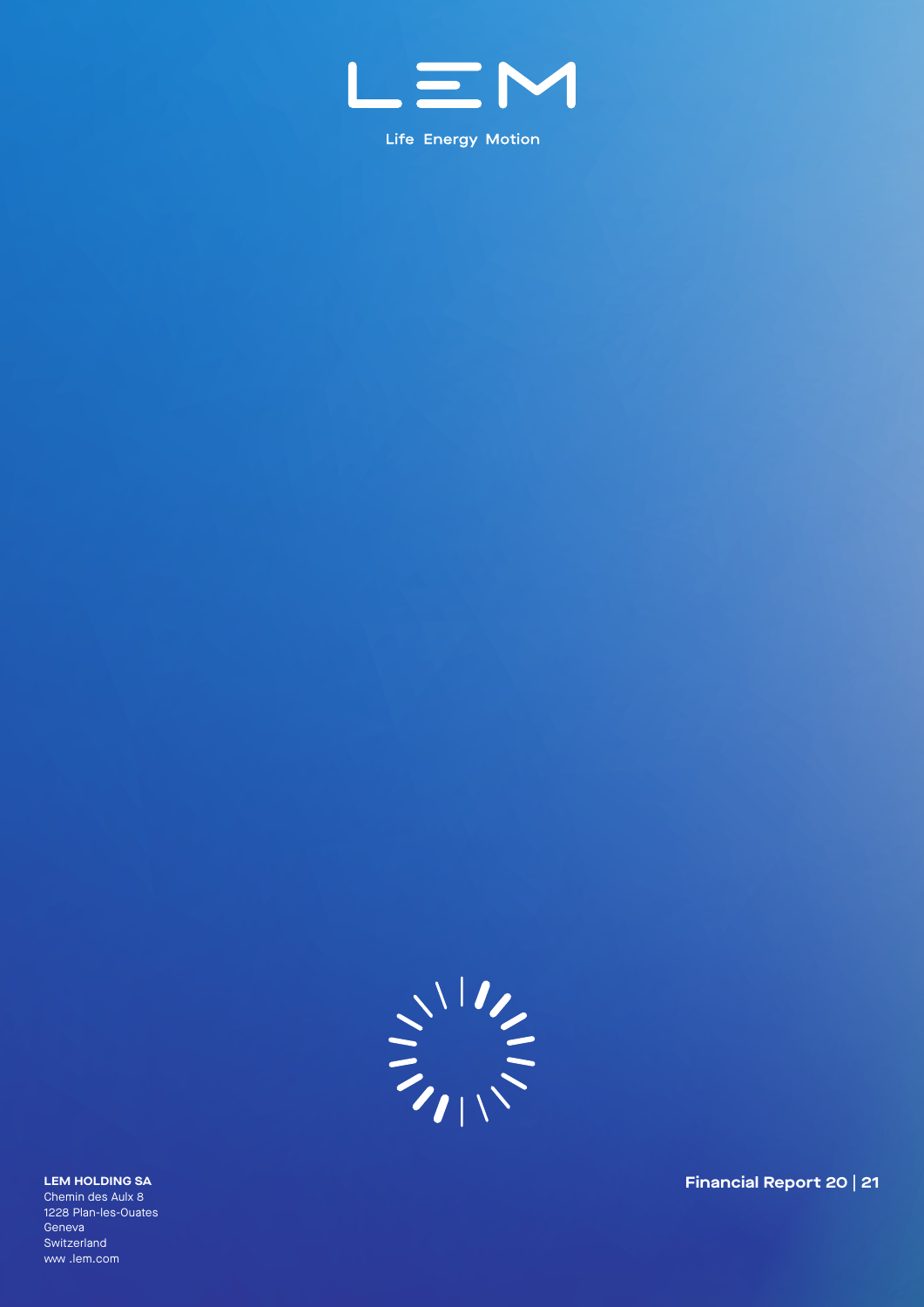LEM

Life Energy Motion

**LEM HOLDING SA**
Chemin des Aulx 8
1228 Plan-les-Ouates
Geneva
Switzerland
www .lem.com

**Financial Report 20 | 21**